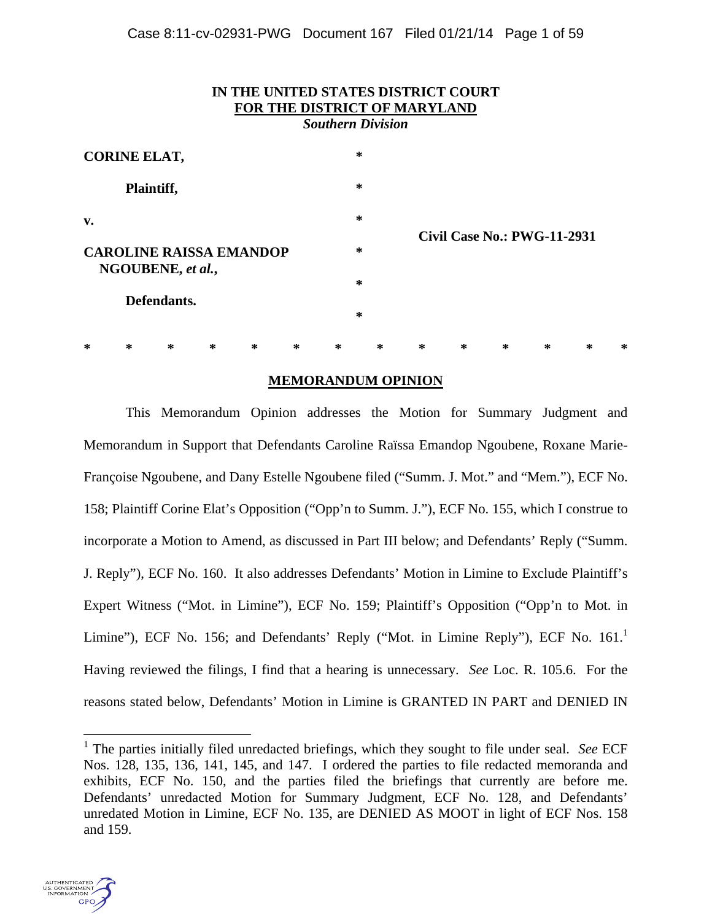**IN THE UNITED STATES DISTRICT COURT**
**FOR THE DISTRICT OF MARYLAND**
*Southern Division*

| | | |
|---|---|---|
| **CORINE ELAT,** | * | |
| **Plaintiff,** | * | |
| **v.** | * | **Civil Case No.: PWG-11-2931** |
| **CAROLINE RAISSA EMANDOP NGOUBENE, *et al.*,** | * | |
| | * | |
| **Defendants.** | * | |

\* \* \* \* \* \* \* \* \* \* \* \* \* \*

## MEMORANDUM OPINION

This Memorandum Opinion addresses the Motion for Summary Judgment and Memorandum in Support that Defendants Caroline Raïssa Emandop Ngoubene, Roxane Marie-Françoise Ngoubene, and Dany Estelle Ngoubene filed ("Summ. J. Mot." and "Mem."), ECF No. 158; Plaintiff Corine Elat's Opposition ("Opp'n to Summ. J."), ECF No. 155, which I construe to incorporate a Motion to Amend, as discussed in Part III below; and Defendants' Reply ("Summ. J. Reply"), ECF No. 160. It also addresses Defendants' Motion in Limine to Exclude Plaintiff's Expert Witness ("Mot. in Limine"), ECF No. 159; Plaintiff's Opposition ("Opp'n to Mot. in Limine"), ECF No. 156; and Defendants' Reply ("Mot. in Limine Reply"), ECF No. 161.[1] Having reviewed the filings, I find that a hearing is unnecessary. *See* Loc. R. 105.6. For the reasons stated below, Defendants' Motion in Limine is GRANTED IN PART and DENIED IN

---

[1] The parties initially filed unredacted briefings, which they sought to file under seal. *See* ECF Nos. 128, 135, 136, 141, 145, and 147. I ordered the parties to file redacted memoranda and exhibits, ECF No. 150, and the parties filed the briefings that currently are before me. Defendants' unredacted Motion for Summary Judgment, ECF No. 128, and Defendants' unredated Motion in Limine, ECF No. 135, are DENIED AS MOOT in light of ECF Nos. 158 and 159.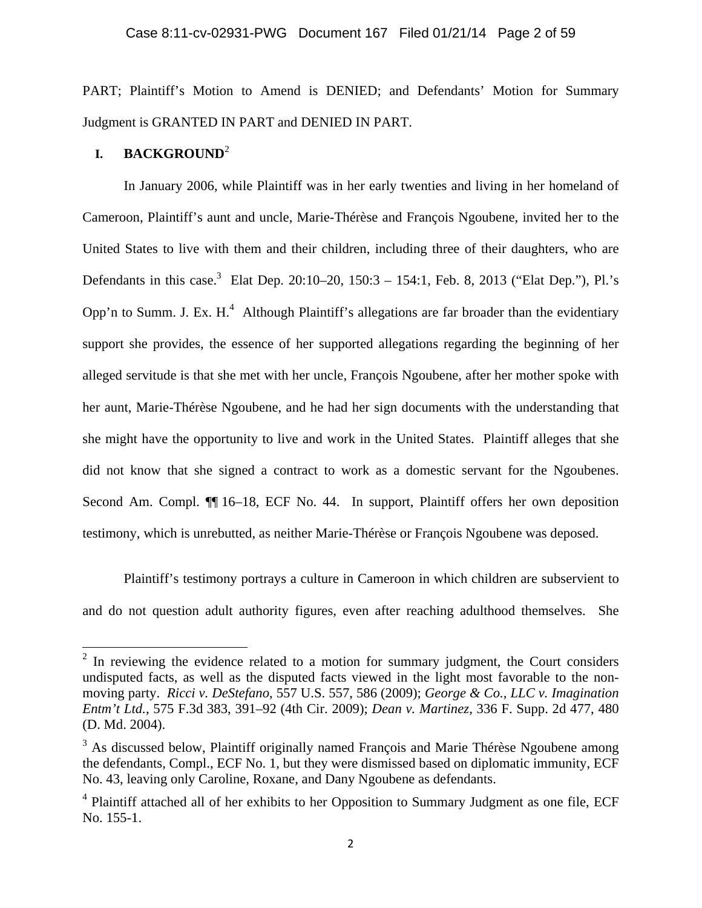PART; Plaintiff's Motion to Amend is DENIED; and Defendants' Motion for Summary Judgment is GRANTED IN PART and DENIED IN PART.

## I. BACKGROUND[2]

In January 2006, while Plaintiff was in her early twenties and living in her homeland of Cameroon, Plaintiff's aunt and uncle, Marie-Thérèse and François Ngoubene, invited her to the United States to live with them and their children, including three of their daughters, who are Defendants in this case.[3] Elat Dep. 20:10–20, 150:3 – 154:1, Feb. 8, 2013 ("Elat Dep."), Pl.'s Opp'n to Summ. J. Ex. H.[4] Although Plaintiff's allegations are far broader than the evidentiary support she provides, the essence of her supported allegations regarding the beginning of her alleged servitude is that she met with her uncle, François Ngoubene, after her mother spoke with her aunt, Marie-Thérèse Ngoubene, and he had her sign documents with the understanding that she might have the opportunity to live and work in the United States. Plaintiff alleges that she did not know that she signed a contract to work as a domestic servant for the Ngoubenes. Second Am. Compl. ¶¶ 16–18, ECF No. 44. In support, Plaintiff offers her own deposition testimony, which is unrebutted, as neither Marie-Thérèse or François Ngoubene was deposed.

Plaintiff's testimony portrays a culture in Cameroon in which children are subservient to and do not question adult authority figures, even after reaching adulthood themselves. She

---

[2] In reviewing the evidence related to a motion for summary judgment, the Court considers undisputed facts, as well as the disputed facts viewed in the light most favorable to the non-moving party. *Ricci v. DeStefano*, 557 U.S. 557, 586 (2009); *George & Co., LLC v. Imagination Entm't Ltd.*, 575 F.3d 383, 391–92 (4th Cir. 2009); *Dean v. Martinez*, 336 F. Supp. 2d 477, 480 (D. Md. 2004).

[3] As discussed below, Plaintiff originally named François and Marie Thérèse Ngoubene among the defendants, Compl., ECF No. 1, but they were dismissed based on diplomatic immunity, ECF No. 43, leaving only Caroline, Roxane, and Dany Ngoubene as defendants.

[4] Plaintiff attached all of her exhibits to her Opposition to Summary Judgment as one file, ECF No. 155-1.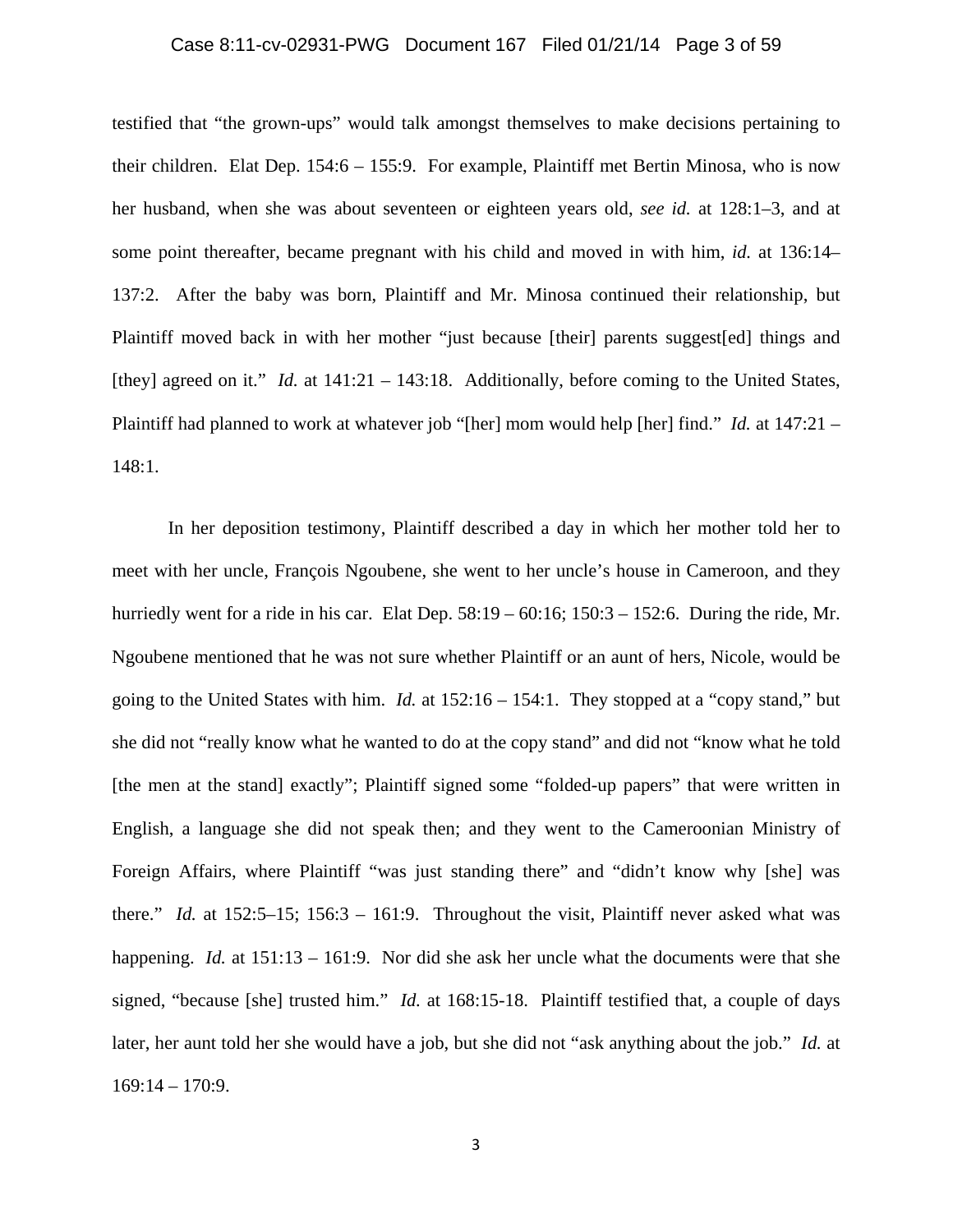testified that "the grown-ups" would talk amongst themselves to make decisions pertaining to their children. Elat Dep. 154:6 – 155:9. For example, Plaintiff met Bertin Minosa, who is now her husband, when she was about seventeen or eighteen years old, *see id.* at 128:1–3, and at some point thereafter, became pregnant with his child and moved in with him, *id.* at 136:14–137:2. After the baby was born, Plaintiff and Mr. Minosa continued their relationship, but Plaintiff moved back in with her mother "just because [their] parents suggest[ed] things and [they] agreed on it." *Id.* at 141:21 – 143:18. Additionally, before coming to the United States, Plaintiff had planned to work at whatever job "[her] mom would help [her] find." *Id.* at 147:21 – 148:1.

In her deposition testimony, Plaintiff described a day in which her mother told her to meet with her uncle, François Ngoubene, she went to her uncle's house in Cameroon, and they hurriedly went for a ride in his car. Elat Dep. 58:19 – 60:16; 150:3 – 152:6. During the ride, Mr. Ngoubene mentioned that he was not sure whether Plaintiff or an aunt of hers, Nicole, would be going to the United States with him. *Id.* at 152:16 – 154:1. They stopped at a "copy stand," but she did not "really know what he wanted to do at the copy stand" and did not "know what he told [the men at the stand] exactly"; Plaintiff signed some "folded-up papers" that were written in English, a language she did not speak then; and they went to the Cameroonian Ministry of Foreign Affairs, where Plaintiff "was just standing there" and "didn't know why [she] was there." *Id.* at 152:5–15; 156:3 – 161:9. Throughout the visit, Plaintiff never asked what was happening. *Id.* at 151:13 – 161:9. Nor did she ask her uncle what the documents were that she signed, "because [she] trusted him." *Id.* at 168:15-18. Plaintiff testified that, a couple of days later, her aunt told her she would have a job, but she did not "ask anything about the job." *Id.* at 169:14 – 170:9.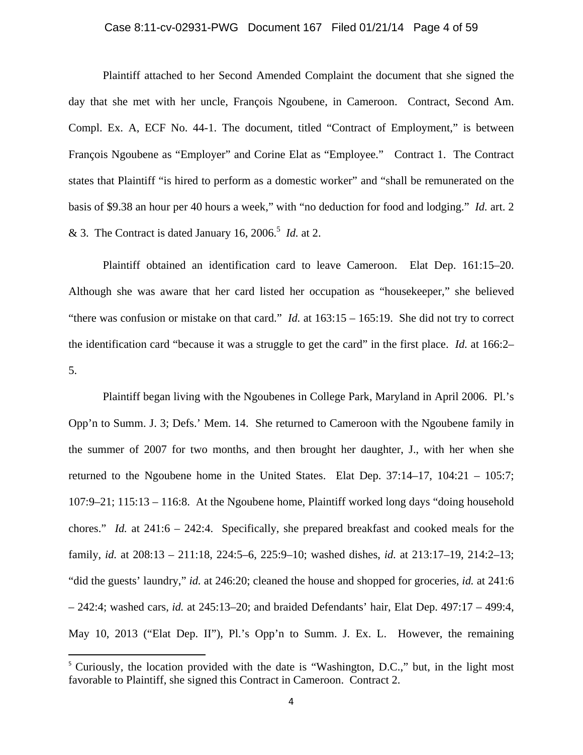Plaintiff attached to her Second Amended Complaint the document that she signed the day that she met with her uncle, François Ngoubene, in Cameroon. Contract, Second Am. Compl. Ex. A, ECF No. 44-1. The document, titled "Contract of Employment," is between François Ngoubene as "Employer" and Corine Elat as "Employee." Contract 1. The Contract states that Plaintiff "is hired to perform as a domestic worker" and "shall be remunerated on the basis of $9.38 an hour per 40 hours a week," with "no deduction for food and lodging." *Id.* art. 2 & 3. The Contract is dated January 16, 2006.[5] *Id.* at 2.

Plaintiff obtained an identification card to leave Cameroon. Elat Dep. 161:15–20. Although she was aware that her card listed her occupation as "housekeeper," she believed "there was confusion or mistake on that card." *Id.* at 163:15 – 165:19. She did not try to correct the identification card "because it was a struggle to get the card" in the first place. *Id.* at 166:2–5.

Plaintiff began living with the Ngoubenes in College Park, Maryland in April 2006. Pl.'s Opp'n to Summ. J. 3; Defs.' Mem. 14. She returned to Cameroon with the Ngoubene family in the summer of 2007 for two months, and then brought her daughter, J., with her when she returned to the Ngoubene home in the United States. Elat Dep. 37:14–17, 104:21 – 105:7; 107:9–21; 115:13 – 116:8. At the Ngoubene home, Plaintiff worked long days "doing household chores." *Id.* at 241:6 – 242:4. Specifically, she prepared breakfast and cooked meals for the family, *id.* at 208:13 – 211:18, 224:5–6, 225:9–10; washed dishes, *id.* at 213:17–19, 214:2–13; "did the guests' laundry," *id.* at 246:20; cleaned the house and shopped for groceries, *id.* at 241:6 – 242:4; washed cars, *id.* at 245:13–20; and braided Defendants' hair, Elat Dep. 497:17 – 499:4, May 10, 2013 ("Elat Dep. II"), Pl.'s Opp'n to Summ. J. Ex. L. However, the remaining

[5] Curiously, the location provided with the date is "Washington, D.C.," but, in the light most favorable to Plaintiff, she signed this Contract in Cameroon. Contract 2.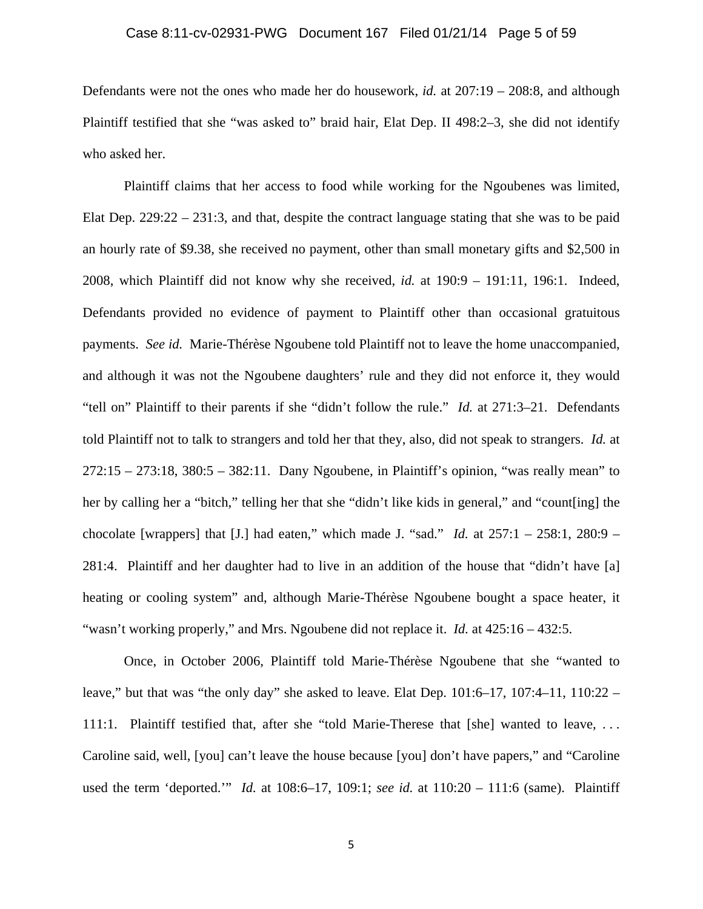Defendants were not the ones who made her do housework, *id.* at 207:19 – 208:8, and although Plaintiff testified that she "was asked to" braid hair, Elat Dep. II 498:2–3, she did not identify who asked her.

Plaintiff claims that her access to food while working for the Ngoubenes was limited, Elat Dep. 229:22 – 231:3, and that, despite the contract language stating that she was to be paid an hourly rate of $9.38, she received no payment, other than small monetary gifts and $2,500 in 2008, which Plaintiff did not know why she received, *id.* at 190:9 – 191:11, 196:1. Indeed, Defendants provided no evidence of payment to Plaintiff other than occasional gratuitous payments. *See id.* Marie-Thérèse Ngoubene told Plaintiff not to leave the home unaccompanied, and although it was not the Ngoubene daughters' rule and they did not enforce it, they would "tell on" Plaintiff to their parents if she "didn't follow the rule." *Id.* at 271:3–21. Defendants told Plaintiff not to talk to strangers and told her that they, also, did not speak to strangers. *Id.* at 272:15 – 273:18, 380:5 – 382:11. Dany Ngoubene, in Plaintiff's opinion, "was really mean" to her by calling her a "bitch," telling her that she "didn't like kids in general," and "count[ing] the chocolate [wrappers] that [J.] had eaten," which made J. "sad." *Id.* at 257:1 – 258:1, 280:9 – 281:4. Plaintiff and her daughter had to live in an addition of the house that "didn't have [a] heating or cooling system" and, although Marie-Thérèse Ngoubene bought a space heater, it "wasn't working properly," and Mrs. Ngoubene did not replace it. *Id.* at 425:16 – 432:5.

Once, in October 2006, Plaintiff told Marie-Thérèse Ngoubene that she "wanted to leave," but that was "the only day" she asked to leave. Elat Dep. 101:6–17, 107:4–11, 110:22 – 111:1. Plaintiff testified that, after she "told Marie-Therese that [she] wanted to leave, . . . Caroline said, well, [you] can't leave the house because [you] don't have papers," and "Caroline used the term 'deported.'" *Id.* at 108:6–17, 109:1; *see id.* at 110:20 – 111:6 (same). Plaintiff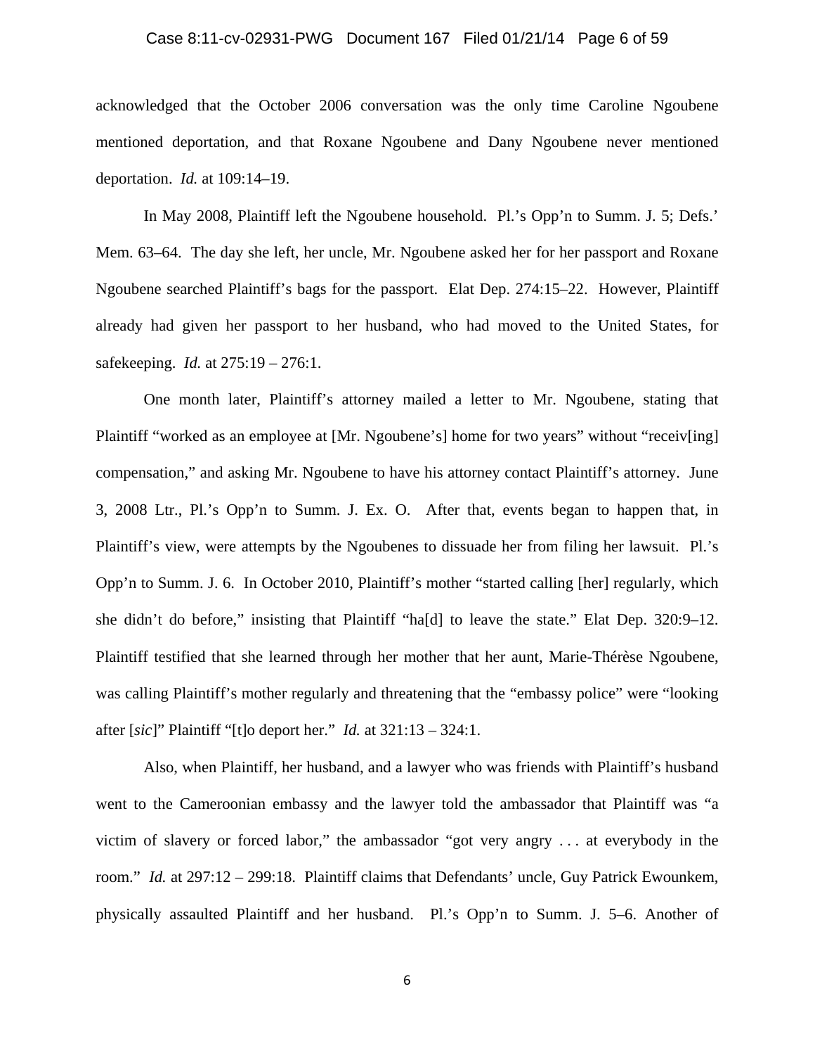acknowledged that the October 2006 conversation was the only time Caroline Ngoubene mentioned deportation, and that Roxane Ngoubene and Dany Ngoubene never mentioned deportation. *Id.* at 109:14–19.

In May 2008, Plaintiff left the Ngoubene household. Pl.'s Opp'n to Summ. J. 5; Defs.' Mem. 63–64. The day she left, her uncle, Mr. Ngoubene asked her for her passport and Roxane Ngoubene searched Plaintiff's bags for the passport. Elat Dep. 274:15–22. However, Plaintiff already had given her passport to her husband, who had moved to the United States, for safekeeping. *Id.* at 275:19 – 276:1.

One month later, Plaintiff's attorney mailed a letter to Mr. Ngoubene, stating that Plaintiff "worked as an employee at [Mr. Ngoubene's] home for two years" without "receiv[ing] compensation," and asking Mr. Ngoubene to have his attorney contact Plaintiff's attorney. June 3, 2008 Ltr., Pl.'s Opp'n to Summ. J. Ex. O. After that, events began to happen that, in Plaintiff's view, were attempts by the Ngoubenes to dissuade her from filing her lawsuit. Pl.'s Opp'n to Summ. J. 6. In October 2010, Plaintiff's mother "started calling [her] regularly, which she didn't do before," insisting that Plaintiff "ha[d] to leave the state." Elat Dep. 320:9–12. Plaintiff testified that she learned through her mother that her aunt, Marie-Thérèse Ngoubene, was calling Plaintiff's mother regularly and threatening that the "embassy police" were "looking after [*sic*]" Plaintiff "[t]o deport her." *Id.* at 321:13 – 324:1.

Also, when Plaintiff, her husband, and a lawyer who was friends with Plaintiff's husband went to the Cameroonian embassy and the lawyer told the ambassador that Plaintiff was "a victim of slavery or forced labor," the ambassador "got very angry . . . at everybody in the room." *Id.* at 297:12 – 299:18. Plaintiff claims that Defendants' uncle, Guy Patrick Ewounkem, physically assaulted Plaintiff and her husband. Pl.'s Opp'n to Summ. J. 5–6. Another of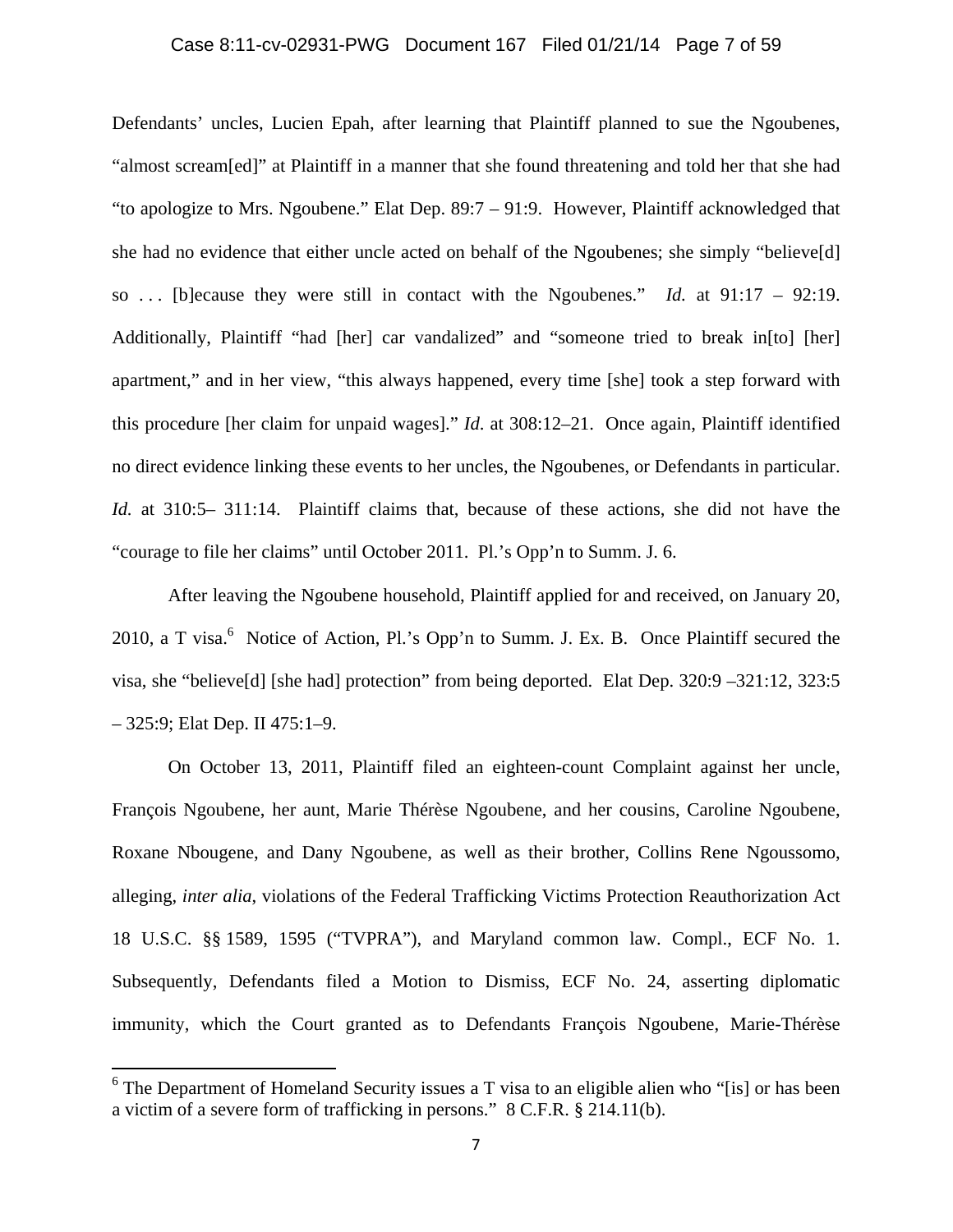Defendants' uncles, Lucien Epah, after learning that Plaintiff planned to sue the Ngoubenes, "almost scream[ed]" at Plaintiff in a manner that she found threatening and told her that she had "to apologize to Mrs. Ngoubene." Elat Dep. 89:7 – 91:9. However, Plaintiff acknowledged that she had no evidence that either uncle acted on behalf of the Ngoubenes; she simply "believe[d] so . . . [b]ecause they were still in contact with the Ngoubenes." *Id.* at 91:17 – 92:19. Additionally, Plaintiff "had [her] car vandalized" and "someone tried to break in[to] [her] apartment," and in her view, "this always happened, every time [she] took a step forward with this procedure [her claim for unpaid wages]." *Id*. at 308:12–21. Once again, Plaintiff identified no direct evidence linking these events to her uncles, the Ngoubenes, or Defendants in particular. *Id.* at 310:5– 311:14. Plaintiff claims that, because of these actions, she did not have the "courage to file her claims" until October 2011. Pl.'s Opp'n to Summ. J. 6.

After leaving the Ngoubene household, Plaintiff applied for and received, on January 20, 2010, a T visa.[6] Notice of Action, Pl.'s Opp'n to Summ. J. Ex. B. Once Plaintiff secured the visa, she "believe[d] [she had] protection" from being deported. Elat Dep. 320:9 –321:12, 323:5 – 325:9; Elat Dep. II 475:1–9.

On October 13, 2011, Plaintiff filed an eighteen-count Complaint against her uncle, François Ngoubene, her aunt, Marie Thérèse Ngoubene, and her cousins, Caroline Ngoubene, Roxane Nbougene, and Dany Ngoubene, as well as their brother, Collins Rene Ngoussomo, alleging, *inter alia*, violations of the Federal Trafficking Victims Protection Reauthorization Act 18 U.S.C. §§ 1589, 1595 ("TVPRA"), and Maryland common law. Compl., ECF No. 1. Subsequently, Defendants filed a Motion to Dismiss, ECF No. 24, asserting diplomatic immunity, which the Court granted as to Defendants François Ngoubene, Marie-Thérèse

[6] The Department of Homeland Security issues a T visa to an eligible alien who "[is] or has been a victim of a severe form of trafficking in persons." 8 C.F.R. § 214.11(b).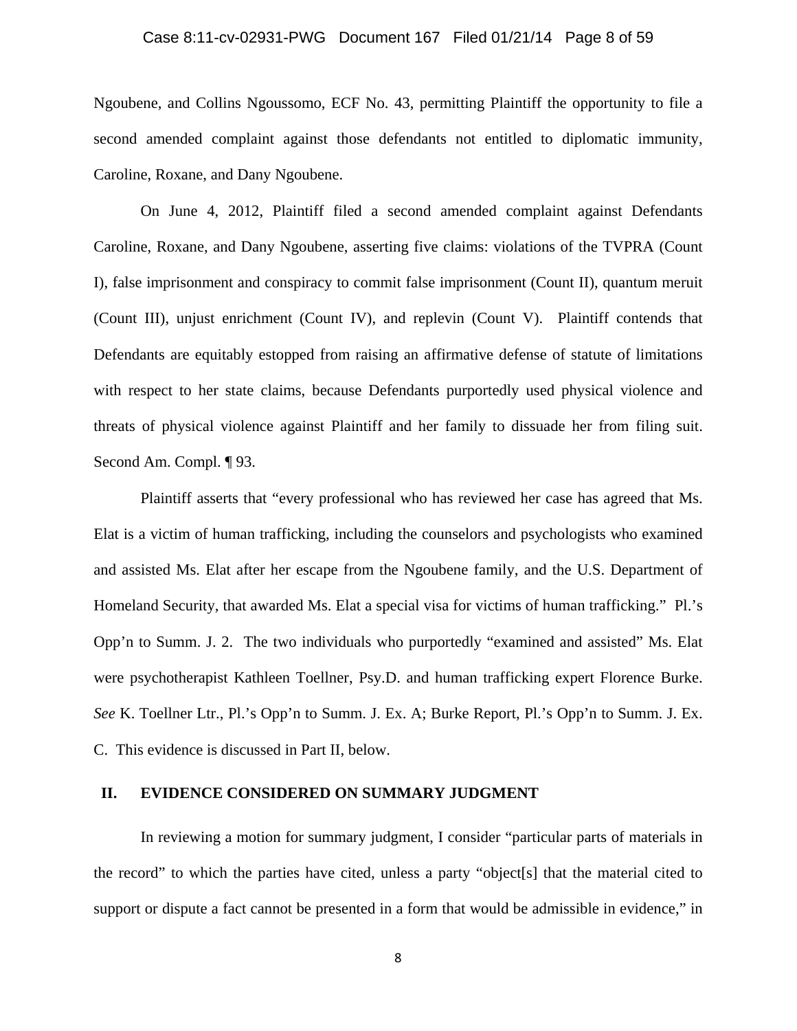Ngoubene, and Collins Ngoussomo, ECF No. 43, permitting Plaintiff the opportunity to file a second amended complaint against those defendants not entitled to diplomatic immunity, Caroline, Roxane, and Dany Ngoubene.

On June 4, 2012, Plaintiff filed a second amended complaint against Defendants Caroline, Roxane, and Dany Ngoubene, asserting five claims: violations of the TVPRA (Count I), false imprisonment and conspiracy to commit false imprisonment (Count II), quantum meruit (Count III), unjust enrichment (Count IV), and replevin (Count V). Plaintiff contends that Defendants are equitably estopped from raising an affirmative defense of statute of limitations with respect to her state claims, because Defendants purportedly used physical violence and threats of physical violence against Plaintiff and her family to dissuade her from filing suit. Second Am. Compl. ¶ 93.

Plaintiff asserts that "every professional who has reviewed her case has agreed that Ms. Elat is a victim of human trafficking, including the counselors and psychologists who examined and assisted Ms. Elat after her escape from the Ngoubene family, and the U.S. Department of Homeland Security, that awarded Ms. Elat a special visa for victims of human trafficking." Pl.'s Opp'n to Summ. J. 2. The two individuals who purportedly "examined and assisted" Ms. Elat were psychotherapist Kathleen Toellner, Psy.D. and human trafficking expert Florence Burke. *See* K. Toellner Ltr., Pl.'s Opp'n to Summ. J. Ex. A; Burke Report, Pl.'s Opp'n to Summ. J. Ex. C. This evidence is discussed in Part II, below.

## II. EVIDENCE CONSIDERED ON SUMMARY JUDGMENT

In reviewing a motion for summary judgment, I consider "particular parts of materials in the record" to which the parties have cited, unless a party "object[s] that the material cited to support or dispute a fact cannot be presented in a form that would be admissible in evidence," in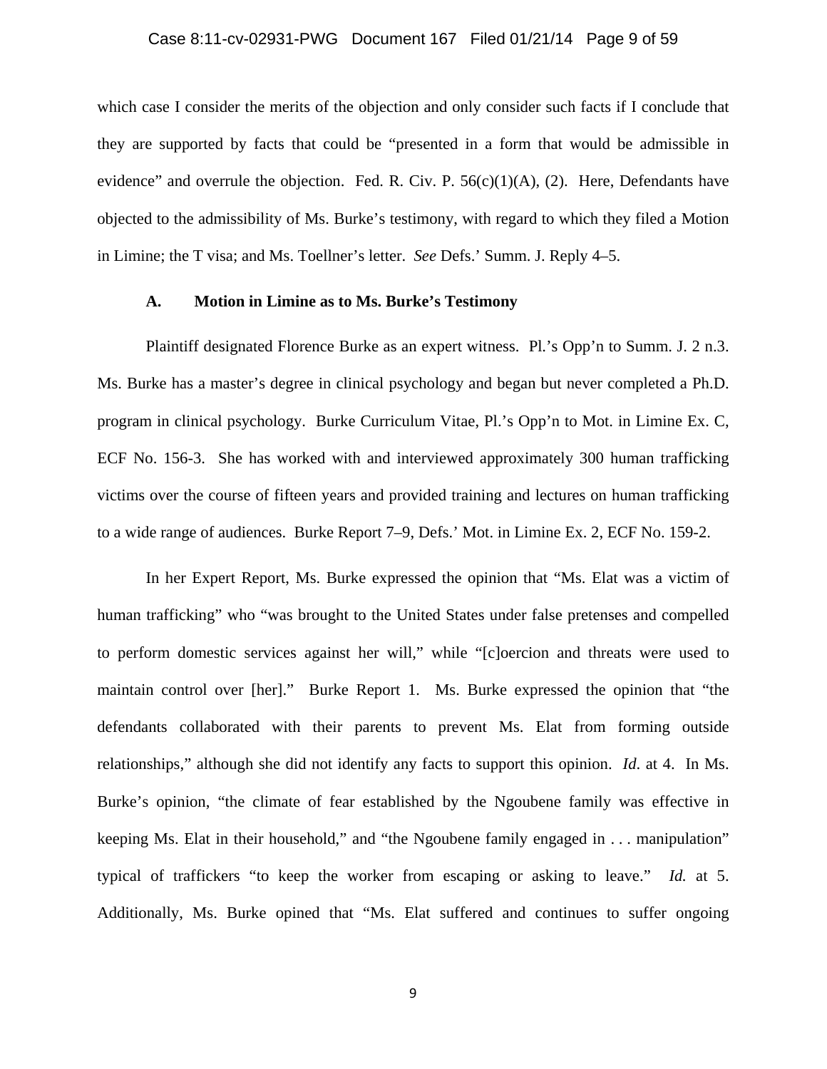which case I consider the merits of the objection and only consider such facts if I conclude that they are supported by facts that could be "presented in a form that would be admissible in evidence" and overrule the objection. Fed. R. Civ. P. 56(c)(1)(A), (2). Here, Defendants have objected to the admissibility of Ms. Burke's testimony, with regard to which they filed a Motion in Limine; the T visa; and Ms. Toellner's letter. *See* Defs.' Summ. J. Reply 4–5.

### A. Motion in Limine as to Ms. Burke's Testimony

Plaintiff designated Florence Burke as an expert witness. Pl.'s Opp'n to Summ. J. 2 n.3. Ms. Burke has a master's degree in clinical psychology and began but never completed a Ph.D. program in clinical psychology. Burke Curriculum Vitae, Pl.'s Opp'n to Mot. in Limine Ex. C, ECF No. 156-3. She has worked with and interviewed approximately 300 human trafficking victims over the course of fifteen years and provided training and lectures on human trafficking to a wide range of audiences. Burke Report 7–9, Defs.' Mot. in Limine Ex. 2, ECF No. 159-2.

In her Expert Report, Ms. Burke expressed the opinion that "Ms. Elat was a victim of human trafficking" who "was brought to the United States under false pretenses and compelled to perform domestic services against her will," while "[c]oercion and threats were used to maintain control over [her]." Burke Report 1. Ms. Burke expressed the opinion that "the defendants collaborated with their parents to prevent Ms. Elat from forming outside relationships," although she did not identify any facts to support this opinion. *Id*. at 4. In Ms. Burke's opinion, "the climate of fear established by the Ngoubene family was effective in keeping Ms. Elat in their household," and "the Ngoubene family engaged in . . . manipulation" typical of traffickers "to keep the worker from escaping or asking to leave." *Id.* at 5. Additionally, Ms. Burke opined that "Ms. Elat suffered and continues to suffer ongoing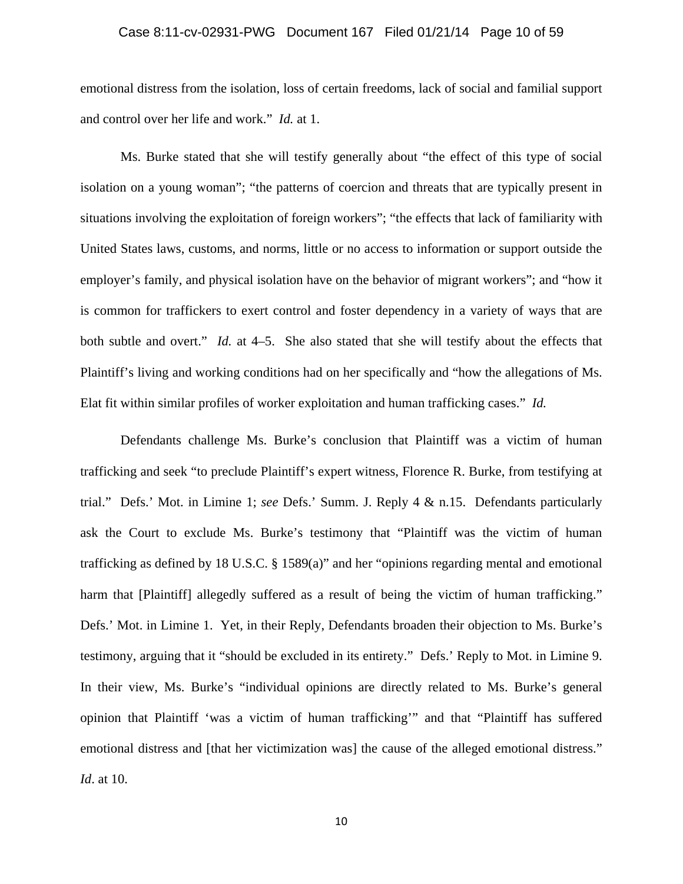emotional distress from the isolation, loss of certain freedoms, lack of social and familial support and control over her life and work." *Id.* at 1.

Ms. Burke stated that she will testify generally about "the effect of this type of social isolation on a young woman"; "the patterns of coercion and threats that are typically present in situations involving the exploitation of foreign workers"; "the effects that lack of familiarity with United States laws, customs, and norms, little or no access to information or support outside the employer's family, and physical isolation have on the behavior of migrant workers"; and "how it is common for traffickers to exert control and foster dependency in a variety of ways that are both subtle and overt." *Id.* at 4–5. She also stated that she will testify about the effects that Plaintiff's living and working conditions had on her specifically and "how the allegations of Ms. Elat fit within similar profiles of worker exploitation and human trafficking cases." *Id.*

Defendants challenge Ms. Burke's conclusion that Plaintiff was a victim of human trafficking and seek "to preclude Plaintiff's expert witness, Florence R. Burke, from testifying at trial." Defs.' Mot. in Limine 1; *see* Defs.' Summ. J. Reply 4 & n.15. Defendants particularly ask the Court to exclude Ms. Burke's testimony that "Plaintiff was the victim of human trafficking as defined by 18 U.S.C. § 1589(a)" and her "opinions regarding mental and emotional harm that [Plaintiff] allegedly suffered as a result of being the victim of human trafficking." Defs.' Mot. in Limine 1. Yet, in their Reply, Defendants broaden their objection to Ms. Burke's testimony, arguing that it "should be excluded in its entirety." Defs.' Reply to Mot. in Limine 9. In their view, Ms. Burke's "individual opinions are directly related to Ms. Burke's general opinion that Plaintiff 'was a victim of human trafficking'" and that "Plaintiff has suffered emotional distress and [that her victimization was] the cause of the alleged emotional distress." *Id*. at 10.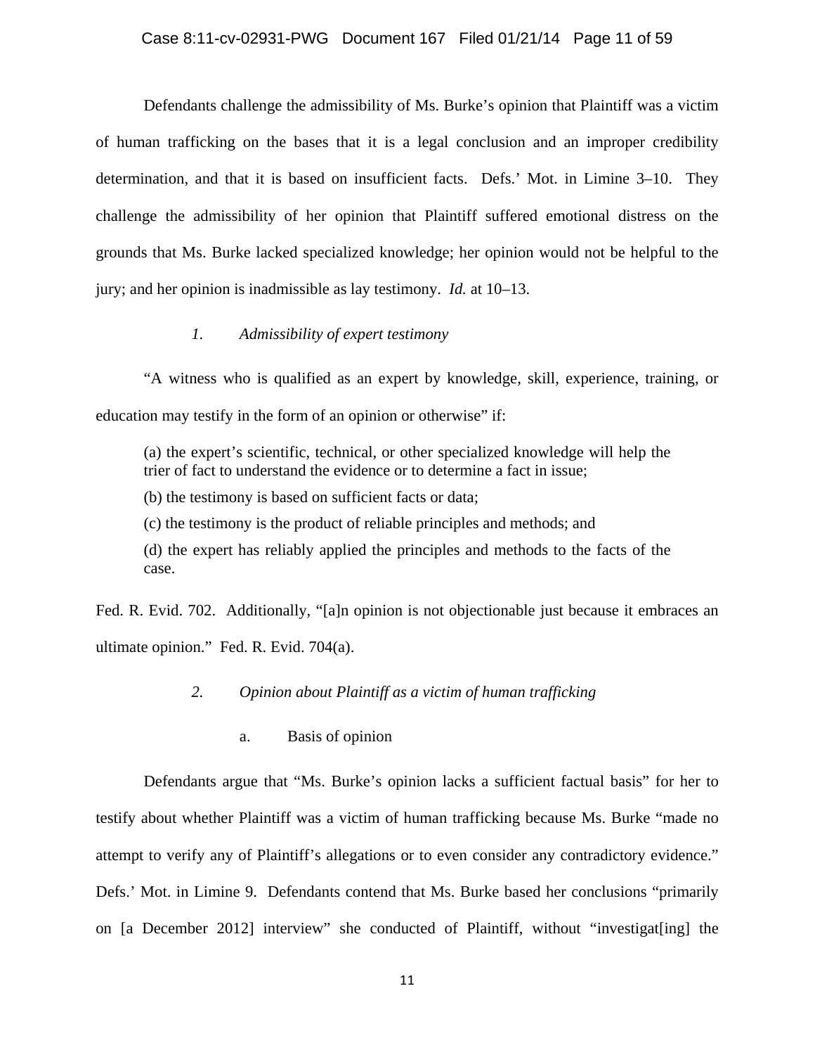Defendants challenge the admissibility of Ms. Burke's opinion that Plaintiff was a victim of human trafficking on the bases that it is a legal conclusion and an improper credibility determination, and that it is based on insufficient facts. Defs.' Mot. in Limine 3–10. They challenge the admissibility of her opinion that Plaintiff suffered emotional distress on the grounds that Ms. Burke lacked specialized knowledge; her opinion would not be helpful to the jury; and her opinion is inadmissible as lay testimony. *Id.* at 10–13.

*1. Admissibility of expert testimony*

"A witness who is qualified as an expert by knowledge, skill, experience, training, or education may testify in the form of an opinion or otherwise" if:

> (a) the expert's scientific, technical, or other specialized knowledge will help the trier of fact to understand the evidence or to determine a fact in issue;
>
> (b) the testimony is based on sufficient facts or data;
>
> (c) the testimony is the product of reliable principles and methods; and
>
> (d) the expert has reliably applied the principles and methods to the facts of the case.

Fed. R. Evid. 702. Additionally, "[a]n opinion is not objectionable just because it embraces an ultimate opinion." Fed. R. Evid. 704(a).

*2. Opinion about Plaintiff as a victim of human trafficking*

a. Basis of opinion

Defendants argue that "Ms. Burke's opinion lacks a sufficient factual basis" for her to testify about whether Plaintiff was a victim of human trafficking because Ms. Burke "made no attempt to verify any of Plaintiff's allegations or to even consider any contradictory evidence." Defs.' Mot. in Limine 9. Defendants contend that Ms. Burke based her conclusions "primarily on [a December 2012] interview" she conducted of Plaintiff, without "investigat[ing] the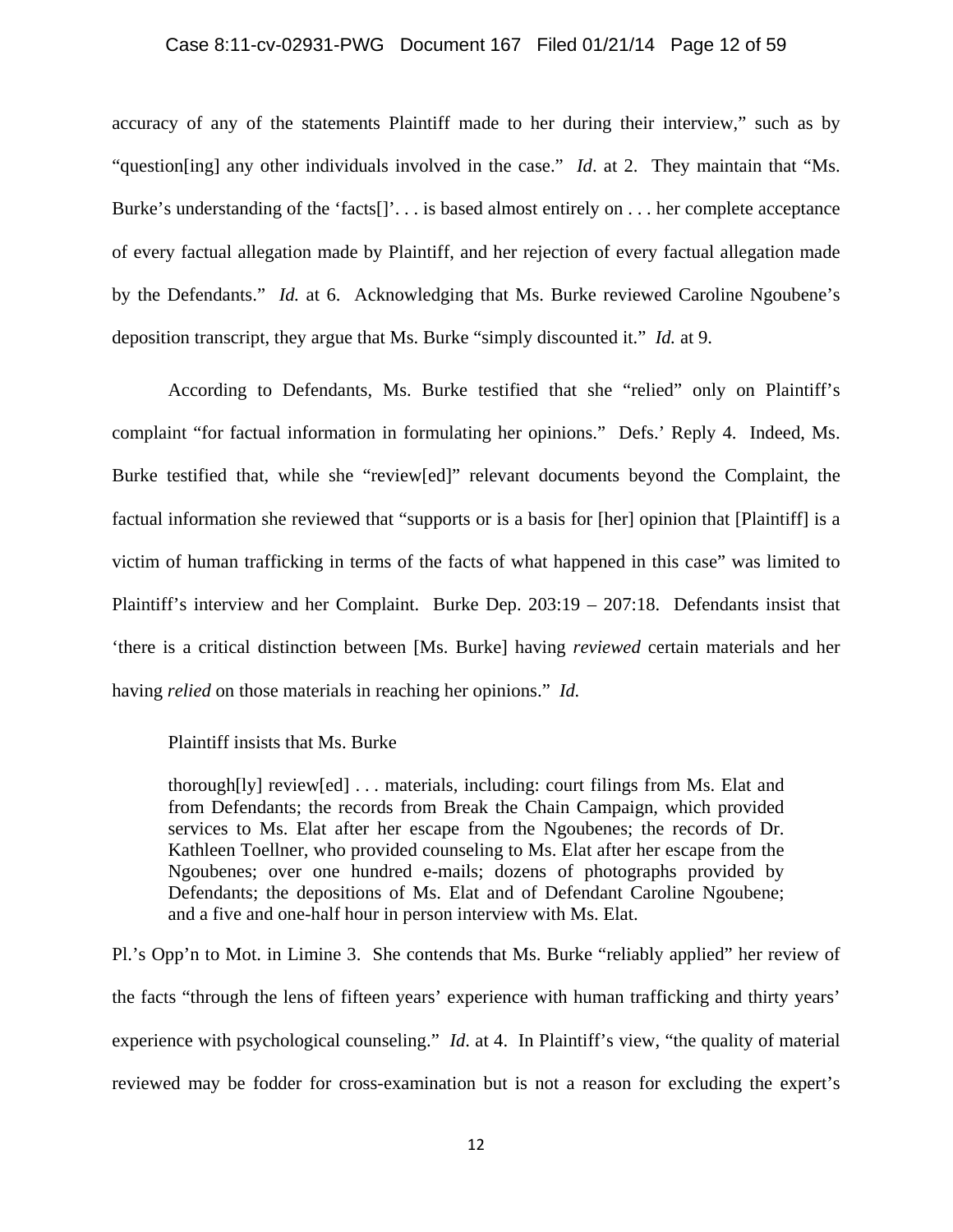accuracy of any of the statements Plaintiff made to her during their interview," such as by "question[ing] any other individuals involved in the case." *Id*. at 2. They maintain that "Ms. Burke's understanding of the 'facts[]'. . . is based almost entirely on . . . her complete acceptance of every factual allegation made by Plaintiff, and her rejection of every factual allegation made by the Defendants." *Id.* at 6. Acknowledging that Ms. Burke reviewed Caroline Ngoubene's deposition transcript, they argue that Ms. Burke "simply discounted it." *Id.* at 9.

According to Defendants, Ms. Burke testified that she "relied" only on Plaintiff's complaint "for factual information in formulating her opinions." Defs.' Reply 4. Indeed, Ms. Burke testified that, while she "review[ed]" relevant documents beyond the Complaint, the factual information she reviewed that "supports or is a basis for [her] opinion that [Plaintiff] is a victim of human trafficking in terms of the facts of what happened in this case" was limited to Plaintiff's interview and her Complaint. Burke Dep. 203:19 – 207:18. Defendants insist that 'there is a critical distinction between [Ms. Burke] having *reviewed* certain materials and her having *relied* on those materials in reaching her opinions." *Id.*

Plaintiff insists that Ms. Burke

> thorough[ly] review[ed] . . . materials, including: court filings from Ms. Elat and from Defendants; the records from Break the Chain Campaign, which provided services to Ms. Elat after her escape from the Ngoubenes; the records of Dr. Kathleen Toellner, who provided counseling to Ms. Elat after her escape from the Ngoubenes; over one hundred e-mails; dozens of photographs provided by Defendants; the depositions of Ms. Elat and of Defendant Caroline Ngoubene; and a five and one-half hour in person interview with Ms. Elat.

Pl.'s Opp'n to Mot. in Limine 3. She contends that Ms. Burke "reliably applied" her review of the facts "through the lens of fifteen years' experience with human trafficking and thirty years' experience with psychological counseling." *Id*. at 4. In Plaintiff's view, "the quality of material reviewed may be fodder for cross-examination but is not a reason for excluding the expert's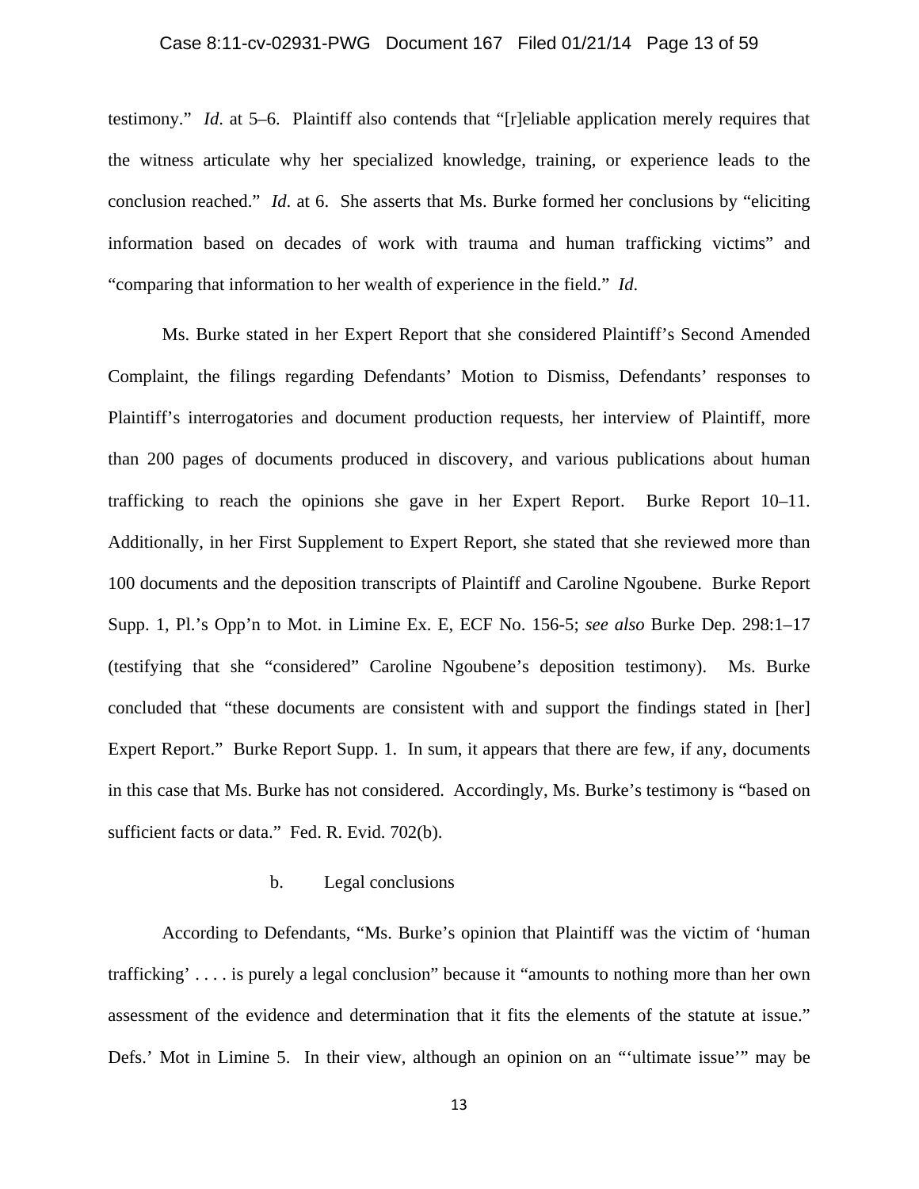testimony." *Id*. at 5–6. Plaintiff also contends that "[r]eliable application merely requires that the witness articulate why her specialized knowledge, training, or experience leads to the conclusion reached." *Id*. at 6. She asserts that Ms. Burke formed her conclusions by "eliciting information based on decades of work with trauma and human trafficking victims" and "comparing that information to her wealth of experience in the field." *Id*.

Ms. Burke stated in her Expert Report that she considered Plaintiff's Second Amended Complaint, the filings regarding Defendants' Motion to Dismiss, Defendants' responses to Plaintiff's interrogatories and document production requests, her interview of Plaintiff, more than 200 pages of documents produced in discovery, and various publications about human trafficking to reach the opinions she gave in her Expert Report. Burke Report 10–11. Additionally, in her First Supplement to Expert Report, she stated that she reviewed more than 100 documents and the deposition transcripts of Plaintiff and Caroline Ngoubene. Burke Report Supp. 1, Pl.'s Opp'n to Mot. in Limine Ex. E, ECF No. 156-5; *see also* Burke Dep. 298:1–17 (testifying that she "considered" Caroline Ngoubene's deposition testimony). Ms. Burke concluded that "these documents are consistent with and support the findings stated in [her] Expert Report." Burke Report Supp. 1. In sum, it appears that there are few, if any, documents in this case that Ms. Burke has not considered. Accordingly, Ms. Burke's testimony is "based on sufficient facts or data." Fed. R. Evid. 702(b).

b. Legal conclusions

According to Defendants, "Ms. Burke's opinion that Plaintiff was the victim of 'human trafficking' . . . . is purely a legal conclusion" because it "amounts to nothing more than her own assessment of the evidence and determination that it fits the elements of the statute at issue." Defs.' Mot in Limine 5. In their view, although an opinion on an "'ultimate issue'" may be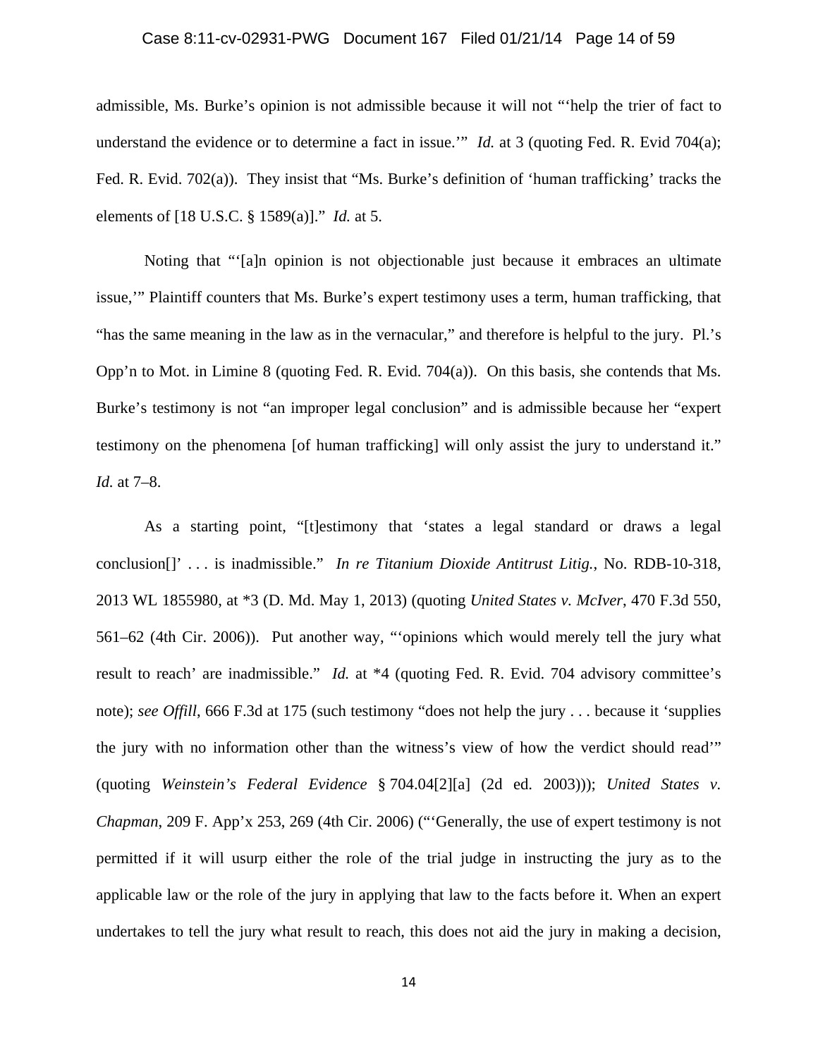admissible, Ms. Burke's opinion is not admissible because it will not "'help the trier of fact to understand the evidence or to determine a fact in issue.'" *Id.* at 3 (quoting Fed. R. Evid 704(a); Fed. R. Evid. 702(a)). They insist that "Ms. Burke's definition of 'human trafficking' tracks the elements of [18 U.S.C. § 1589(a)]." *Id.* at 5.

Noting that "'[a]n opinion is not objectionable just because it embraces an ultimate issue,'" Plaintiff counters that Ms. Burke's expert testimony uses a term, human trafficking, that "has the same meaning in the law as in the vernacular," and therefore is helpful to the jury. Pl.'s Opp'n to Mot. in Limine 8 (quoting Fed. R. Evid. 704(a)). On this basis, she contends that Ms. Burke's testimony is not "an improper legal conclusion" and is admissible because her "expert testimony on the phenomena [of human trafficking] will only assist the jury to understand it." *Id.* at 7–8.

As a starting point, "[t]estimony that 'states a legal standard or draws a legal conclusion[]' . . . is inadmissible." *In re Titanium Dioxide Antitrust Litig.*, No. RDB-10-318, 2013 WL 1855980, at *3 (D. Md. May 1, 2013) (quoting *United States v. McIver*, 470 F.3d 550, 561–62 (4th Cir. 2006)). Put another way, "'opinions which would merely tell the jury what result to reach' are inadmissible." *Id.* at *4 (quoting Fed. R. Evid. 704 advisory committee's note); *see Offill*, 666 F.3d at 175 (such testimony "does not help the jury . . . because it 'supplies the jury with no information other than the witness's view of how the verdict should read'" (quoting *Weinstein's Federal Evidence* § 704.04[2][a] (2d ed. 2003))); *United States v. Chapman*, 209 F. App'x 253, 269 (4th Cir. 2006) ("'Generally, the use of expert testimony is not permitted if it will usurp either the role of the trial judge in instructing the jury as to the applicable law or the role of the jury in applying that law to the facts before it. When an expert undertakes to tell the jury what result to reach, this does not aid the jury in making a decision,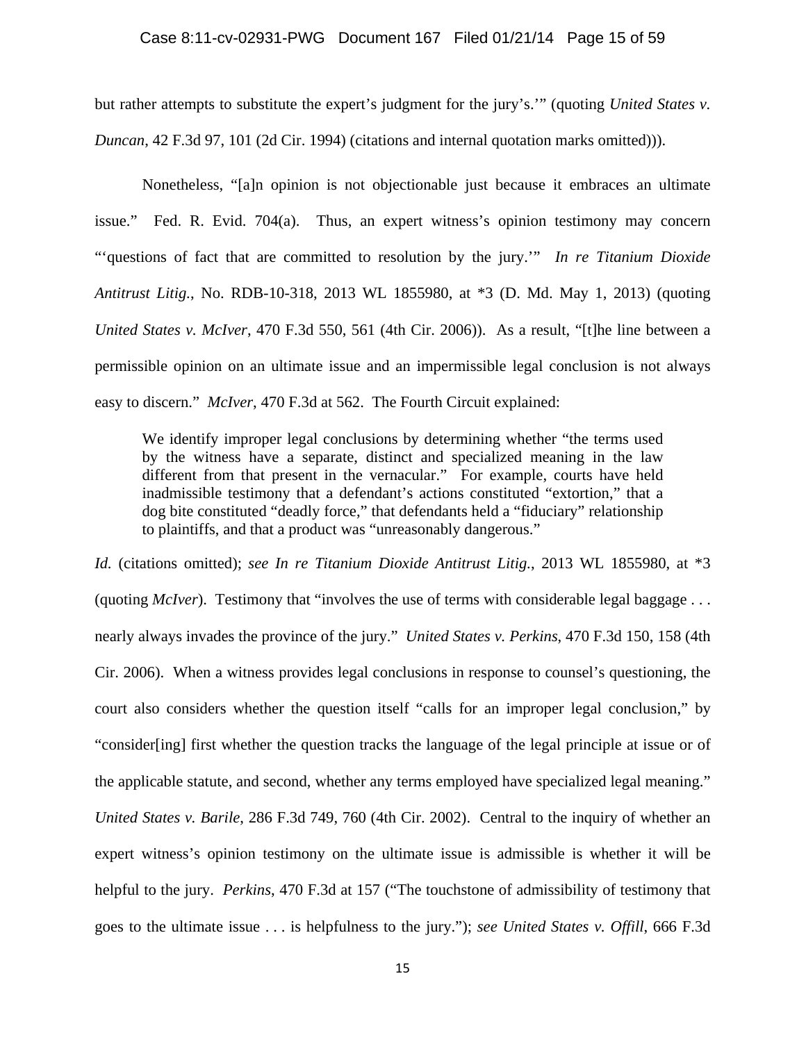but rather attempts to substitute the expert's judgment for the jury's.'" (quoting *United States v. Duncan*, 42 F.3d 97, 101 (2d Cir. 1994) (citations and internal quotation marks omitted))).

Nonetheless, "[a]n opinion is not objectionable just because it embraces an ultimate issue." Fed. R. Evid. 704(a). Thus, an expert witness's opinion testimony may concern "'questions of fact that are committed to resolution by the jury.'" *In re Titanium Dioxide Antitrust Litig.*, No. RDB-10-318, 2013 WL 1855980, at *3 (D. Md. May 1, 2013) (quoting *United States v. McIver*, 470 F.3d 550, 561 (4th Cir. 2006)). As a result, "[t]he line between a permissible opinion on an ultimate issue and an impermissible legal conclusion is not always easy to discern." *McIver*, 470 F.3d at 562. The Fourth Circuit explained:

> We identify improper legal conclusions by determining whether "the terms used by the witness have a separate, distinct and specialized meaning in the law different from that present in the vernacular." For example, courts have held inadmissible testimony that a defendant's actions constituted "extortion," that a dog bite constituted "deadly force," that defendants held a "fiduciary" relationship to plaintiffs, and that a product was "unreasonably dangerous."

*Id.* (citations omitted); *see In re Titanium Dioxide Antitrust Litig.*, 2013 WL 1855980, at *3 (quoting *McIver*). Testimony that "involves the use of terms with considerable legal baggage . . . nearly always invades the province of the jury." *United States v. Perkins*, 470 F.3d 150, 158 (4th Cir. 2006). When a witness provides legal conclusions in response to counsel's questioning, the court also considers whether the question itself "calls for an improper legal conclusion," by "consider[ing] first whether the question tracks the language of the legal principle at issue or of the applicable statute, and second, whether any terms employed have specialized legal meaning." *United States v. Barile*, 286 F.3d 749, 760 (4th Cir. 2002). Central to the inquiry of whether an expert witness's opinion testimony on the ultimate issue is admissible is whether it will be helpful to the jury. *Perkins*, 470 F.3d at 157 ("The touchstone of admissibility of testimony that goes to the ultimate issue . . . is helpfulness to the jury."); *see United States v. Offill*, 666 F.3d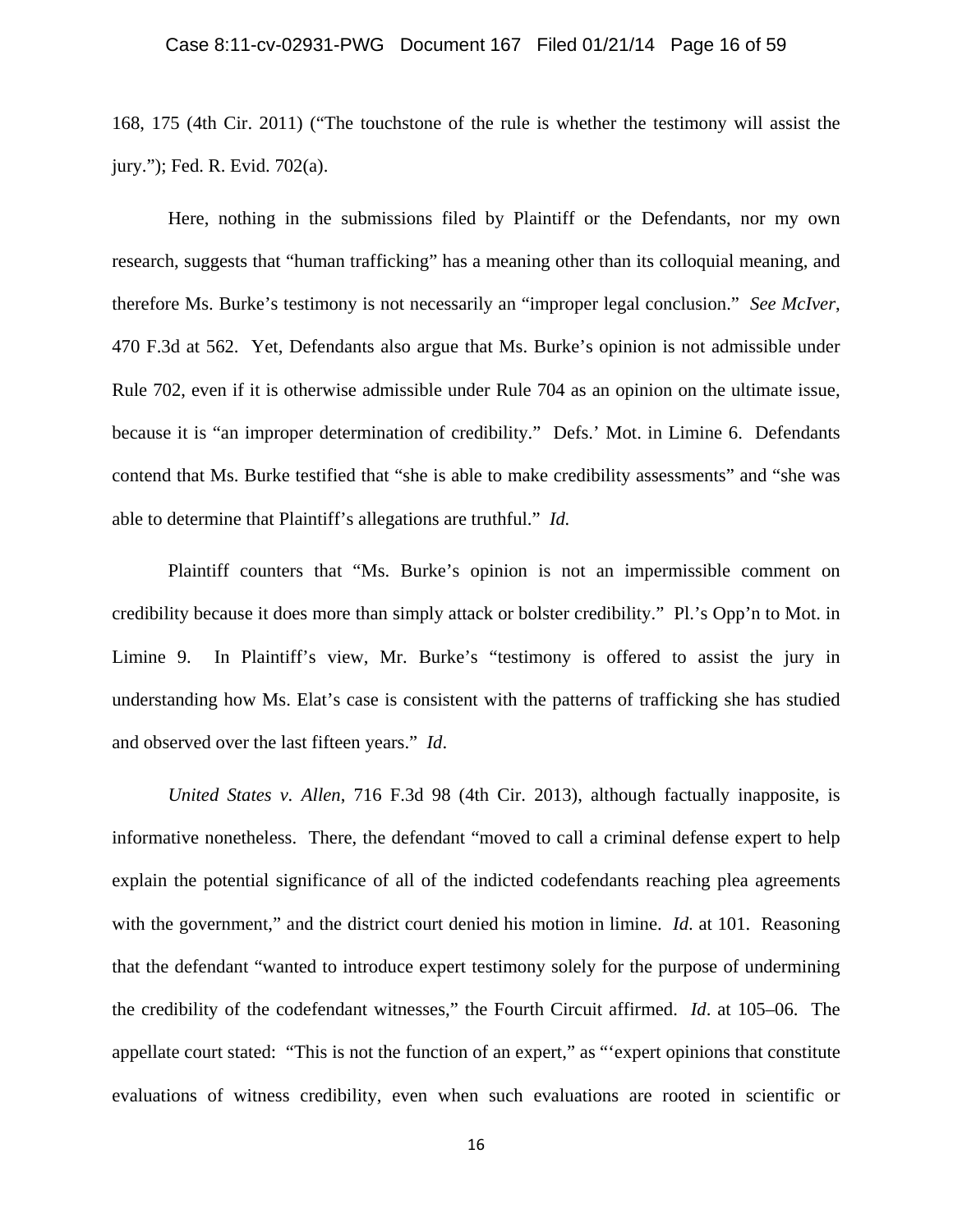168, 175 (4th Cir. 2011) ("The touchstone of the rule is whether the testimony will assist the jury."); Fed. R. Evid. 702(a).

Here, nothing in the submissions filed by Plaintiff or the Defendants, nor my own research, suggests that "human trafficking" has a meaning other than its colloquial meaning, and therefore Ms. Burke's testimony is not necessarily an "improper legal conclusion." *See McIver*, 470 F.3d at 562. Yet, Defendants also argue that Ms. Burke's opinion is not admissible under Rule 702, even if it is otherwise admissible under Rule 704 as an opinion on the ultimate issue, because it is "an improper determination of credibility." Defs.' Mot. in Limine 6. Defendants contend that Ms. Burke testified that "she is able to make credibility assessments" and "she was able to determine that Plaintiff's allegations are truthful." *Id.*

Plaintiff counters that "Ms. Burke's opinion is not an impermissible comment on credibility because it does more than simply attack or bolster credibility." Pl.'s Opp'n to Mot. in Limine 9. In Plaintiff's view, Mr. Burke's "testimony is offered to assist the jury in understanding how Ms. Elat's case is consistent with the patterns of trafficking she has studied and observed over the last fifteen years." *Id*.

*United States v. Allen*, 716 F.3d 98 (4th Cir. 2013), although factually inapposite, is informative nonetheless. There, the defendant "moved to call a criminal defense expert to help explain the potential significance of all of the indicted codefendants reaching plea agreements with the government," and the district court denied his motion in limine. *Id*. at 101. Reasoning that the defendant "wanted to introduce expert testimony solely for the purpose of undermining the credibility of the codefendant witnesses," the Fourth Circuit affirmed. *Id*. at 105–06. The appellate court stated: "This is not the function of an expert," as "'expert opinions that constitute evaluations of witness credibility, even when such evaluations are rooted in scientific or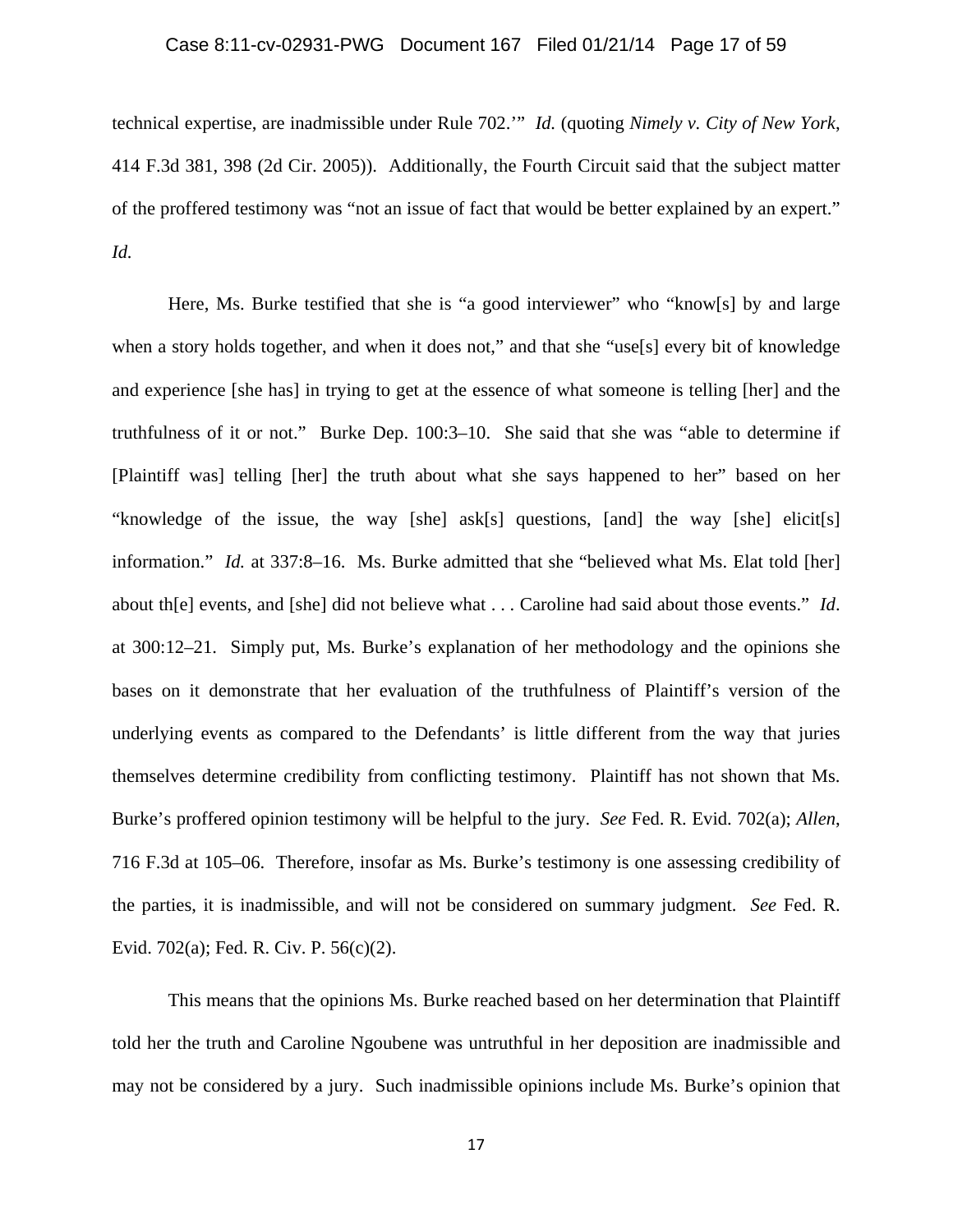technical expertise, are inadmissible under Rule 702.'" *Id.* (quoting *Nimely v. City of New York*, 414 F.3d 381, 398 (2d Cir. 2005)). Additionally, the Fourth Circuit said that the subject matter of the proffered testimony was "not an issue of fact that would be better explained by an expert." *Id.*

Here, Ms. Burke testified that she is "a good interviewer" who "know[s] by and large when a story holds together, and when it does not," and that she "use[s] every bit of knowledge and experience [she has] in trying to get at the essence of what someone is telling [her] and the truthfulness of it or not." Burke Dep. 100:3–10. She said that she was "able to determine if [Plaintiff was] telling [her] the truth about what she says happened to her" based on her "knowledge of the issue, the way [she] ask[s] questions, [and] the way [she] elicit[s] information." *Id.* at 337:8–16. Ms. Burke admitted that she "believed what Ms. Elat told [her] about th[e] events, and [she] did not believe what . . . Caroline had said about those events." *Id*. at 300:12–21. Simply put, Ms. Burke's explanation of her methodology and the opinions she bases on it demonstrate that her evaluation of the truthfulness of Plaintiff's version of the underlying events as compared to the Defendants' is little different from the way that juries themselves determine credibility from conflicting testimony. Plaintiff has not shown that Ms. Burke's proffered opinion testimony will be helpful to the jury. *See* Fed. R. Evid. 702(a); *Allen*, 716 F.3d at 105–06. Therefore, insofar as Ms. Burke's testimony is one assessing credibility of the parties, it is inadmissible, and will not be considered on summary judgment. *See* Fed. R. Evid. 702(a); Fed. R. Civ. P. 56(c)(2).

This means that the opinions Ms. Burke reached based on her determination that Plaintiff told her the truth and Caroline Ngoubene was untruthful in her deposition are inadmissible and may not be considered by a jury. Such inadmissible opinions include Ms. Burke's opinion that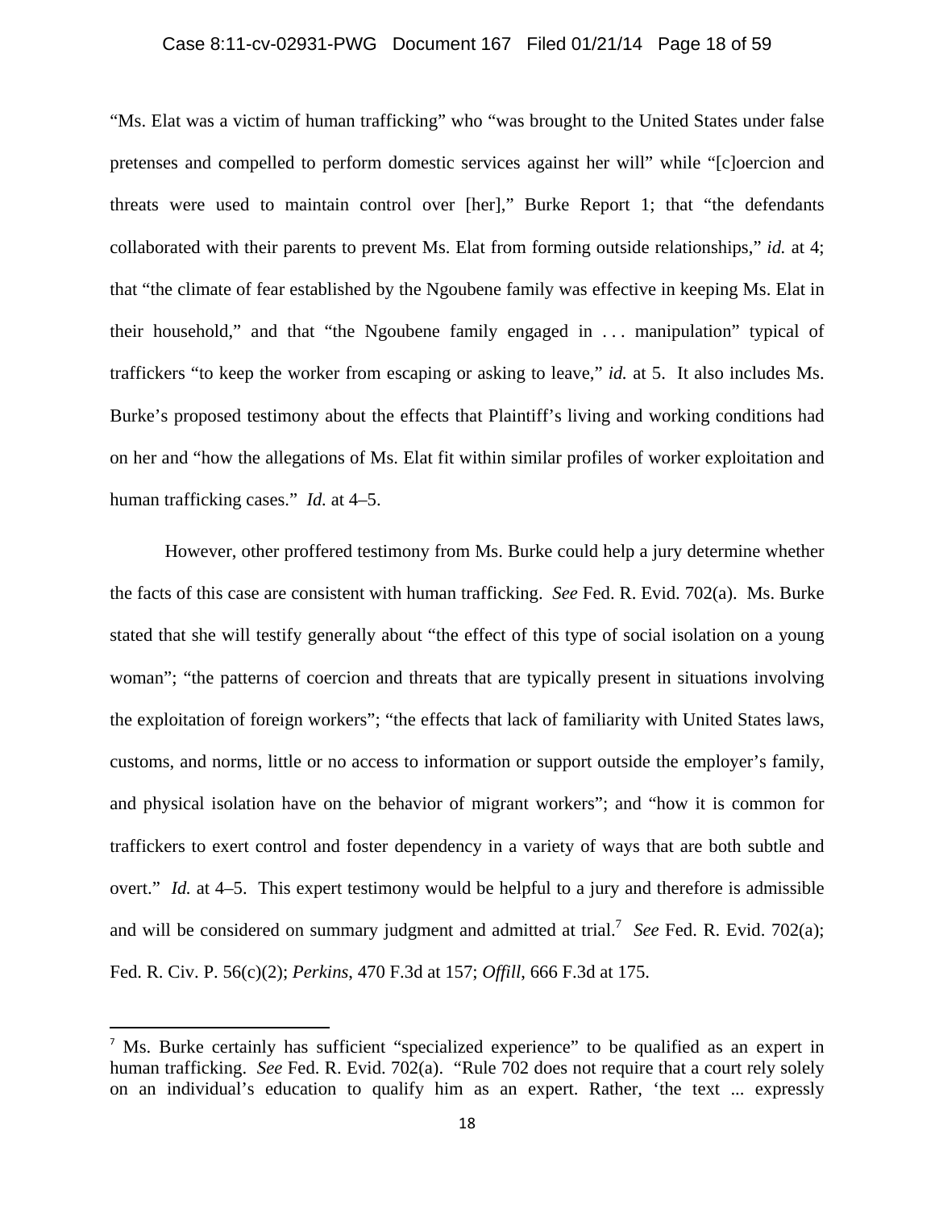"Ms. Elat was a victim of human trafficking" who "was brought to the United States under false pretenses and compelled to perform domestic services against her will" while "[c]oercion and threats were used to maintain control over [her]," Burke Report 1; that "the defendants collaborated with their parents to prevent Ms. Elat from forming outside relationships," *id.* at 4; that "the climate of fear established by the Ngoubene family was effective in keeping Ms. Elat in their household," and that "the Ngoubene family engaged in . . . manipulation" typical of traffickers "to keep the worker from escaping or asking to leave," *id.* at 5. It also includes Ms. Burke's proposed testimony about the effects that Plaintiff's living and working conditions had on her and "how the allegations of Ms. Elat fit within similar profiles of worker exploitation and human trafficking cases." *Id.* at 4–5.

However, other proffered testimony from Ms. Burke could help a jury determine whether the facts of this case are consistent with human trafficking. *See* Fed. R. Evid. 702(a). Ms. Burke stated that she will testify generally about "the effect of this type of social isolation on a young woman"; "the patterns of coercion and threats that are typically present in situations involving the exploitation of foreign workers"; "the effects that lack of familiarity with United States laws, customs, and norms, little or no access to information or support outside the employer's family, and physical isolation have on the behavior of migrant workers"; and "how it is common for traffickers to exert control and foster dependency in a variety of ways that are both subtle and overt." *Id.* at 4–5. This expert testimony would be helpful to a jury and therefore is admissible and will be considered on summary judgment and admitted at trial.[7] *See* Fed. R. Evid. 702(a); Fed. R. Civ. P. 56(c)(2); *Perkins*, 470 F.3d at 157; *Offill*, 666 F.3d at 175.

---

[7] Ms. Burke certainly has sufficient "specialized experience" to be qualified as an expert in human trafficking. *See* Fed. R. Evid. 702(a). "Rule 702 does not require that a court rely solely on an individual's education to qualify him as an expert. Rather, 'the text ... expressly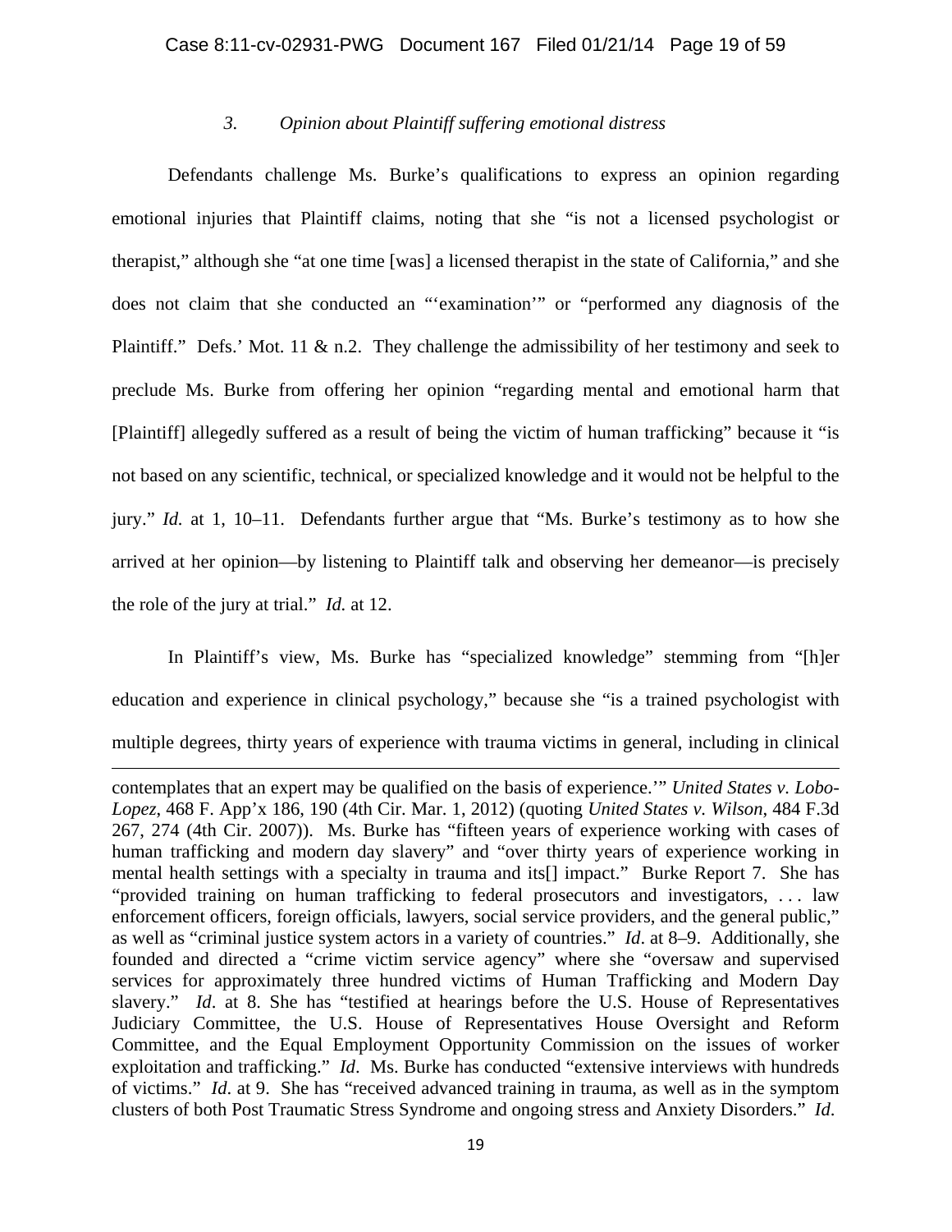### *3. Opinion about Plaintiff suffering emotional distress*

Defendants challenge Ms. Burke's qualifications to express an opinion regarding emotional injuries that Plaintiff claims, noting that she "is not a licensed psychologist or therapist," although she "at one time [was] a licensed therapist in the state of California," and she does not claim that she conducted an "'examination'" or "performed any diagnosis of the Plaintiff." Defs.' Mot. 11 & n.2. They challenge the admissibility of her testimony and seek to preclude Ms. Burke from offering her opinion "regarding mental and emotional harm that [Plaintiff] allegedly suffered as a result of being the victim of human trafficking" because it "is not based on any scientific, technical, or specialized knowledge and it would not be helpful to the jury." *Id.* at 1, 10–11. Defendants further argue that "Ms. Burke's testimony as to how she arrived at her opinion—by listening to Plaintiff talk and observing her demeanor—is precisely the role of the jury at trial." *Id.* at 12.

In Plaintiff's view, Ms. Burke has "specialized knowledge" stemming from "[h]er education and experience in clinical psychology," because she "is a trained psychologist with multiple degrees, thirty years of experience with trauma victims in general, including in clinical

---

contemplates that an expert may be qualified on the basis of experience.'" *United States v. Lobo-Lopez*, 468 F. App'x 186, 190 (4th Cir. Mar. 1, 2012) (quoting *United States v. Wilson*, 484 F.3d 267, 274 (4th Cir. 2007)). Ms. Burke has "fifteen years of experience working with cases of human trafficking and modern day slavery" and "over thirty years of experience working in mental health settings with a specialty in trauma and its[] impact." Burke Report 7. She has "provided training on human trafficking to federal prosecutors and investigators, . . . law enforcement officers, foreign officials, lawyers, social service providers, and the general public," as well as "criminal justice system actors in a variety of countries." *Id*. at 8–9. Additionally, she founded and directed a "crime victim service agency" where she "oversaw and supervised services for approximately three hundred victims of Human Trafficking and Modern Day slavery." *Id*. at 8. She has "testified at hearings before the U.S. House of Representatives Judiciary Committee, the U.S. House of Representatives House Oversight and Reform Committee, and the Equal Employment Opportunity Commission on the issues of worker exploitation and trafficking." *Id*. Ms. Burke has conducted "extensive interviews with hundreds of victims." *Id*. at 9. She has "received advanced training in trauma, as well as in the symptom clusters of both Post Traumatic Stress Syndrome and ongoing stress and Anxiety Disorders." *Id.*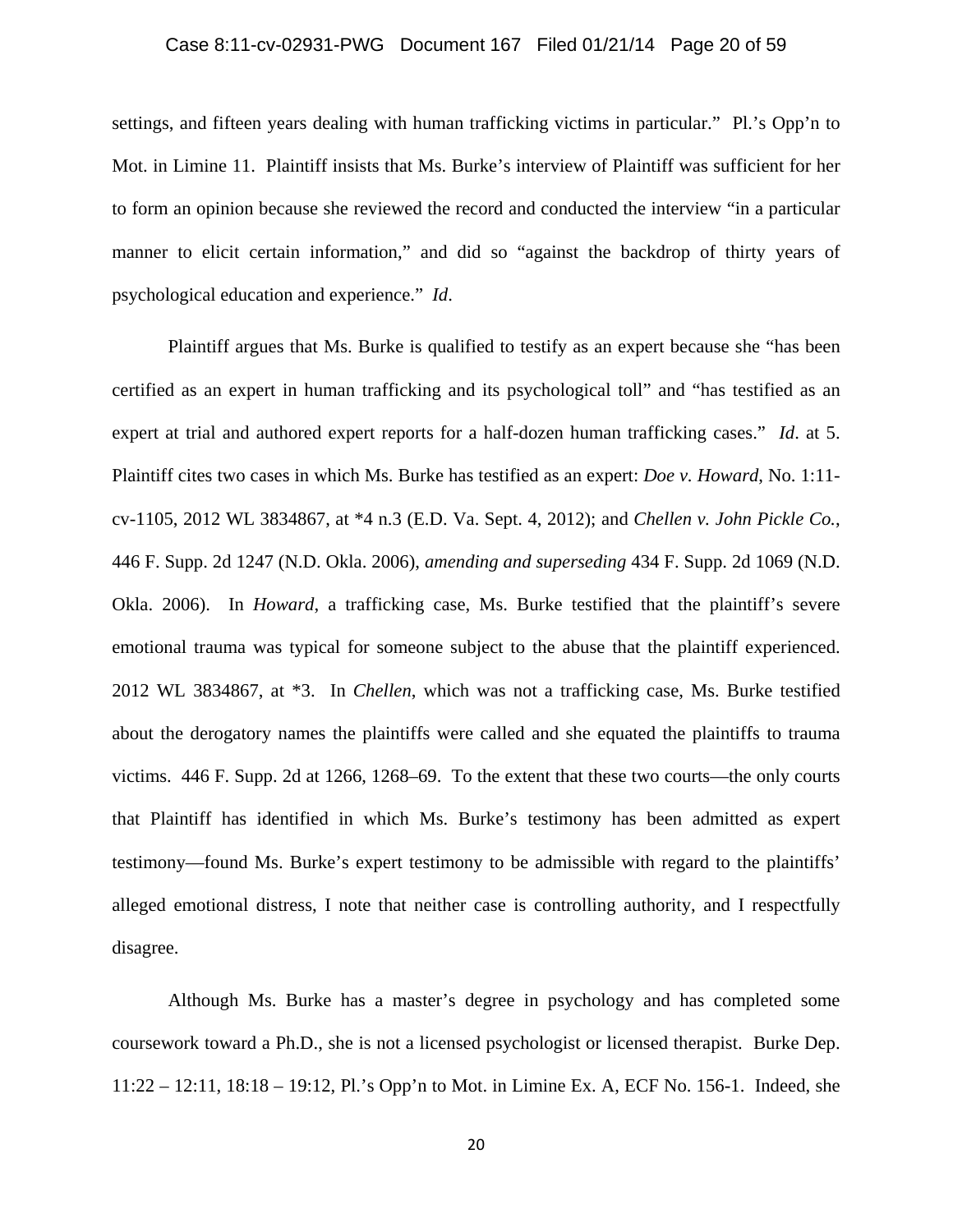settings, and fifteen years dealing with human trafficking victims in particular." Pl.'s Opp'n to Mot. in Limine 11. Plaintiff insists that Ms. Burke's interview of Plaintiff was sufficient for her to form an opinion because she reviewed the record and conducted the interview "in a particular manner to elicit certain information," and did so "against the backdrop of thirty years of psychological education and experience." *Id*.

Plaintiff argues that Ms. Burke is qualified to testify as an expert because she "has been certified as an expert in human trafficking and its psychological toll" and "has testified as an expert at trial and authored expert reports for a half-dozen human trafficking cases." *Id*. at 5. Plaintiff cites two cases in which Ms. Burke has testified as an expert: *Doe v. Howard*, No. 1:11-cv-1105, 2012 WL 3834867, at *4 n.3 (E.D. Va. Sept. 4, 2012); and *Chellen v. John Pickle Co.*, 446 F. Supp. 2d 1247 (N.D. Okla. 2006), *amending and superseding* 434 F. Supp. 2d 1069 (N.D. Okla. 2006). In *Howard*, a trafficking case, Ms. Burke testified that the plaintiff's severe emotional trauma was typical for someone subject to the abuse that the plaintiff experienced. 2012 WL 3834867, at *3. In *Chellen*, which was not a trafficking case, Ms. Burke testified about the derogatory names the plaintiffs were called and she equated the plaintiffs to trauma victims. 446 F. Supp. 2d at 1266, 1268–69. To the extent that these two courts—the only courts that Plaintiff has identified in which Ms. Burke's testimony has been admitted as expert testimony—found Ms. Burke's expert testimony to be admissible with regard to the plaintiffs' alleged emotional distress, I note that neither case is controlling authority, and I respectfully disagree.

Although Ms. Burke has a master's degree in psychology and has completed some coursework toward a Ph.D., she is not a licensed psychologist or licensed therapist. Burke Dep. 11:22 – 12:11, 18:18 – 19:12, Pl.'s Opp'n to Mot. in Limine Ex. A, ECF No. 156-1. Indeed, she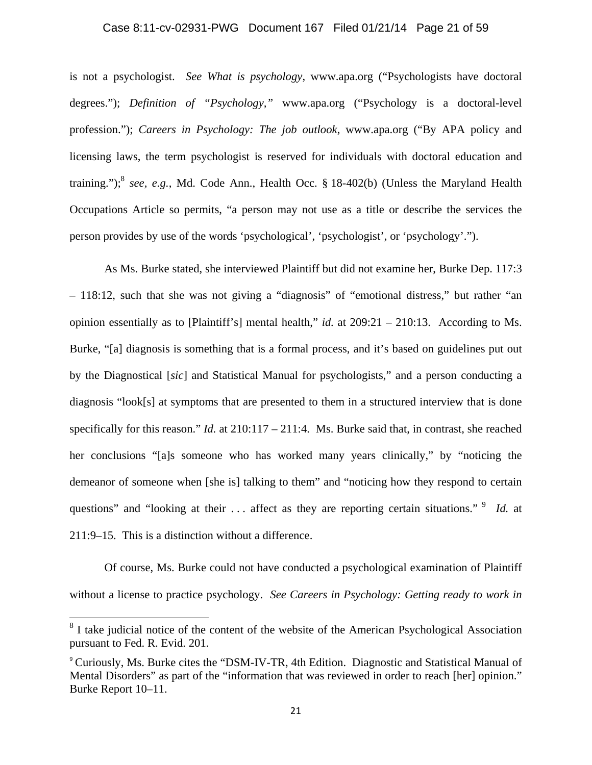is not a psychologist. *See What is psychology*, www.apa.org ("Psychologists have doctoral degrees."); *Definition of "Psychology,"* www.apa.org ("Psychology is a doctoral-level profession."); *Careers in Psychology: The job outlook*, www.apa.org ("By APA policy and licensing laws, the term psychologist is reserved for individuals with doctoral education and training.");[8] *see, e.g.*, Md. Code Ann., Health Occ. § 18-402(b) (Unless the Maryland Health Occupations Article so permits, "a person may not use as a title or describe the services the person provides by use of the words 'psychological', 'psychologist', or 'psychology'.").

As Ms. Burke stated, she interviewed Plaintiff but did not examine her, Burke Dep. 117:3 – 118:12, such that she was not giving a "diagnosis" of "emotional distress," but rather "an opinion essentially as to [Plaintiff's] mental health," *id.* at 209:21 – 210:13. According to Ms. Burke, "[a] diagnosis is something that is a formal process, and it's based on guidelines put out by the Diagnostical [*sic*] and Statistical Manual for psychologists," and a person conducting a diagnosis "look[s] at symptoms that are presented to them in a structured interview that is done specifically for this reason." *Id.* at 210:117 – 211:4. Ms. Burke said that, in contrast, she reached her conclusions "[a]s someone who has worked many years clinically," by "noticing the demeanor of someone when [she is] talking to them" and "noticing how they respond to certain questions" and "looking at their . . . affect as they are reporting certain situations." [9] *Id.* at 211:9–15. This is a distinction without a difference.

Of course, Ms. Burke could not have conducted a psychological examination of Plaintiff without a license to practice psychology. *See Careers in Psychology: Getting ready to work in*

---

[8] I take judicial notice of the content of the website of the American Psychological Association pursuant to Fed. R. Evid. 201.

[9] Curiously, Ms. Burke cites the "DSM-IV-TR, 4th Edition. Diagnostic and Statistical Manual of Mental Disorders" as part of the "information that was reviewed in order to reach [her] opinion." Burke Report 10–11.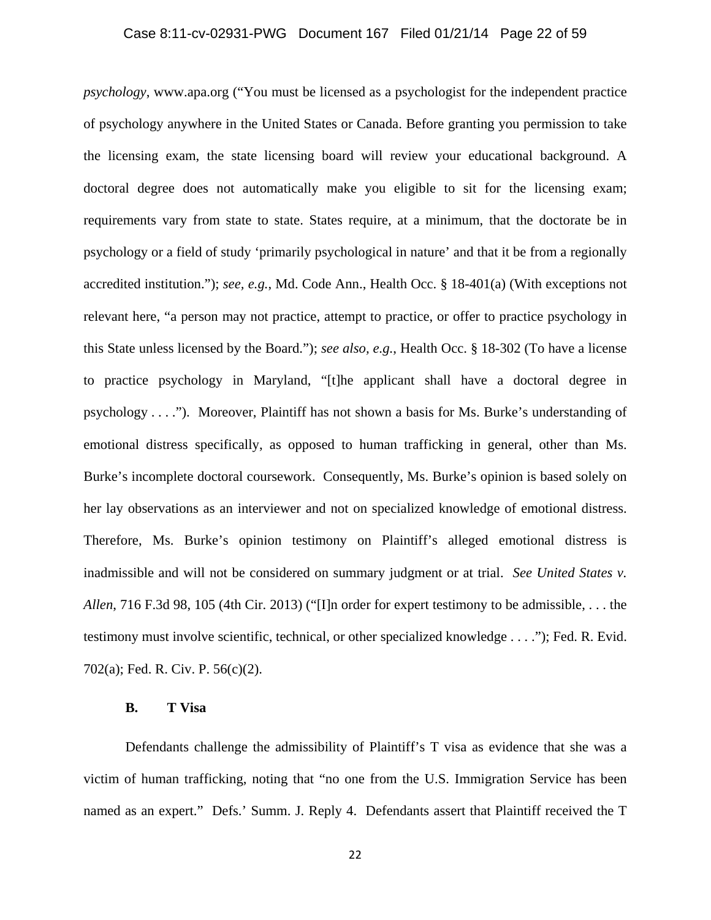*psychology*, www.apa.org ("You must be licensed as a psychologist for the independent practice of psychology anywhere in the United States or Canada. Before granting you permission to take the licensing exam, the state licensing board will review your educational background. A doctoral degree does not automatically make you eligible to sit for the licensing exam; requirements vary from state to state. States require, at a minimum, that the doctorate be in psychology or a field of study 'primarily psychological in nature' and that it be from a regionally accredited institution."); *see, e.g.*, Md. Code Ann., Health Occ. § 18-401(a) (With exceptions not relevant here, "a person may not practice, attempt to practice, or offer to practice psychology in this State unless licensed by the Board."); *see also, e.g.*, Health Occ. § 18-302 (To have a license to practice psychology in Maryland, "[t]he applicant shall have a doctoral degree in psychology . . . ."). Moreover, Plaintiff has not shown a basis for Ms. Burke's understanding of emotional distress specifically, as opposed to human trafficking in general, other than Ms. Burke's incomplete doctoral coursework. Consequently, Ms. Burke's opinion is based solely on her lay observations as an interviewer and not on specialized knowledge of emotional distress. Therefore, Ms. Burke's opinion testimony on Plaintiff's alleged emotional distress is inadmissible and will not be considered on summary judgment or at trial. *See United States v. Allen*, 716 F.3d 98, 105 (4th Cir. 2013) ("[I]n order for expert testimony to be admissible, . . . the testimony must involve scientific, technical, or other specialized knowledge . . . ."); Fed. R. Evid. 702(a); Fed. R. Civ. P. 56(c)(2).

### B. T Visa

Defendants challenge the admissibility of Plaintiff's T visa as evidence that she was a victim of human trafficking, noting that "no one from the U.S. Immigration Service has been named as an expert." Defs.' Summ. J. Reply 4. Defendants assert that Plaintiff received the T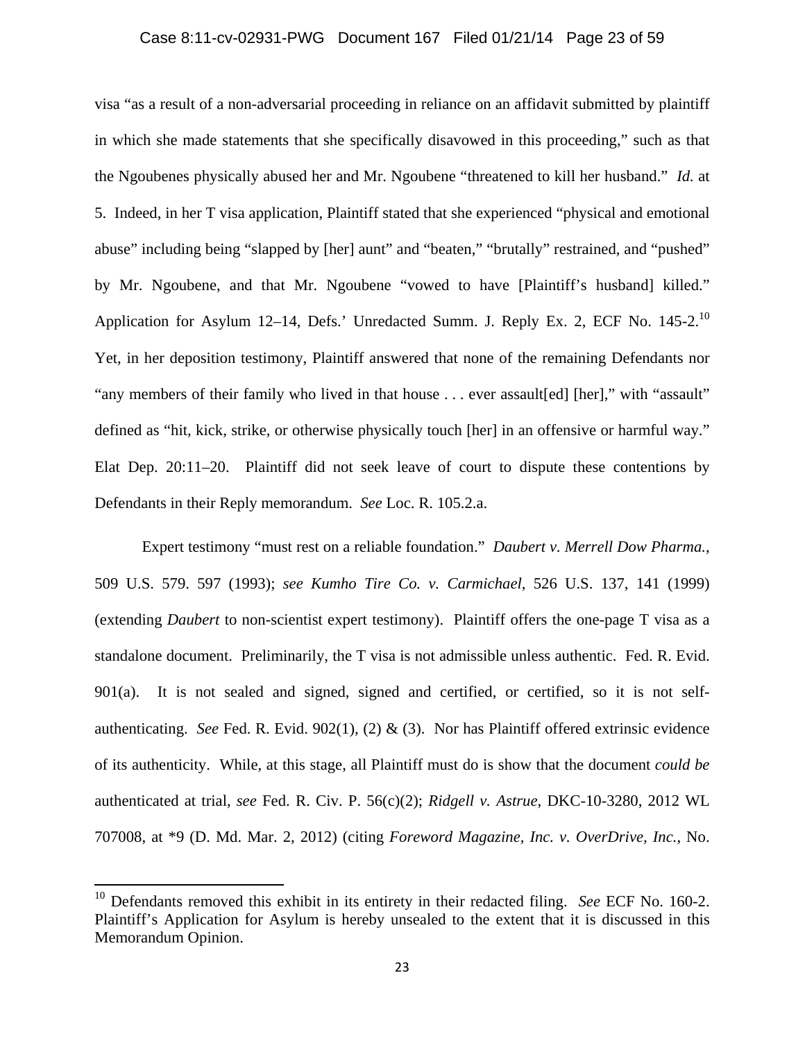visa "as a result of a non-adversarial proceeding in reliance on an affidavit submitted by plaintiff in which she made statements that she specifically disavowed in this proceeding," such as that the Ngoubenes physically abused her and Mr. Ngoubene "threatened to kill her husband." *Id.* at 5. Indeed, in her T visa application, Plaintiff stated that she experienced "physical and emotional abuse" including being "slapped by [her] aunt" and "beaten," "brutally" restrained, and "pushed" by Mr. Ngoubene, and that Mr. Ngoubene "vowed to have [Plaintiff's husband] killed." Application for Asylum 12–14, Defs.' Unredacted Summ. J. Reply Ex. 2, ECF No. 145-2.[10] Yet, in her deposition testimony, Plaintiff answered that none of the remaining Defendants nor "any members of their family who lived in that house . . . ever assault[ed] [her]," with "assault" defined as "hit, kick, strike, or otherwise physically touch [her] in an offensive or harmful way." Elat Dep. 20:11–20. Plaintiff did not seek leave of court to dispute these contentions by Defendants in their Reply memorandum. *See* Loc. R. 105.2.a.

Expert testimony "must rest on a reliable foundation." *Daubert v. Merrell Dow Pharma.*, 509 U.S. 579. 597 (1993); *see Kumho Tire Co. v. Carmichael*, 526 U.S. 137, 141 (1999) (extending *Daubert* to non-scientist expert testimony). Plaintiff offers the one-page T visa as a standalone document. Preliminarily, the T visa is not admissible unless authentic. Fed. R. Evid. 901(a). It is not sealed and signed, signed and certified, or certified, so it is not self-authenticating. *See* Fed. R. Evid. 902(1), (2) & (3). Nor has Plaintiff offered extrinsic evidence of its authenticity. While, at this stage, all Plaintiff must do is show that the document *could be* authenticated at trial, *see* Fed. R. Civ. P. 56(c)(2); *Ridgell v. Astrue*, DKC-10-3280, 2012 WL 707008, at *9 (D. Md. Mar. 2, 2012) (citing *Foreword Magazine, Inc. v. OverDrive, Inc.*, No.

[10] Defendants removed this exhibit in its entirety in their redacted filing. *See* ECF No. 160-2. Plaintiff's Application for Asylum is hereby unsealed to the extent that it is discussed in this Memorandum Opinion.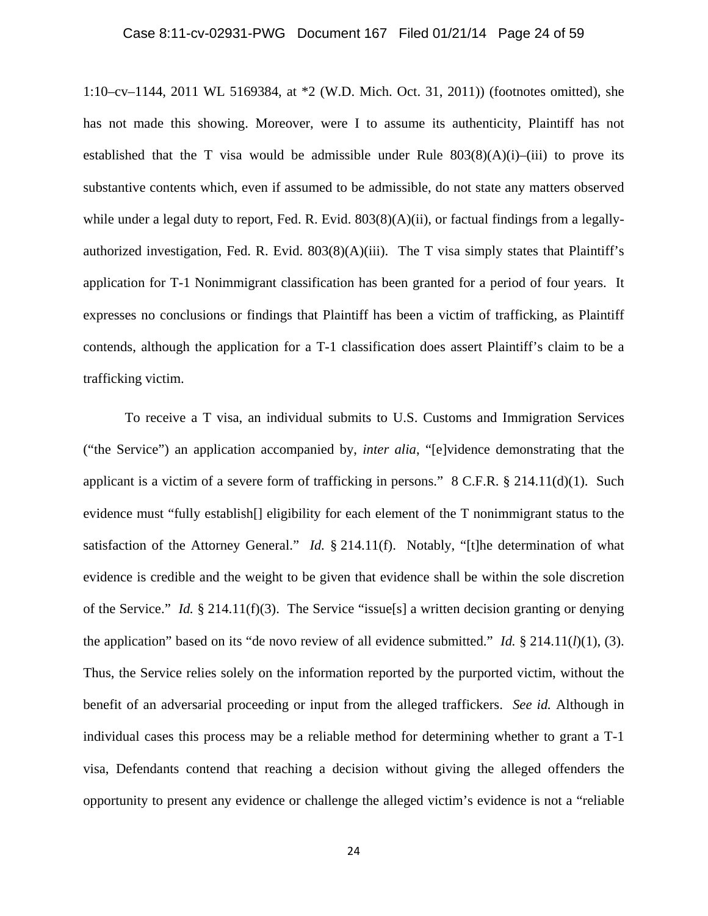1:10–cv–1144, 2011 WL 5169384, at *2 (W.D. Mich. Oct. 31, 2011)) (footnotes omitted), she has not made this showing. Moreover, were I to assume its authenticity, Plaintiff has not established that the T visa would be admissible under Rule 803(8)(A)(i)–(iii) to prove its substantive contents which, even if assumed to be admissible, do not state any matters observed while under a legal duty to report, Fed. R. Evid. 803(8)(A)(ii), or factual findings from a legally-authorized investigation, Fed. R. Evid. 803(8)(A)(iii). The T visa simply states that Plaintiff's application for T-1 Nonimmigrant classification has been granted for a period of four years. It expresses no conclusions or findings that Plaintiff has been a victim of trafficking, as Plaintiff contends, although the application for a T-1 classification does assert Plaintiff's claim to be a trafficking victim.

To receive a T visa, an individual submits to U.S. Customs and Immigration Services ("the Service") an application accompanied by, *inter alia*, "[e]vidence demonstrating that the applicant is a victim of a severe form of trafficking in persons." 8 C.F.R. § 214.11(d)(1). Such evidence must "fully establish[] eligibility for each element of the T nonimmigrant status to the satisfaction of the Attorney General." *Id.* § 214.11(f). Notably, "[t]he determination of what evidence is credible and the weight to be given that evidence shall be within the sole discretion of the Service." *Id.* § 214.11(f)(3). The Service "issue[s] a written decision granting or denying the application" based on its "de novo review of all evidence submitted." *Id.* § 214.11(*l*)(1), (3). Thus, the Service relies solely on the information reported by the purported victim, without the benefit of an adversarial proceeding or input from the alleged traffickers. *See id.* Although in individual cases this process may be a reliable method for determining whether to grant a T-1 visa, Defendants contend that reaching a decision without giving the alleged offenders the opportunity to present any evidence or challenge the alleged victim's evidence is not a "reliable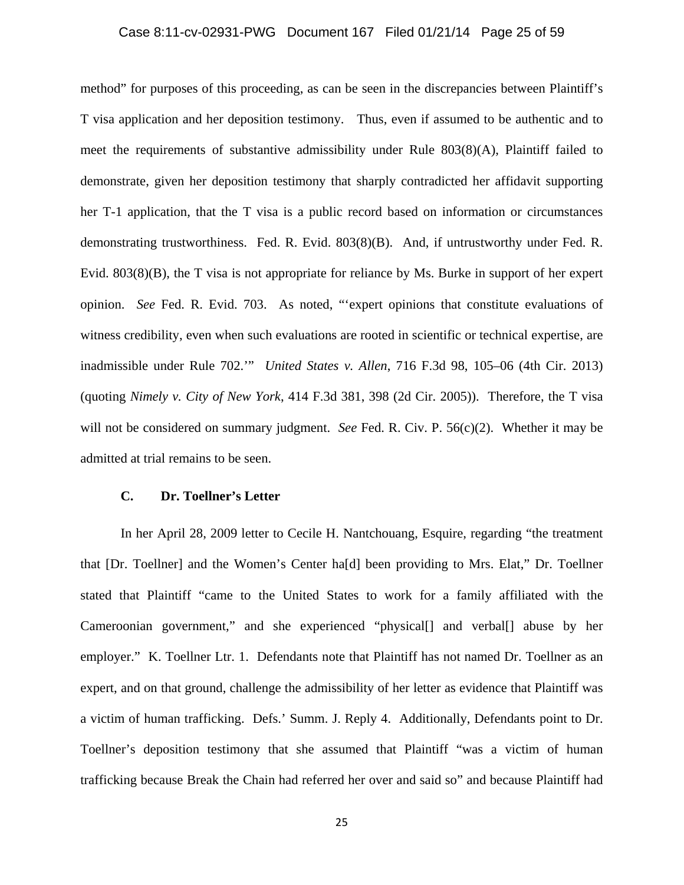method" for purposes of this proceeding, as can be seen in the discrepancies between Plaintiff's T visa application and her deposition testimony. Thus, even if assumed to be authentic and to meet the requirements of substantive admissibility under Rule 803(8)(A), Plaintiff failed to demonstrate, given her deposition testimony that sharply contradicted her affidavit supporting her T-1 application, that the T visa is a public record based on information or circumstances demonstrating trustworthiness. Fed. R. Evid. 803(8)(B). And, if untrustworthy under Fed. R. Evid. 803(8)(B), the T visa is not appropriate for reliance by Ms. Burke in support of her expert opinion. *See* Fed. R. Evid. 703. As noted, "'expert opinions that constitute evaluations of witness credibility, even when such evaluations are rooted in scientific or technical expertise, are inadmissible under Rule 702.'" *United States v. Allen*, 716 F.3d 98, 105–06 (4th Cir. 2013) (quoting *Nimely v. City of New York*, 414 F.3d 381, 398 (2d Cir. 2005)). Therefore, the T visa will not be considered on summary judgment. *See* Fed. R. Civ. P. 56(c)(2). Whether it may be admitted at trial remains to be seen.

### C. Dr. Toellner's Letter

In her April 28, 2009 letter to Cecile H. Nantchouang, Esquire, regarding "the treatment that [Dr. Toellner] and the Women's Center ha[d] been providing to Mrs. Elat," Dr. Toellner stated that Plaintiff "came to the United States to work for a family affiliated with the Cameroonian government," and she experienced "physical[] and verbal[] abuse by her employer." K. Toellner Ltr. 1. Defendants note that Plaintiff has not named Dr. Toellner as an expert, and on that ground, challenge the admissibility of her letter as evidence that Plaintiff was a victim of human trafficking. Defs.' Summ. J. Reply 4. Additionally, Defendants point to Dr. Toellner's deposition testimony that she assumed that Plaintiff "was a victim of human trafficking because Break the Chain had referred her over and said so" and because Plaintiff had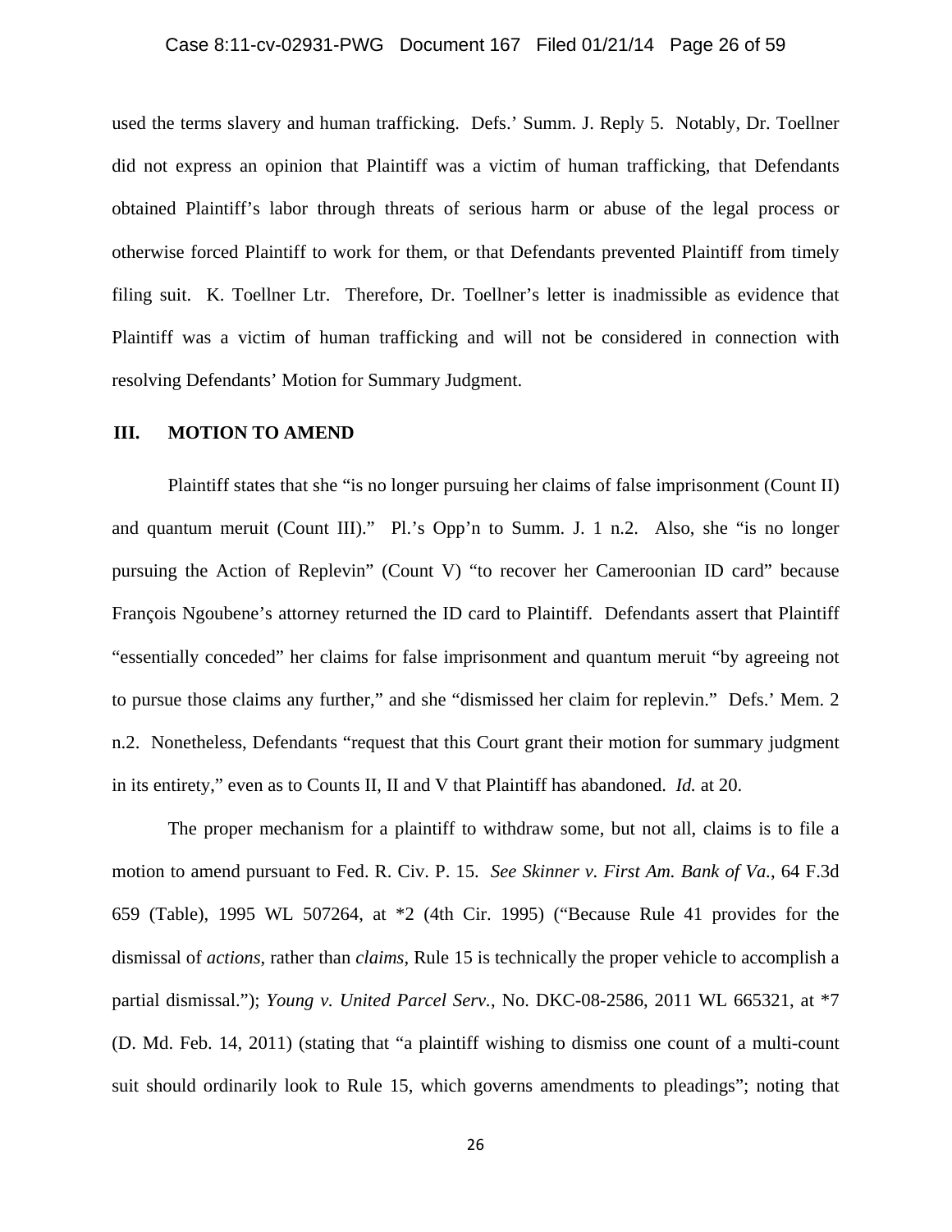used the terms slavery and human trafficking. Defs.' Summ. J. Reply 5. Notably, Dr. Toellner did not express an opinion that Plaintiff was a victim of human trafficking, that Defendants obtained Plaintiff's labor through threats of serious harm or abuse of the legal process or otherwise forced Plaintiff to work for them, or that Defendants prevented Plaintiff from timely filing suit. K. Toellner Ltr. Therefore, Dr. Toellner's letter is inadmissible as evidence that Plaintiff was a victim of human trafficking and will not be considered in connection with resolving Defendants' Motion for Summary Judgment.

## III. MOTION TO AMEND

Plaintiff states that she "is no longer pursuing her claims of false imprisonment (Count II) and quantum meruit (Count III)." Pl.'s Opp'n to Summ. J. 1 n.2. Also, she "is no longer pursuing the Action of Replevin" (Count V) "to recover her Cameroonian ID card" because François Ngoubene's attorney returned the ID card to Plaintiff. Defendants assert that Plaintiff "essentially conceded" her claims for false imprisonment and quantum meruit "by agreeing not to pursue those claims any further," and she "dismissed her claim for replevin." Defs.' Mem. 2 n.2. Nonetheless, Defendants "request that this Court grant their motion for summary judgment in its entirety," even as to Counts II, II and V that Plaintiff has abandoned. *Id.* at 20.

The proper mechanism for a plaintiff to withdraw some, but not all, claims is to file a motion to amend pursuant to Fed. R. Civ. P. 15. *See Skinner v. First Am. Bank of Va.*, 64 F.3d 659 (Table), 1995 WL 507264, at *2 (4th Cir. 1995) ("Because Rule 41 provides for the dismissal of *actions*, rather than *claims*, Rule 15 is technically the proper vehicle to accomplish a partial dismissal."); *Young v. United Parcel Serv.*, No. DKC-08-2586, 2011 WL 665321, at *7 (D. Md. Feb. 14, 2011) (stating that "a plaintiff wishing to dismiss one count of a multi-count suit should ordinarily look to Rule 15, which governs amendments to pleadings"; noting that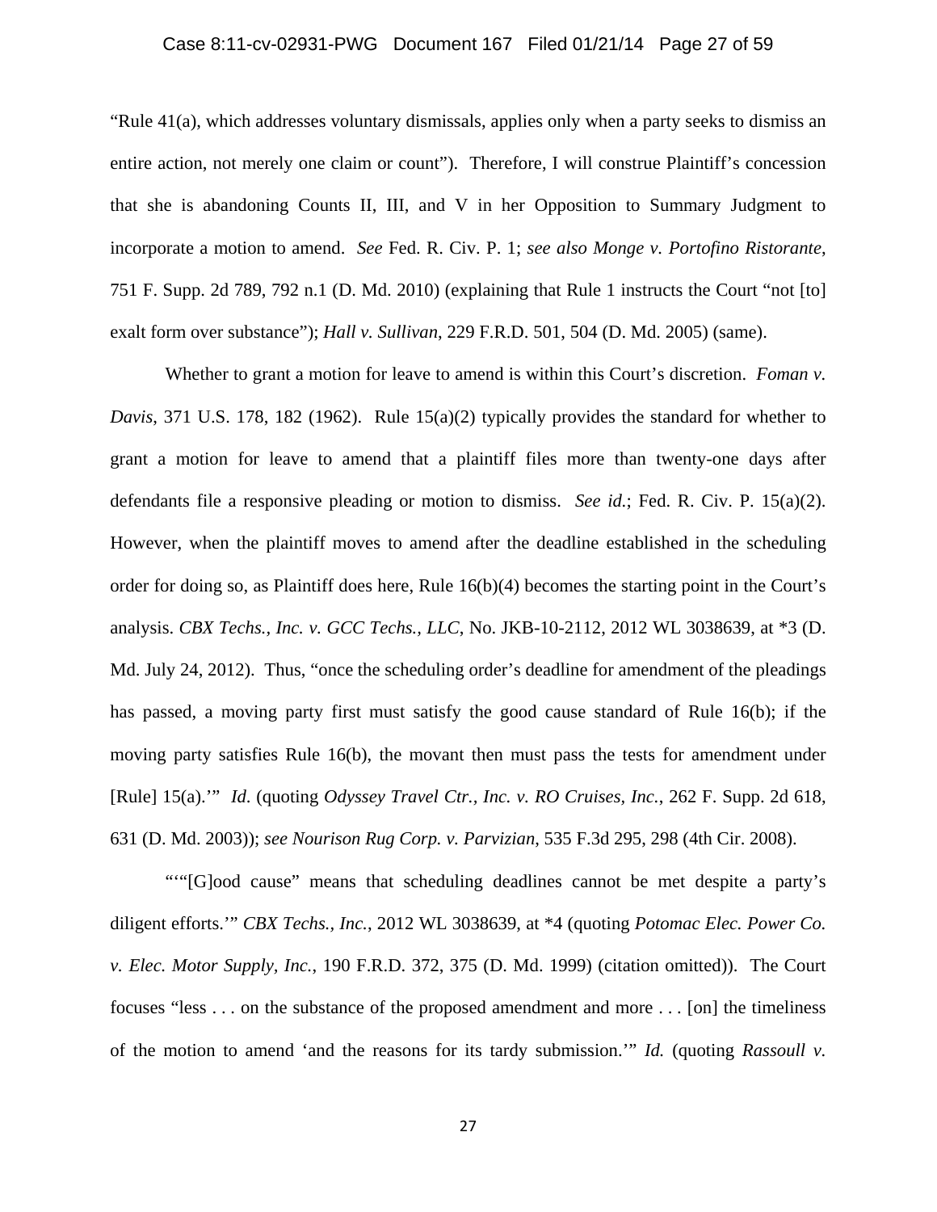"Rule 41(a), which addresses voluntary dismissals, applies only when a party seeks to dismiss an entire action, not merely one claim or count"). Therefore, I will construe Plaintiff's concession that she is abandoning Counts II, III, and V in her Opposition to Summary Judgment to incorporate a motion to amend. *See* Fed. R. Civ. P. 1; *see also Monge v. Portofino Ristorante*, 751 F. Supp. 2d 789, 792 n.1 (D. Md. 2010) (explaining that Rule 1 instructs the Court "not [to] exalt form over substance"); *Hall v. Sullivan*, 229 F.R.D. 501, 504 (D. Md. 2005) (same).

Whether to grant a motion for leave to amend is within this Court's discretion. *Foman v. Davis*, 371 U.S. 178, 182 (1962). Rule 15(a)(2) typically provides the standard for whether to grant a motion for leave to amend that a plaintiff files more than twenty-one days after defendants file a responsive pleading or motion to dismiss. *See id.*; Fed. R. Civ. P. 15(a)(2). However, when the plaintiff moves to amend after the deadline established in the scheduling order for doing so, as Plaintiff does here, Rule 16(b)(4) becomes the starting point in the Court's analysis. *CBX Techs., Inc. v. GCC Techs., LLC*, No. JKB-10-2112, 2012 WL 3038639, at *3 (D. Md. July 24, 2012). Thus, "once the scheduling order's deadline for amendment of the pleadings has passed, a moving party first must satisfy the good cause standard of Rule 16(b); if the moving party satisfies Rule 16(b), the movant then must pass the tests for amendment under [Rule] 15(a).'" *Id*. (quoting *Odyssey Travel Ctr., Inc. v. RO Cruises, Inc.*, 262 F. Supp. 2d 618, 631 (D. Md. 2003)); *see Nourison Rug Corp. v. Parvizian*, 535 F.3d 295, 298 (4th Cir. 2008).

"'"[G]ood cause" means that scheduling deadlines cannot be met despite a party's diligent efforts.'" *CBX Techs., Inc.*, 2012 WL 3038639, at *4 (quoting *Potomac Elec. Power Co. v. Elec. Motor Supply, Inc.*, 190 F.R.D. 372, 375 (D. Md. 1999) (citation omitted)). The Court focuses "less . . . on the substance of the proposed amendment and more . . . [on] the timeliness of the motion to amend 'and the reasons for its tardy submission.'" *Id.* (quoting *Rassoull v.*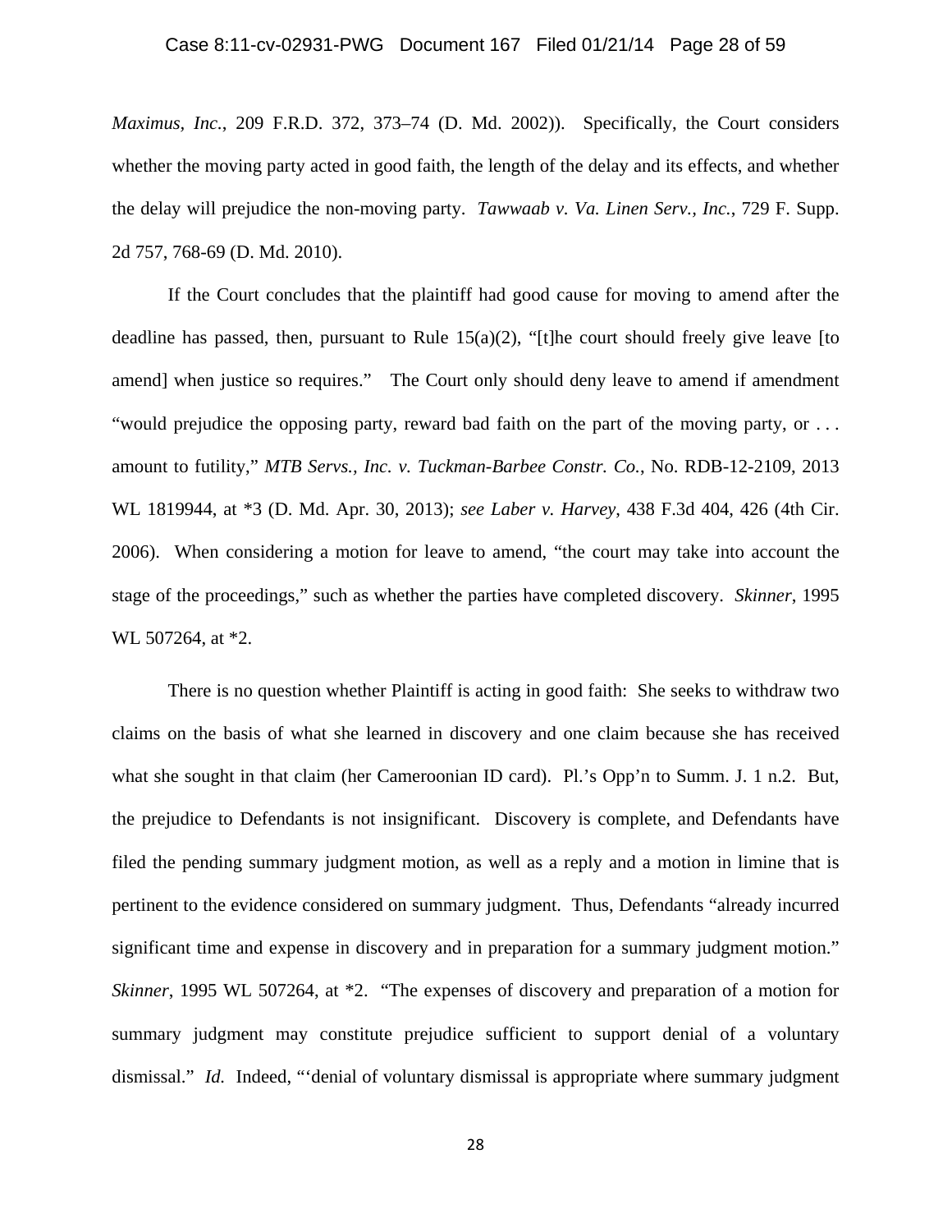*Maximus, Inc.*, 209 F.R.D. 372, 373–74 (D. Md. 2002)). Specifically, the Court considers whether the moving party acted in good faith, the length of the delay and its effects, and whether the delay will prejudice the non-moving party. *Tawwaab v. Va. Linen Serv., Inc.*, 729 F. Supp. 2d 757, 768-69 (D. Md. 2010).

If the Court concludes that the plaintiff had good cause for moving to amend after the deadline has passed, then, pursuant to Rule 15(a)(2), "[t]he court should freely give leave [to amend] when justice so requires." The Court only should deny leave to amend if amendment "would prejudice the opposing party, reward bad faith on the part of the moving party, or . . . amount to futility," *MTB Servs., Inc. v. Tuckman-Barbee Constr. Co.*, No. RDB-12-2109, 2013 WL 1819944, at *3 (D. Md. Apr. 30, 2013); *see Laber v. Harvey*, 438 F.3d 404, 426 (4th Cir. 2006). When considering a motion for leave to amend, "the court may take into account the stage of the proceedings," such as whether the parties have completed discovery. *Skinner*, 1995 WL 507264, at *2.

There is no question whether Plaintiff is acting in good faith: She seeks to withdraw two claims on the basis of what she learned in discovery and one claim because she has received what she sought in that claim (her Cameroonian ID card). Pl.'s Opp'n to Summ. J. 1 n.2. But, the prejudice to Defendants is not insignificant. Discovery is complete, and Defendants have filed the pending summary judgment motion, as well as a reply and a motion in limine that is pertinent to the evidence considered on summary judgment. Thus, Defendants "already incurred significant time and expense in discovery and in preparation for a summary judgment motion." *Skinner*, 1995 WL 507264, at *2. "The expenses of discovery and preparation of a motion for summary judgment may constitute prejudice sufficient to support denial of a voluntary dismissal." *Id.* Indeed, "'denial of voluntary dismissal is appropriate where summary judgment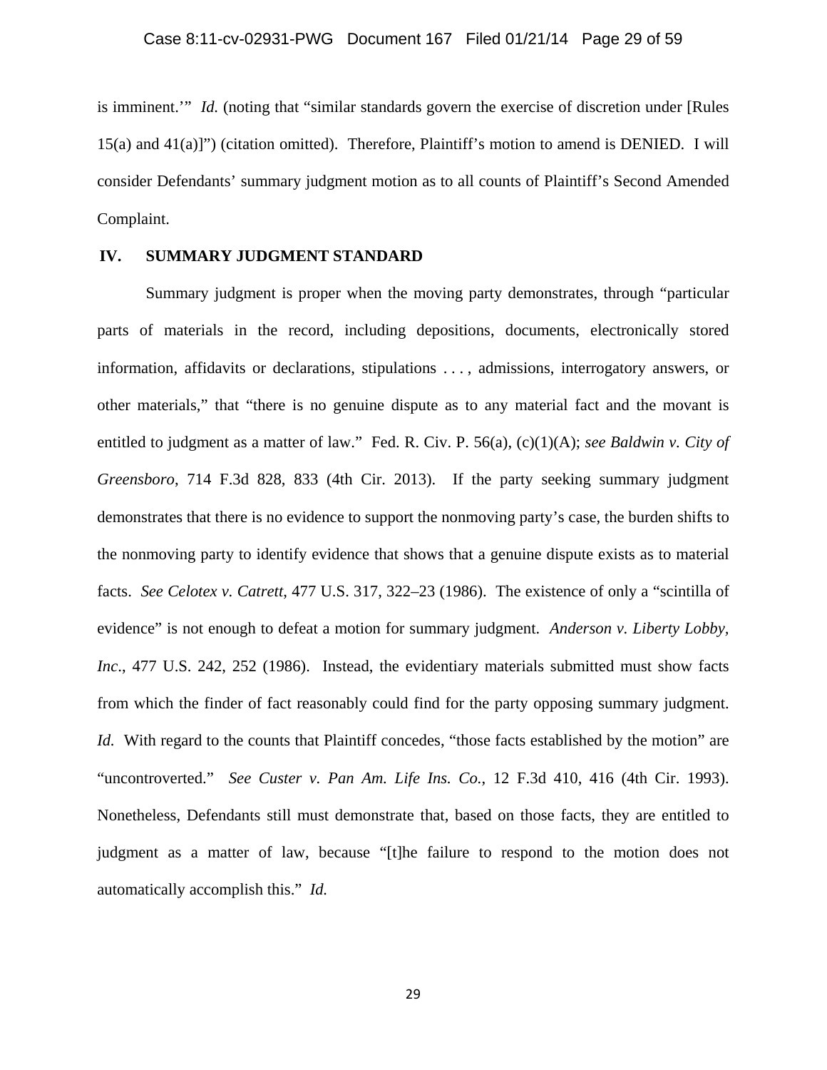is imminent.'" *Id.* (noting that "similar standards govern the exercise of discretion under [Rules 15(a) and 41(a)]") (citation omitted). Therefore, Plaintiff's motion to amend is DENIED. I will consider Defendants' summary judgment motion as to all counts of Plaintiff's Second Amended Complaint.

## IV. SUMMARY JUDGMENT STANDARD

Summary judgment is proper when the moving party demonstrates, through "particular parts of materials in the record, including depositions, documents, electronically stored information, affidavits or declarations, stipulations . . . , admissions, interrogatory answers, or other materials," that "there is no genuine dispute as to any material fact and the movant is entitled to judgment as a matter of law." Fed. R. Civ. P. 56(a), (c)(1)(A); *see Baldwin v. City of Greensboro*, 714 F.3d 828, 833 (4th Cir. 2013). If the party seeking summary judgment demonstrates that there is no evidence to support the nonmoving party's case, the burden shifts to the nonmoving party to identify evidence that shows that a genuine dispute exists as to material facts. *See Celotex v. Catrett*, 477 U.S. 317, 322–23 (1986). The existence of only a "scintilla of evidence" is not enough to defeat a motion for summary judgment. *Anderson v. Liberty Lobby, Inc.*, 477 U.S. 242, 252 (1986). Instead, the evidentiary materials submitted must show facts from which the finder of fact reasonably could find for the party opposing summary judgment. *Id.* With regard to the counts that Plaintiff concedes, "those facts established by the motion" are "uncontroverted." *See Custer v. Pan Am. Life Ins. Co.*, 12 F.3d 410, 416 (4th Cir. 1993). Nonetheless, Defendants still must demonstrate that, based on those facts, they are entitled to judgment as a matter of law, because "[t]he failure to respond to the motion does not automatically accomplish this." *Id.*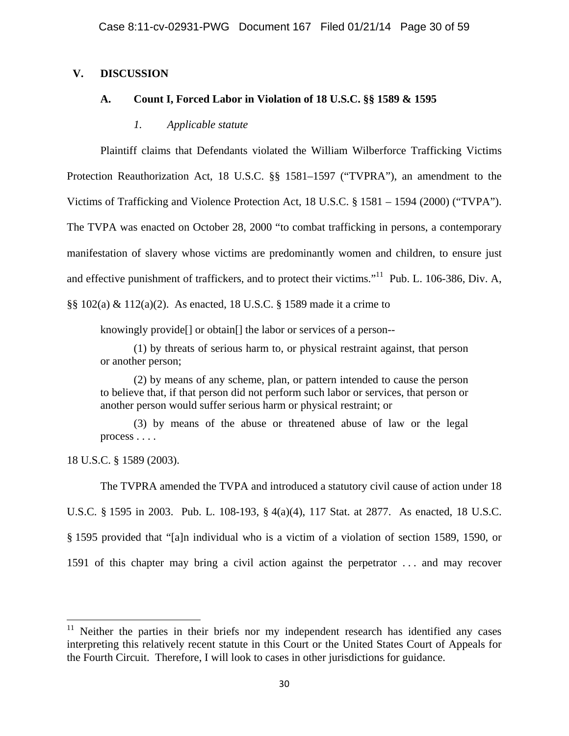## V. DISCUSSION

### A. Count I, Forced Labor in Violation of 18 U.S.C. §§ 1589 & 1595

#### *1. Applicable statute*

Plaintiff claims that Defendants violated the William Wilberforce Trafficking Victims Protection Reauthorization Act, 18 U.S.C. §§ 1581–1597 ("TVPRA"), an amendment to the Victims of Trafficking and Violence Protection Act, 18 U.S.C. § 1581 – 1594 (2000) ("TVPA"). The TVPA was enacted on October 28, 2000 "to combat trafficking in persons, a contemporary manifestation of slavery whose victims are predominantly women and children, to ensure just and effective punishment of traffickers, and to protect their victims."[11] Pub. L. 106-386, Div. A, §§ 102(a) & 112(a)(2). As enacted, 18 U.S.C. § 1589 made it a crime to

> knowingly provide[] or obtain[] the labor or services of a person--
>
> (1) by threats of serious harm to, or physical restraint against, that person or another person;
>
> (2) by means of any scheme, plan, or pattern intended to cause the person to believe that, if that person did not perform such labor or services, that person or another person would suffer serious harm or physical restraint; or
>
> (3) by means of the abuse or threatened abuse of law or the legal process . . . .

18 U.S.C. § 1589 (2003).

The TVPRA amended the TVPA and introduced a statutory civil cause of action under 18 U.S.C. § 1595 in 2003. Pub. L. 108-193, § 4(a)(4), 117 Stat. at 2877. As enacted, 18 U.S.C. § 1595 provided that "[a]n individual who is a victim of a violation of section 1589, 1590, or 1591 of this chapter may bring a civil action against the perpetrator . . . and may recover

---

[11] Neither the parties in their briefs nor my independent research has identified any cases interpreting this relatively recent statute in this Court or the United States Court of Appeals for the Fourth Circuit. Therefore, I will look to cases in other jurisdictions for guidance.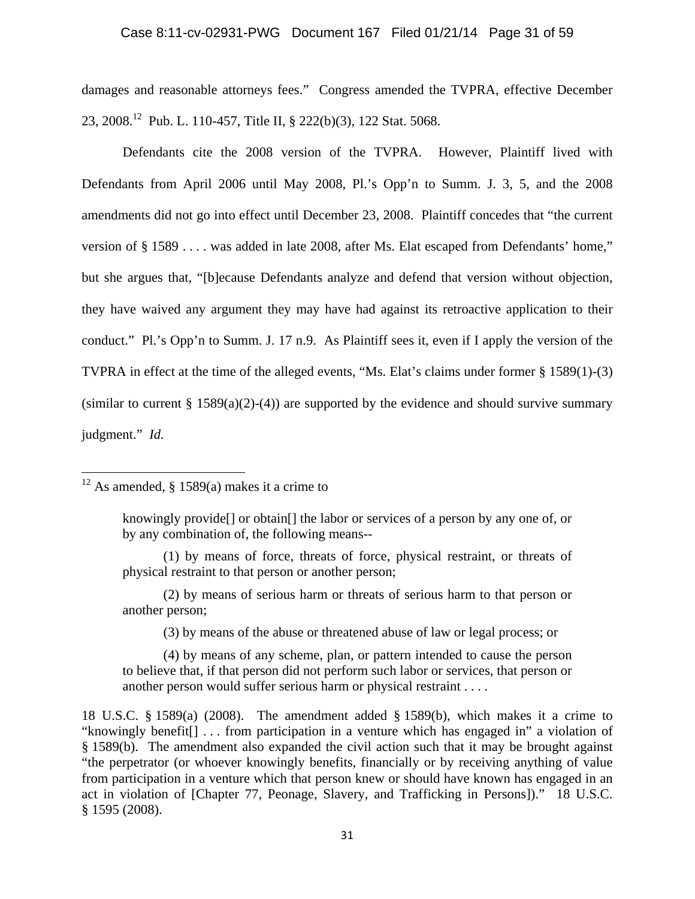damages and reasonable attorneys fees." Congress amended the TVPRA, effective December 23, 2008.[12] Pub. L. 110-457, Title II, § 222(b)(3), 122 Stat. 5068.

Defendants cite the 2008 version of the TVPRA. However, Plaintiff lived with Defendants from April 2006 until May 2008, Pl.'s Opp'n to Summ. J. 3, 5, and the 2008 amendments did not go into effect until December 23, 2008. Plaintiff concedes that "the current version of § 1589 . . . . was added in late 2008, after Ms. Elat escaped from Defendants' home," but she argues that, "[b]ecause Defendants analyze and defend that version without objection, they have waived any argument they may have had against its retroactive application to their conduct." Pl.'s Opp'n to Summ. J. 17 n.9. As Plaintiff sees it, even if I apply the version of the TVPRA in effect at the time of the alleged events, "Ms. Elat's claims under former § 1589(1)-(3) (similar to current § 1589(a)(2)-(4)) are supported by the evidence and should survive summary judgment." *Id.*

---

[12] As amended, § 1589(a) makes it a crime to

> knowingly provide[] or obtain[] the labor or services of a person by any one of, or by any combination of, the following means--
>
> (1) by means of force, threats of force, physical restraint, or threats of physical restraint to that person or another person;
>
> (2) by means of serious harm or threats of serious harm to that person or another person;
>
> (3) by means of the abuse or threatened abuse of law or legal process; or
>
> (4) by means of any scheme, plan, or pattern intended to cause the person to believe that, if that person did not perform such labor or services, that person or another person would suffer serious harm or physical restraint . . . .

18 U.S.C. § 1589(a) (2008). The amendment added § 1589(b), which makes it a crime to "knowingly benefit[] . . . from participation in a venture which has engaged in" a violation of § 1589(b). The amendment also expanded the civil action such that it may be brought against "the perpetrator (or whoever knowingly benefits, financially or by receiving anything of value from participation in a venture which that person knew or should have known has engaged in an act in violation of [Chapter 77, Peonage, Slavery, and Trafficking in Persons])." 18 U.S.C. § 1595 (2008).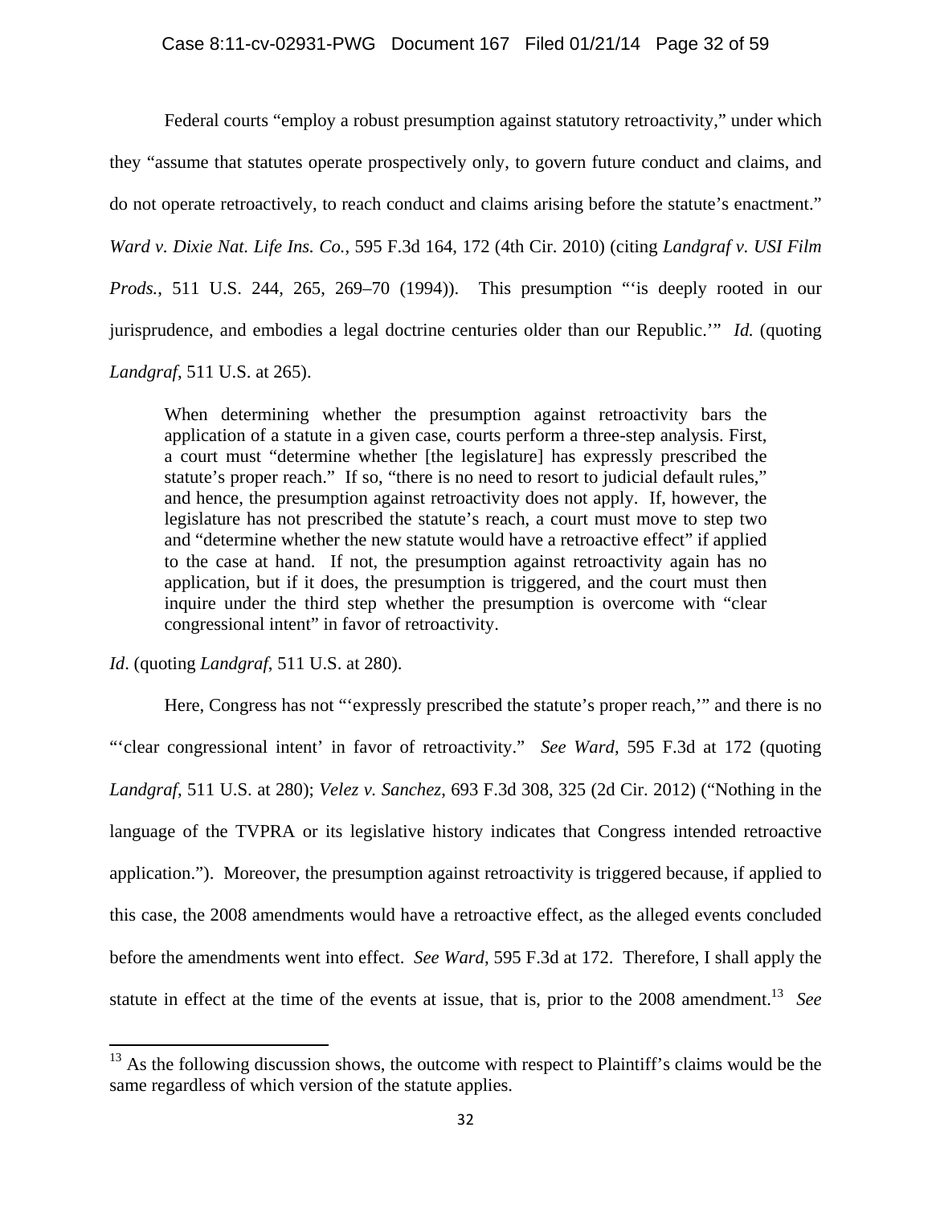Federal courts "employ a robust presumption against statutory retroactivity," under which they "assume that statutes operate prospectively only, to govern future conduct and claims, and do not operate retroactively, to reach conduct and claims arising before the statute's enactment." *Ward v. Dixie Nat. Life Ins. Co.*, 595 F.3d 164, 172 (4th Cir. 2010) (citing *Landgraf v. USI Film Prods.*, 511 U.S. 244, 265, 269–70 (1994)). This presumption "'is deeply rooted in our jurisprudence, and embodies a legal doctrine centuries older than our Republic.'" *Id.* (quoting *Landgraf*, 511 U.S. at 265).

> When determining whether the presumption against retroactivity bars the application of a statute in a given case, courts perform a three-step analysis. First, a court must "determine whether [the legislature] has expressly prescribed the statute's proper reach." If so, "there is no need to resort to judicial default rules," and hence, the presumption against retroactivity does not apply. If, however, the legislature has not prescribed the statute's reach, a court must move to step two and "determine whether the new statute would have a retroactive effect" if applied to the case at hand. If not, the presumption against retroactivity again has no application, but if it does, the presumption is triggered, and the court must then inquire under the third step whether the presumption is overcome with "clear congressional intent" in favor of retroactivity.

*Id*. (quoting *Landgraf*, 511 U.S. at 280).

Here, Congress has not "'expressly prescribed the statute's proper reach,'" and there is no "'clear congressional intent' in favor of retroactivity." *See Ward*, 595 F.3d at 172 (quoting *Landgraf*, 511 U.S. at 280); *Velez v. Sanchez*, 693 F.3d 308, 325 (2d Cir. 2012) ("Nothing in the language of the TVPRA or its legislative history indicates that Congress intended retroactive application."). Moreover, the presumption against retroactivity is triggered because, if applied to this case, the 2008 amendments would have a retroactive effect, as the alleged events concluded before the amendments went into effect. *See Ward*, 595 F.3d at 172. Therefore, I shall apply the statute in effect at the time of the events at issue, that is, prior to the 2008 amendment.[13] *See*

[13] As the following discussion shows, the outcome with respect to Plaintiff's claims would be the same regardless of which version of the statute applies.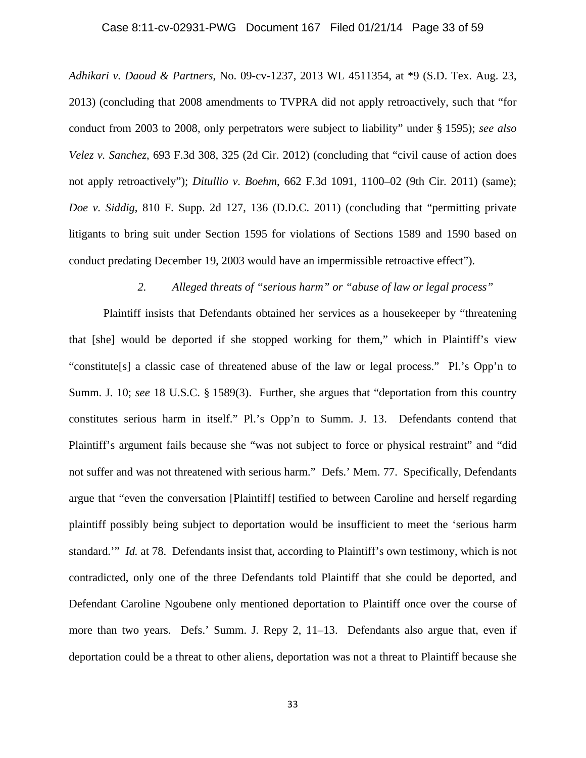*Adhikari v. Daoud & Partners*, No. 09-cv-1237, 2013 WL 4511354, at *9 (S.D. Tex. Aug. 23, 2013) (concluding that 2008 amendments to TVPRA did not apply retroactively, such that "for conduct from 2003 to 2008, only perpetrators were subject to liability" under § 1595); *see also Velez v. Sanchez*, 693 F.3d 308, 325 (2d Cir. 2012) (concluding that "civil cause of action does not apply retroactively"); *Ditullio v. Boehm*, 662 F.3d 1091, 1100–02 (9th Cir. 2011) (same); *Doe v. Siddig*, 810 F. Supp. 2d 127, 136 (D.D.C. 2011) (concluding that "permitting private litigants to bring suit under Section 1595 for violations of Sections 1589 and 1590 based on conduct predating December 19, 2003 would have an impermissible retroactive effect").

*2. Alleged threats of "serious harm" or "abuse of law or legal process"*

Plaintiff insists that Defendants obtained her services as a housekeeper by "threatening that [she] would be deported if she stopped working for them," which in Plaintiff's view "constitute[s] a classic case of threatened abuse of the law or legal process." Pl.'s Opp'n to Summ. J. 10; *see* 18 U.S.C. § 1589(3). Further, she argues that "deportation from this country constitutes serious harm in itself." Pl.'s Opp'n to Summ. J. 13. Defendants contend that Plaintiff's argument fails because she "was not subject to force or physical restraint" and "did not suffer and was not threatened with serious harm." Defs.' Mem. 77. Specifically, Defendants argue that "even the conversation [Plaintiff] testified to between Caroline and herself regarding plaintiff possibly being subject to deportation would be insufficient to meet the 'serious harm standard.'" *Id.* at 78. Defendants insist that, according to Plaintiff's own testimony, which is not contradicted, only one of the three Defendants told Plaintiff that she could be deported, and Defendant Caroline Ngoubene only mentioned deportation to Plaintiff once over the course of more than two years. Defs.' Summ. J. Repy 2, 11–13. Defendants also argue that, even if deportation could be a threat to other aliens, deportation was not a threat to Plaintiff because she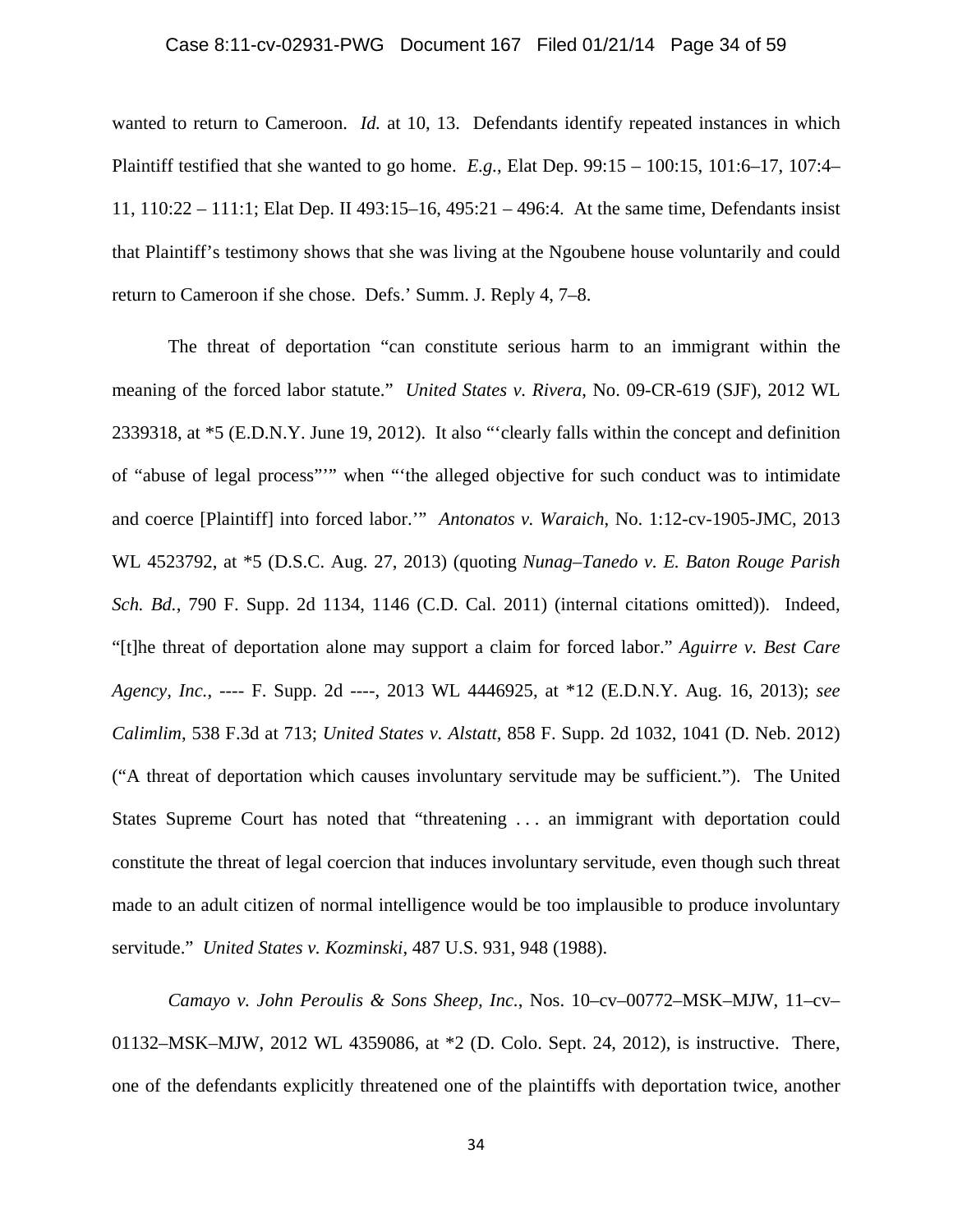wanted to return to Cameroon. *Id.* at 10, 13. Defendants identify repeated instances in which Plaintiff testified that she wanted to go home. *E.g.*, Elat Dep. 99:15 – 100:15, 101:6–17, 107:4–11, 110:22 – 111:1; Elat Dep. II 493:15–16, 495:21 – 496:4. At the same time, Defendants insist that Plaintiff's testimony shows that she was living at the Ngoubene house voluntarily and could return to Cameroon if she chose. Defs.' Summ. J. Reply 4, 7–8.

The threat of deportation "can constitute serious harm to an immigrant within the meaning of the forced labor statute." *United States v. Rivera*, No. 09-CR-619 (SJF), 2012 WL 2339318, at *5 (E.D.N.Y. June 19, 2012). It also "'clearly falls within the concept and definition of "abuse of legal process"'" when "'the alleged objective for such conduct was to intimidate and coerce [Plaintiff] into forced labor.'" *Antonatos v. Waraich*, No. 1:12-cv-1905-JMC, 2013 WL 4523792, at *5 (D.S.C. Aug. 27, 2013) (quoting *Nunag–Tanedo v. E. Baton Rouge Parish Sch. Bd.*, 790 F. Supp. 2d 1134, 1146 (C.D. Cal. 2011) (internal citations omitted)). Indeed, "[t]he threat of deportation alone may support a claim for forced labor." *Aguirre v. Best Care Agency, Inc.*, ---- F. Supp. 2d ----, 2013 WL 4446925, at *12 (E.D.N.Y. Aug. 16, 2013); *see Calimlim*, 538 F.3d at 713; *United States v. Alstatt*, 858 F. Supp. 2d 1032, 1041 (D. Neb. 2012) ("A threat of deportation which causes involuntary servitude may be sufficient."). The United States Supreme Court has noted that "threatening . . . an immigrant with deportation could constitute the threat of legal coercion that induces involuntary servitude, even though such threat made to an adult citizen of normal intelligence would be too implausible to produce involuntary servitude." *United States v. Kozminski*, 487 U.S. 931, 948 (1988).

*Camayo v. John Peroulis & Sons Sheep, Inc.*, Nos. 10–cv–00772–MSK–MJW, 11–cv–01132–MSK–MJW, 2012 WL 4359086, at *2 (D. Colo. Sept. 24, 2012), is instructive. There, one of the defendants explicitly threatened one of the plaintiffs with deportation twice, another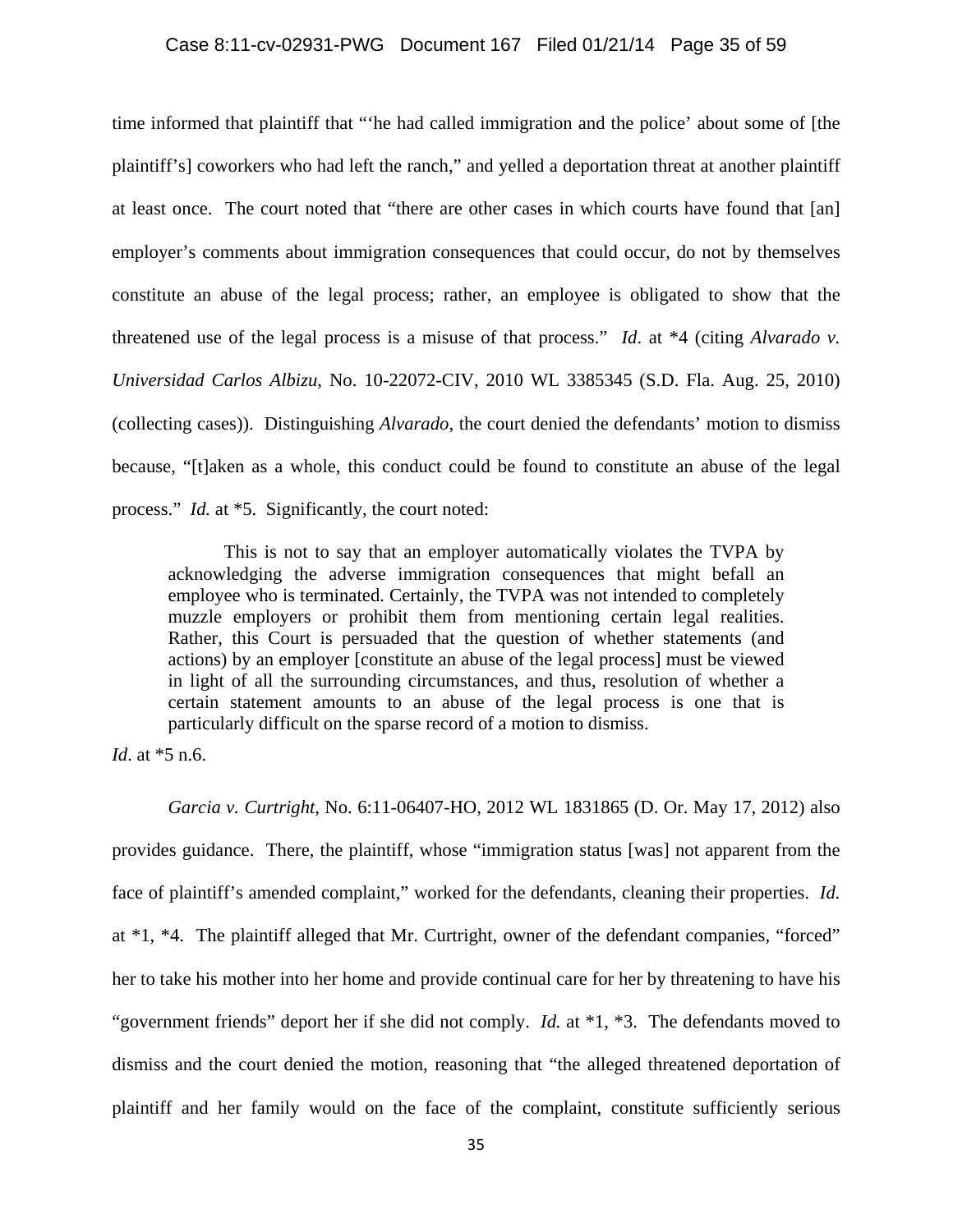time informed that plaintiff that "'he had called immigration and the police' about some of [the plaintiff's] coworkers who had left the ranch," and yelled a deportation threat at another plaintiff at least once. The court noted that "there are other cases in which courts have found that [an] employer's comments about immigration consequences that could occur, do not by themselves constitute an abuse of the legal process; rather, an employee is obligated to show that the threatened use of the legal process is a misuse of that process." *Id*. at *4 (citing *Alvarado v. Universidad Carlos Albizu*, No. 10-22072-CIV, 2010 WL 3385345 (S.D. Fla. Aug. 25, 2010) (collecting cases)). Distinguishing *Alvarado*, the court denied the defendants' motion to dismiss because, "[t]aken as a whole, this conduct could be found to constitute an abuse of the legal process." *Id.* at *5. Significantly, the court noted:

> This is not to say that an employer automatically violates the TVPA by acknowledging the adverse immigration consequences that might befall an employee who is terminated. Certainly, the TVPA was not intended to completely muzzle employers or prohibit them from mentioning certain legal realities. Rather, this Court is persuaded that the question of whether statements (and actions) by an employer [constitute an abuse of the legal process] must be viewed in light of all the surrounding circumstances, and thus, resolution of whether a certain statement amounts to an abuse of the legal process is one that is particularly difficult on the sparse record of a motion to dismiss.

*Id*. at *5 n.6.

*Garcia v. Curtright*, No. 6:11-06407-HO, 2012 WL 1831865 (D. Or. May 17, 2012) also provides guidance. There, the plaintiff, whose "immigration status [was] not apparent from the face of plaintiff's amended complaint," worked for the defendants, cleaning their properties. *Id.* at *1, *4. The plaintiff alleged that Mr. Curtright, owner of the defendant companies, "forced" her to take his mother into her home and provide continual care for her by threatening to have his "government friends" deport her if she did not comply. *Id.* at *1, *3. The defendants moved to dismiss and the court denied the motion, reasoning that "the alleged threatened deportation of plaintiff and her family would on the face of the complaint, constitute sufficiently serious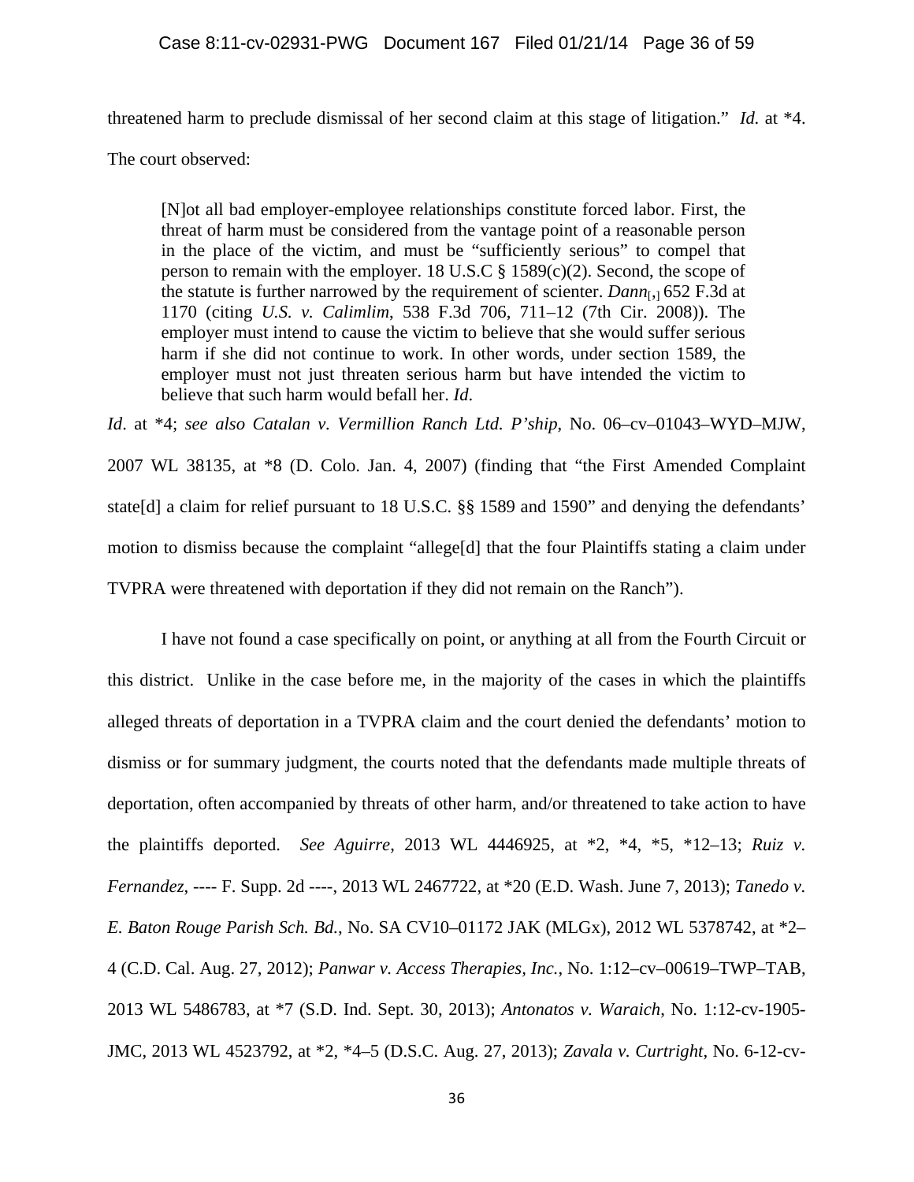threatened harm to preclude dismissal of her second claim at this stage of litigation." *Id.* at *4. The court observed:

> [N]ot all bad employer-employee relationships constitute forced labor. First, the threat of harm must be considered from the vantage point of a reasonable person in the place of the victim, and must be "sufficiently serious" to compel that person to remain with the employer. 18 U.S.C § 1589(c)(2). Second, the scope of the statute is further narrowed by the requirement of scienter. *Dann*[,] 652 F.3d at 1170 (citing *U.S. v. Calimlim*, 538 F.3d 706, 711–12 (7th Cir. 2008)). The employer must intend to cause the victim to believe that she would suffer serious harm if she did not continue to work. In other words, under section 1589, the employer must not just threaten serious harm but have intended the victim to believe that such harm would befall her. *Id*.

*Id*. at *4; *see also Catalan v. Vermillion Ranch Ltd. P'ship*, No. 06–cv–01043–WYD–MJW, 2007 WL 38135, at *8 (D. Colo. Jan. 4, 2007) (finding that "the First Amended Complaint state[d] a claim for relief pursuant to 18 U.S.C. §§ 1589 and 1590" and denying the defendants' motion to dismiss because the complaint "allege[d] that the four Plaintiffs stating a claim under TVPRA were threatened with deportation if they did not remain on the Ranch").

I have not found a case specifically on point, or anything at all from the Fourth Circuit or this district. Unlike in the case before me, in the majority of the cases in which the plaintiffs alleged threats of deportation in a TVPRA claim and the court denied the defendants' motion to dismiss or for summary judgment, the courts noted that the defendants made multiple threats of deportation, often accompanied by threats of other harm, and/or threatened to take action to have the plaintiffs deported. *See Aguirre*, 2013 WL 4446925, at *2, *4, *5, *12–13; *Ruiz v. Fernandez*, ---- F. Supp. 2d ----, 2013 WL 2467722, at *20 (E.D. Wash. June 7, 2013); *Tanedo v. E. Baton Rouge Parish Sch. Bd.*, No. SA CV10–01172 JAK (MLGx), 2012 WL 5378742, at *2–4 (C.D. Cal. Aug. 27, 2012); *Panwar v. Access Therapies, Inc.*, No. 1:12–cv–00619–TWP–TAB, 2013 WL 5486783, at *7 (S.D. Ind. Sept. 30, 2013); *Antonatos v. Waraich*, No. 1:12-cv-1905-JMC, 2013 WL 4523792, at *2, *4–5 (D.S.C. Aug. 27, 2013); *Zavala v. Curtright*, No. 6-12-cv-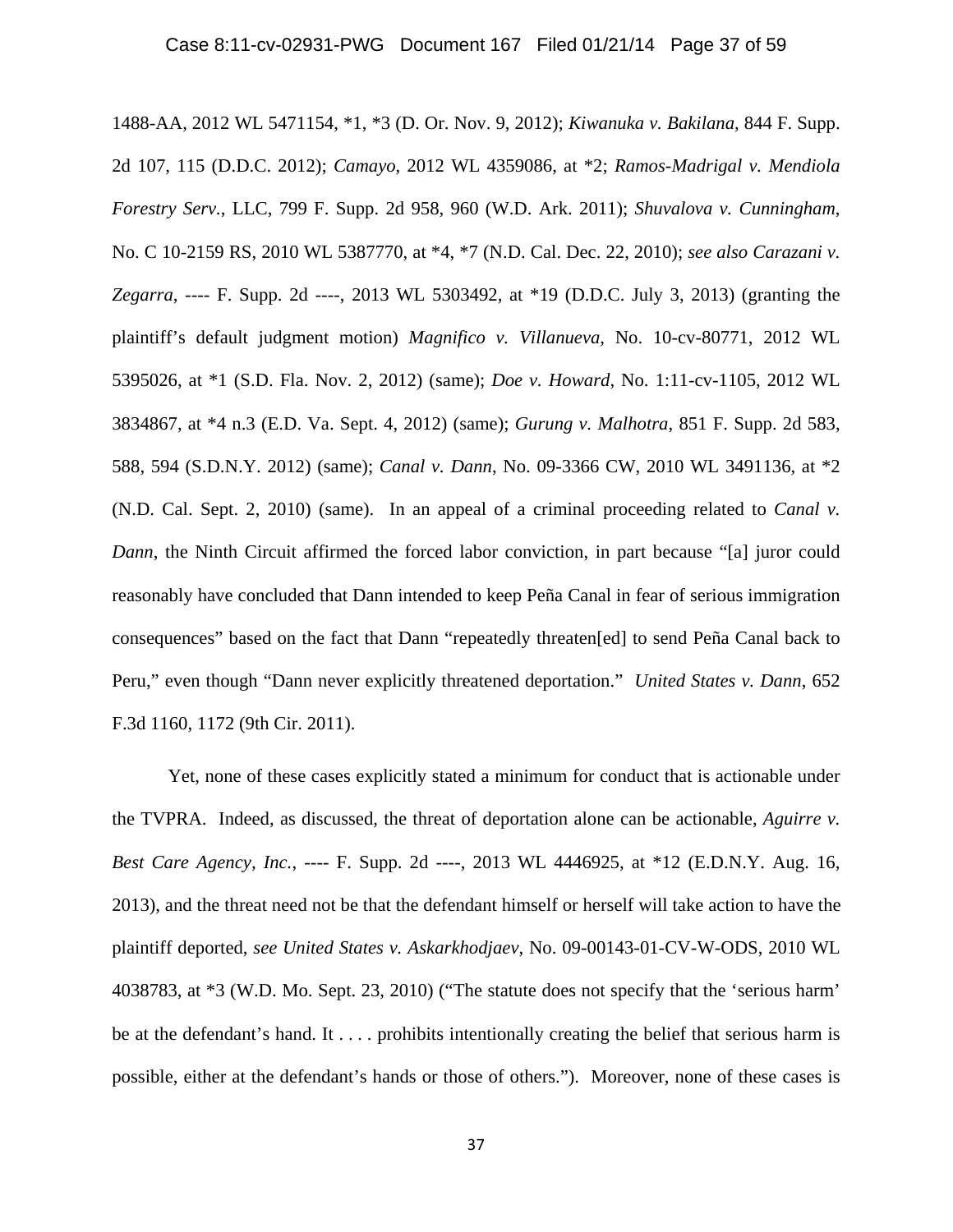1488-AA, 2012 WL 5471154, *1, *3 (D. Or. Nov. 9, 2012); *Kiwanuka v. Bakilana*, 844 F. Supp. 2d 107, 115 (D.D.C. 2012); *Camayo*, 2012 WL 4359086, at *2; *Ramos-Madrigal v. Mendiola Forestry Serv.*, LLC, 799 F. Supp. 2d 958, 960 (W.D. Ark. 2011); *Shuvalova v. Cunningham*, No. C 10-2159 RS, 2010 WL 5387770, at *4, *7 (N.D. Cal. Dec. 22, 2010); *see also Carazani v. Zegarra*, ---- F. Supp. 2d ----, 2013 WL 5303492, at *19 (D.D.C. July 3, 2013) (granting the plaintiff's default judgment motion) *Magnifico v. Villanueva*, No. 10-cv-80771, 2012 WL 5395026, at *1 (S.D. Fla. Nov. 2, 2012) (same); *Doe v. Howard*, No. 1:11-cv-1105, 2012 WL 3834867, at *4 n.3 (E.D. Va. Sept. 4, 2012) (same); *Gurung v. Malhotra*, 851 F. Supp. 2d 583, 588, 594 (S.D.N.Y. 2012) (same); *Canal v. Dann*, No. 09-3366 CW, 2010 WL 3491136, at *2 (N.D. Cal. Sept. 2, 2010) (same). In an appeal of a criminal proceeding related to *Canal v. Dann*, the Ninth Circuit affirmed the forced labor conviction, in part because "[a] juror could reasonably have concluded that Dann intended to keep Peña Canal in fear of serious immigration consequences" based on the fact that Dann "repeatedly threaten[ed] to send Peña Canal back to Peru," even though "Dann never explicitly threatened deportation." *United States v. Dann*, 652 F.3d 1160, 1172 (9th Cir. 2011).

Yet, none of these cases explicitly stated a minimum for conduct that is actionable under the TVPRA. Indeed, as discussed, the threat of deportation alone can be actionable, *Aguirre v. Best Care Agency, Inc.*, ---- F. Supp. 2d ----, 2013 WL 4446925, at *12 (E.D.N.Y. Aug. 16, 2013), and the threat need not be that the defendant himself or herself will take action to have the plaintiff deported, *see United States v. Askarkhodjaev*, No. 09-00143-01-CV-W-ODS, 2010 WL 4038783, at *3 (W.D. Mo. Sept. 23, 2010) ("The statute does not specify that the 'serious harm' be at the defendant's hand. It . . . . prohibits intentionally creating the belief that serious harm is possible, either at the defendant's hands or those of others."). Moreover, none of these cases is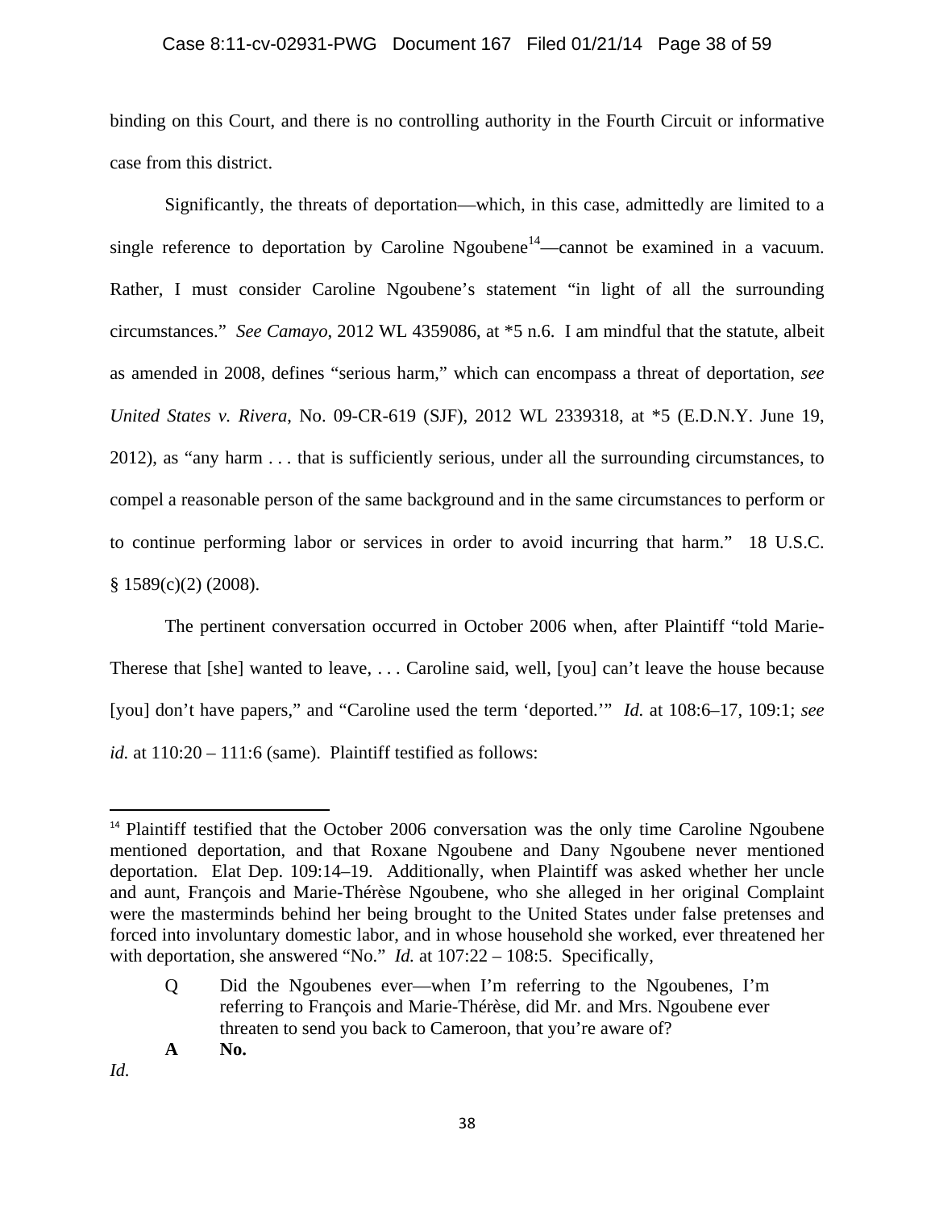binding on this Court, and there is no controlling authority in the Fourth Circuit or informative case from this district.

Significantly, the threats of deportation—which, in this case, admittedly are limited to a single reference to deportation by Caroline Ngoubene[14]—cannot be examined in a vacuum. Rather, I must consider Caroline Ngoubene's statement "in light of all the surrounding circumstances." *See Camayo*, 2012 WL 4359086, at *5 n.6. I am mindful that the statute, albeit as amended in 2008, defines "serious harm," which can encompass a threat of deportation, *see United States v. Rivera*, No. 09-CR-619 (SJF), 2012 WL 2339318, at *5 (E.D.N.Y. June 19, 2012), as "any harm . . . that is sufficiently serious, under all the surrounding circumstances, to compel a reasonable person of the same background and in the same circumstances to perform or to continue performing labor or services in order to avoid incurring that harm." 18 U.S.C. § 1589(c)(2) (2008).

The pertinent conversation occurred in October 2006 when, after Plaintiff "told Marie-Therese that [she] wanted to leave, . . . Caroline said, well, [you] can't leave the house because [you] don't have papers," and "Caroline used the term 'deported.'" *Id.* at 108:6–17, 109:1; *see id.* at 110:20 – 111:6 (same). Plaintiff testified as follows:

---

[14] Plaintiff testified that the October 2006 conversation was the only time Caroline Ngoubene mentioned deportation, and that Roxane Ngoubene and Dany Ngoubene never mentioned deportation. Elat Dep. 109:14–19. Additionally, when Plaintiff was asked whether her uncle and aunt, François and Marie-Thérèse Ngoubene, who she alleged in her original Complaint were the masterminds behind her being brought to the United States under false pretenses and forced into involuntary domestic labor, and in whose household she worked, ever threatened her with deportation, she answered "No." *Id.* at 107:22 – 108:5. Specifically,

> Q Did the Ngoubenes ever—when I'm referring to the Ngoubenes, I'm referring to François and Marie-Thérèse, did Mr. and Mrs. Ngoubene ever threaten to send you back to Cameroon, that you're aware of?
>
> **A No.**

*Id.*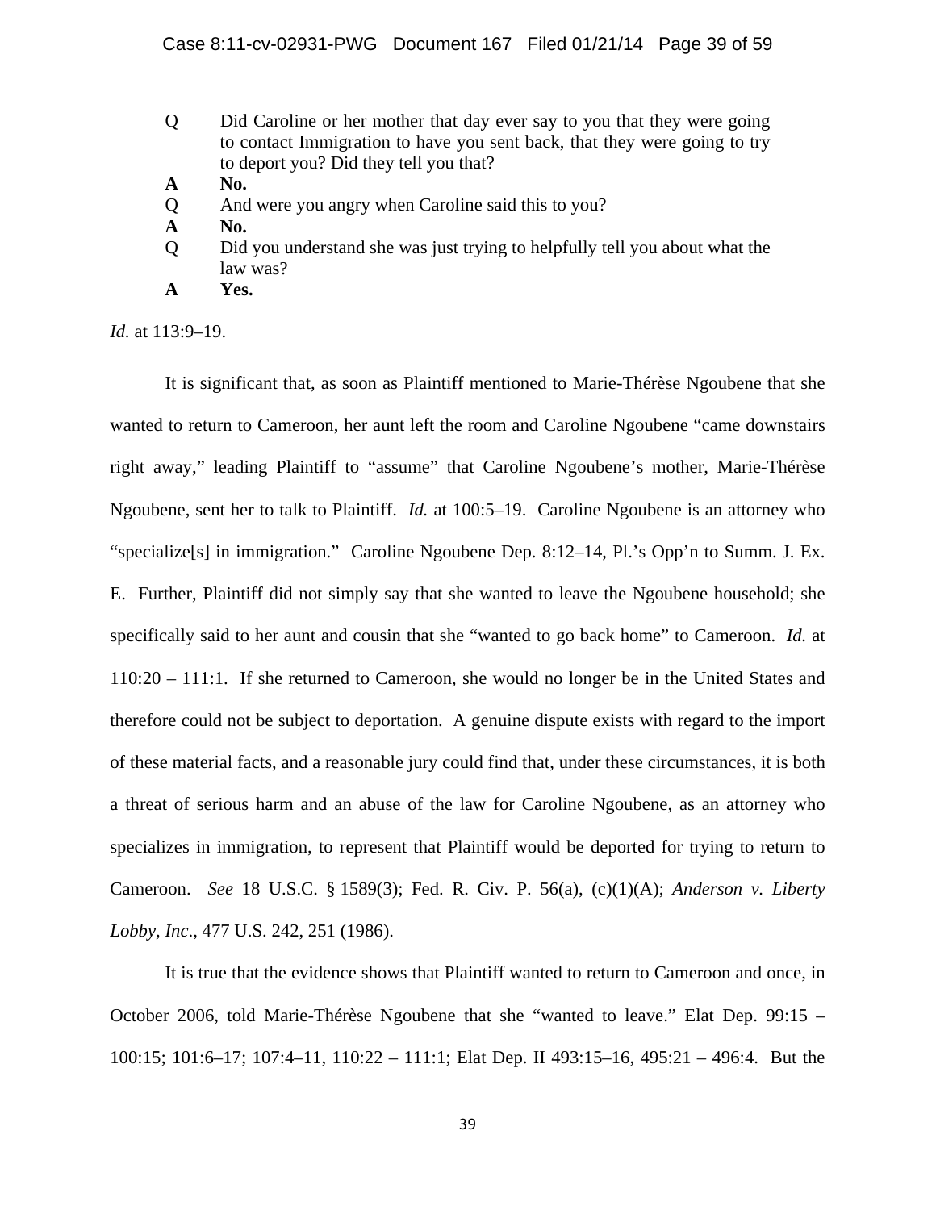Q Did Caroline or her mother that day ever say to you that they were going to contact Immigration to have you sent back, that they were going to try to deport you? Did they tell you that?

**A No.**

Q And were you angry when Caroline said this to you?

**A No.**

Q Did you understand she was just trying to helpfully tell you about what the law was?

**A Yes.**

*Id.* at 113:9–19.

It is significant that, as soon as Plaintiff mentioned to Marie-Thérèse Ngoubene that she wanted to return to Cameroon, her aunt left the room and Caroline Ngoubene "came downstairs right away," leading Plaintiff to "assume" that Caroline Ngoubene's mother, Marie-Thérèse Ngoubene, sent her to talk to Plaintiff. *Id.* at 100:5–19. Caroline Ngoubene is an attorney who "specialize[s] in immigration." Caroline Ngoubene Dep. 8:12–14, Pl.'s Opp'n to Summ. J. Ex. E. Further, Plaintiff did not simply say that she wanted to leave the Ngoubene household; she specifically said to her aunt and cousin that she "wanted to go back home" to Cameroon. *Id.* at 110:20 – 111:1. If she returned to Cameroon, she would no longer be in the United States and therefore could not be subject to deportation. A genuine dispute exists with regard to the import of these material facts, and a reasonable jury could find that, under these circumstances, it is both a threat of serious harm and an abuse of the law for Caroline Ngoubene, as an attorney who specializes in immigration, to represent that Plaintiff would be deported for trying to return to Cameroon. *See* 18 U.S.C. § 1589(3); Fed. R. Civ. P. 56(a), (c)(1)(A); *Anderson v. Liberty Lobby, Inc*., 477 U.S. 242, 251 (1986).

It is true that the evidence shows that Plaintiff wanted to return to Cameroon and once, in October 2006, told Marie-Thérèse Ngoubene that she "wanted to leave." Elat Dep. 99:15 – 100:15; 101:6–17; 107:4–11, 110:22 – 111:1; Elat Dep. II 493:15–16, 495:21 – 496:4. But the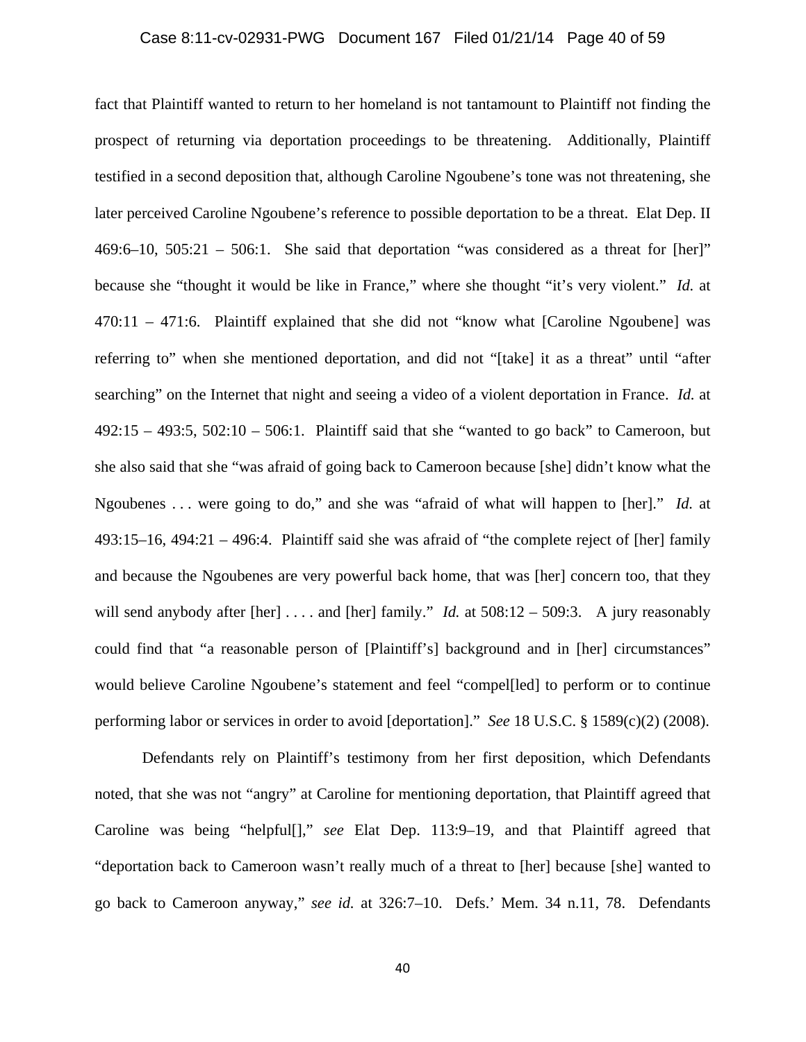fact that Plaintiff wanted to return to her homeland is not tantamount to Plaintiff not finding the prospect of returning via deportation proceedings to be threatening. Additionally, Plaintiff testified in a second deposition that, although Caroline Ngoubene's tone was not threatening, she later perceived Caroline Ngoubene's reference to possible deportation to be a threat. Elat Dep. II 469:6–10, 505:21 – 506:1. She said that deportation "was considered as a threat for [her]" because she "thought it would be like in France," where she thought "it's very violent." *Id.* at 470:11 – 471:6. Plaintiff explained that she did not "know what [Caroline Ngoubene] was referring to" when she mentioned deportation, and did not "[take] it as a threat" until "after searching" on the Internet that night and seeing a video of a violent deportation in France. *Id.* at 492:15 – 493:5, 502:10 – 506:1. Plaintiff said that she "wanted to go back" to Cameroon, but she also said that she "was afraid of going back to Cameroon because [she] didn't know what the Ngoubenes . . . were going to do," and she was "afraid of what will happen to [her]." *Id.* at 493:15–16, 494:21 – 496:4. Plaintiff said she was afraid of "the complete reject of [her] family and because the Ngoubenes are very powerful back home, that was [her] concern too, that they will send anybody after [her] . . . . and [her] family." *Id.* at 508:12 – 509:3. A jury reasonably could find that "a reasonable person of [Plaintiff's] background and in [her] circumstances" would believe Caroline Ngoubene's statement and feel "compel[led] to perform or to continue performing labor or services in order to avoid [deportation]." *See* 18 U.S.C. § 1589(c)(2) (2008).

Defendants rely on Plaintiff's testimony from her first deposition, which Defendants noted, that she was not "angry" at Caroline for mentioning deportation, that Plaintiff agreed that Caroline was being "helpful[]," *see* Elat Dep. 113:9–19, and that Plaintiff agreed that "deportation back to Cameroon wasn't really much of a threat to [her] because [she] wanted to go back to Cameroon anyway," *see id.* at 326:7–10. Defs.' Mem. 34 n.11, 78. Defendants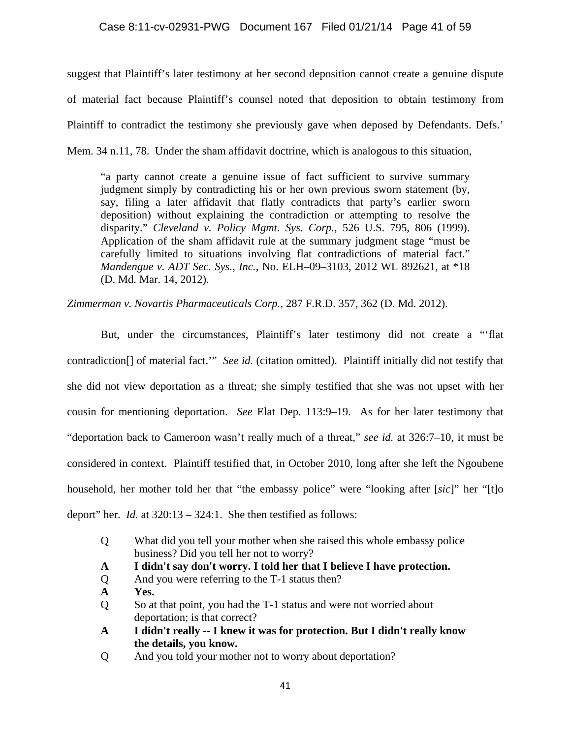suggest that Plaintiff's later testimony at her second deposition cannot create a genuine dispute of material fact because Plaintiff's counsel noted that deposition to obtain testimony from Plaintiff to contradict the testimony she previously gave when deposed by Defendants. Defs.' Mem. 34 n.11, 78. Under the sham affidavit doctrine, which is analogous to this situation,

> "a party cannot create a genuine issue of fact sufficient to survive summary judgment simply by contradicting his or her own previous sworn statement (by, say, filing a later affidavit that flatly contradicts that party's earlier sworn deposition) without explaining the contradiction or attempting to resolve the disparity." *Cleveland v. Policy Mgmt. Sys. Corp.*, 526 U.S. 795, 806 (1999). Application of the sham affidavit rule at the summary judgment stage "must be carefully limited to situations involving flat contradictions of material fact." *Mandengue v. ADT Sec. Sys., Inc.*, No. ELH–09–3103, 2012 WL 892621, at *18 (D. Md. Mar. 14, 2012).

*Zimmerman v. Novartis Pharmaceuticals Corp.*, 287 F.R.D. 357, 362 (D. Md. 2012).

But, under the circumstances, Plaintiff's later testimony did not create a "'flat contradiction[] of material fact.'" *See id.* (citation omitted). Plaintiff initially did not testify that she did not view deportation as a threat; she simply testified that she was not upset with her cousin for mentioning deportation. *See* Elat Dep. 113:9–19. As for her later testimony that "deportation back to Cameroon wasn't really much of a threat," *see id.* at 326:7–10, it must be considered in context. Plaintiff testified that, in October 2010, long after she left the Ngoubene household, her mother told her that "the embassy police" were "looking after [*sic*]" her "[t]o deport" her. *Id.* at 320:13 – 324:1. She then testified as follows:

> Q What did you tell your mother when she raised this whole embassy police business? Did you tell her not to worry?
>
> **A I didn't say don't worry. I told her that I believe I have protection.**
>
> Q And you were referring to the T-1 status then?
>
> **A Yes.**
>
> Q So at that point, you had the T-1 status and were not worried about deportation; is that correct?
>
> **A I didn't really -- I knew it was for protection. But I didn't really know the details, you know.**
>
> Q And you told your mother not to worry about deportation?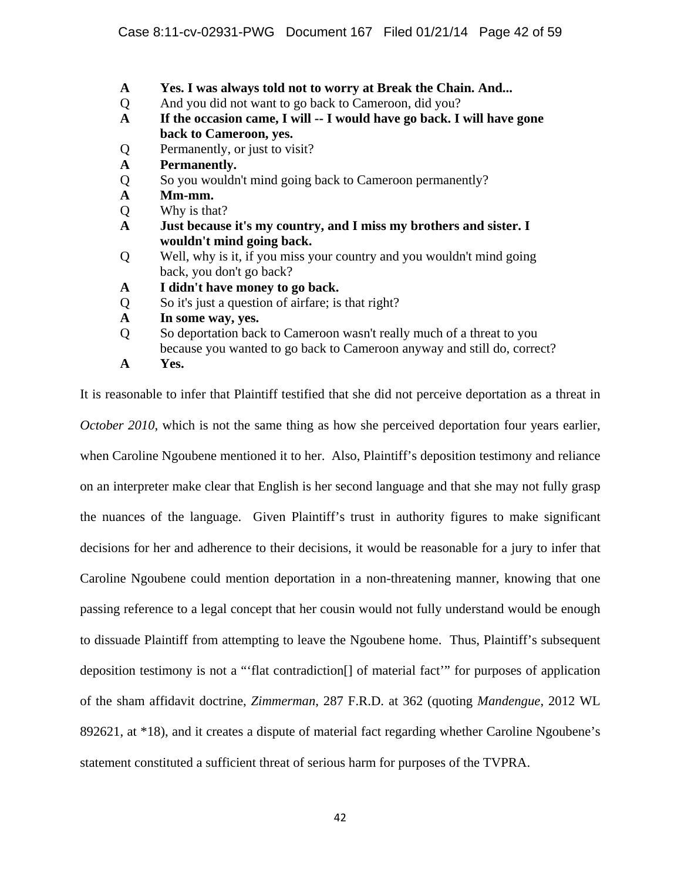**A** **Yes. I was always told not to worry at Break the Chain. And...**
Q And you did not want to go back to Cameroon, did you?
**A** **If the occasion came, I will -- I would have go back. I will have gone back to Cameroon, yes.**
Q Permanently, or just to visit?
**A** **Permanently.**
Q So you wouldn't mind going back to Cameroon permanently?
**A** **Mm-mm.**
Q Why is that?
**A** **Just because it's my country, and I miss my brothers and sister. I wouldn't mind going back.**
Q Well, why is it, if you miss your country and you wouldn't mind going back, you don't go back?
**A** **I didn't have money to go back.**
Q So it's just a question of airfare; is that right?
**A** **In some way, yes.**
Q So deportation back to Cameroon wasn't really much of a threat to you because you wanted to go back to Cameroon anyway and still do, correct?
**A** **Yes.**

It is reasonable to infer that Plaintiff testified that she did not perceive deportation as a threat in *October 2010*, which is not the same thing as how she perceived deportation four years earlier, when Caroline Ngoubene mentioned it to her. Also, Plaintiff's deposition testimony and reliance on an interpreter make clear that English is her second language and that she may not fully grasp the nuances of the language. Given Plaintiff's trust in authority figures to make significant decisions for her and adherence to their decisions, it would be reasonable for a jury to infer that Caroline Ngoubene could mention deportation in a non-threatening manner, knowing that one passing reference to a legal concept that her cousin would not fully understand would be enough to dissuade Plaintiff from attempting to leave the Ngoubene home. Thus, Plaintiff's subsequent deposition testimony is not a "'flat contradiction[] of material fact'" for purposes of application of the sham affidavit doctrine, *Zimmerman*, 287 F.R.D. at 362 (quoting *Mandengue*, 2012 WL 892621, at *18), and it creates a dispute of material fact regarding whether Caroline Ngoubene's statement constituted a sufficient threat of serious harm for purposes of the TVPRA.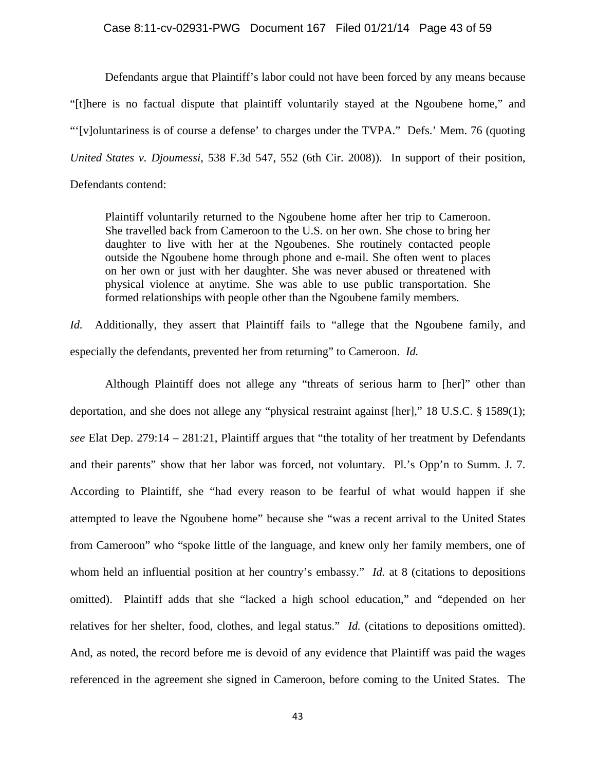Defendants argue that Plaintiff's labor could not have been forced by any means because "[t]here is no factual dispute that plaintiff voluntarily stayed at the Ngoubene home," and "'[v]oluntariness is of course a defense' to charges under the TVPA." Defs.' Mem. 76 (quoting *United States v. Djoumessi*, 538 F.3d 547, 552 (6th Cir. 2008)). In support of their position, Defendants contend:

> Plaintiff voluntarily returned to the Ngoubene home after her trip to Cameroon. She travelled back from Cameroon to the U.S. on her own. She chose to bring her daughter to live with her at the Ngoubenes. She routinely contacted people outside the Ngoubene home through phone and e-mail. She often went to places on her own or just with her daughter. She was never abused or threatened with physical violence at anytime. She was able to use public transportation. She formed relationships with people other than the Ngoubene family members.

*Id.* Additionally, they assert that Plaintiff fails to "allege that the Ngoubene family, and especially the defendants, prevented her from returning" to Cameroon. *Id.*

Although Plaintiff does not allege any "threats of serious harm to [her]" other than deportation, and she does not allege any "physical restraint against [her]," 18 U.S.C. § 1589(1); *see* Elat Dep. 279:14 – 281:21, Plaintiff argues that "the totality of her treatment by Defendants and their parents" show that her labor was forced, not voluntary. Pl.'s Opp'n to Summ. J. 7. According to Plaintiff, she "had every reason to be fearful of what would happen if she attempted to leave the Ngoubene home" because she "was a recent arrival to the United States from Cameroon" who "spoke little of the language, and knew only her family members, one of whom held an influential position at her country's embassy." *Id.* at 8 (citations to depositions omitted). Plaintiff adds that she "lacked a high school education," and "depended on her relatives for her shelter, food, clothes, and legal status." *Id.* (citations to depositions omitted). And, as noted, the record before me is devoid of any evidence that Plaintiff was paid the wages referenced in the agreement she signed in Cameroon, before coming to the United States. The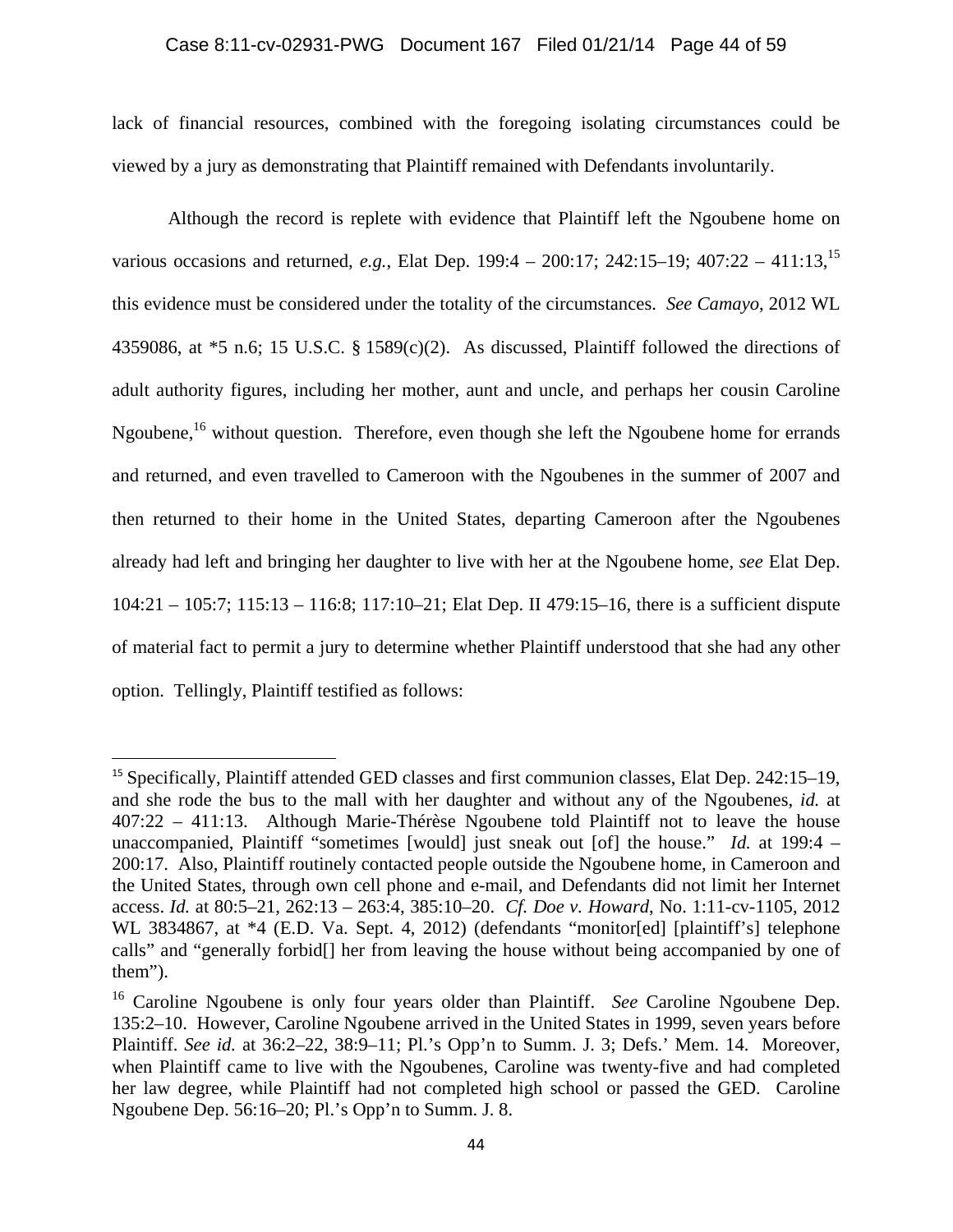lack of financial resources, combined with the foregoing isolating circumstances could be viewed by a jury as demonstrating that Plaintiff remained with Defendants involuntarily.

Although the record is replete with evidence that Plaintiff left the Ngoubene home on various occasions and returned, *e.g.*, Elat Dep. 199:4 – 200:17; 242:15–19; 407:22 – 411:13,[15] this evidence must be considered under the totality of the circumstances. *See Camayo*, 2012 WL 4359086, at *5 n.6; 15 U.S.C. § 1589(c)(2). As discussed, Plaintiff followed the directions of adult authority figures, including her mother, aunt and uncle, and perhaps her cousin Caroline Ngoubene,[16] without question. Therefore, even though she left the Ngoubene home for errands and returned, and even travelled to Cameroon with the Ngoubenes in the summer of 2007 and then returned to their home in the United States, departing Cameroon after the Ngoubenes already had left and bringing her daughter to live with her at the Ngoubene home, *see* Elat Dep. 104:21 – 105:7; 115:13 – 116:8; 117:10–21; Elat Dep. II 479:15–16, there is a sufficient dispute of material fact to permit a jury to determine whether Plaintiff understood that she had any other option. Tellingly, Plaintiff testified as follows:

---

[15] Specifically, Plaintiff attended GED classes and first communion classes, Elat Dep. 242:15–19, and she rode the bus to the mall with her daughter and without any of the Ngoubenes, *id.* at 407:22 – 411:13. Although Marie-Thérèse Ngoubene told Plaintiff not to leave the house unaccompanied, Plaintiff "sometimes [would] just sneak out [of] the house." *Id.* at 199:4 – 200:17. Also, Plaintiff routinely contacted people outside the Ngoubene home, in Cameroon and the United States, through own cell phone and e-mail, and Defendants did not limit her Internet access. *Id.* at 80:5–21, 262:13 – 263:4, 385:10–20. *Cf. Doe v. Howard*, No. 1:11-cv-1105, 2012 WL 3834867, at *4 (E.D. Va. Sept. 4, 2012) (defendants "monitor[ed] [plaintiff's] telephone calls" and "generally forbid[] her from leaving the house without being accompanied by one of them").

[16] Caroline Ngoubene is only four years older than Plaintiff. *See* Caroline Ngoubene Dep. 135:2–10. However, Caroline Ngoubene arrived in the United States in 1999, seven years before Plaintiff. *See id.* at 36:2–22, 38:9–11; Pl.'s Opp'n to Summ. J. 3; Defs.' Mem. 14. Moreover, when Plaintiff came to live with the Ngoubenes, Caroline was twenty-five and had completed her law degree, while Plaintiff had not completed high school or passed the GED. Caroline Ngoubene Dep. 56:16–20; Pl.'s Opp'n to Summ. J. 8.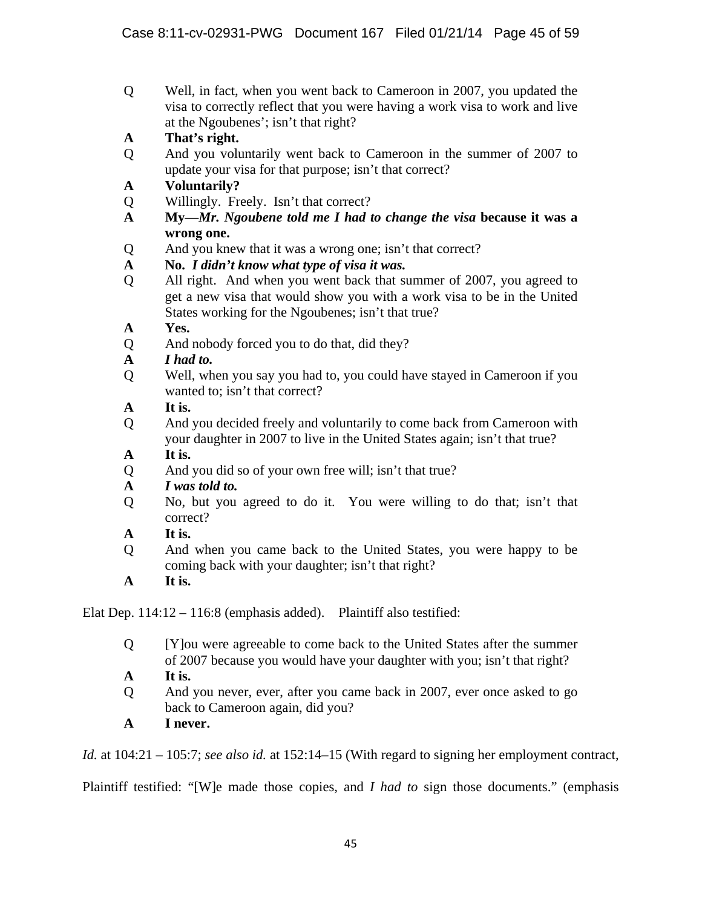Q Well, in fact, when you went back to Cameroon in 2007, you updated the visa to correctly reflect that you were having a work visa to work and live at the Ngoubenes'; isn't that right?

**A That's right.**

Q And you voluntarily went back to Cameroon in the summer of 2007 to update your visa for that purpose; isn't that correct?

**A Voluntarily?**

Q Willingly. Freely. Isn't that correct?

**A My—*Mr. Ngoubene told me I had to change the visa* because it was a wrong one.**

Q And you knew that it was a wrong one; isn't that correct?

**A No. *I didn't know what type of visa it was.***

Q All right. And when you went back that summer of 2007, you agreed to get a new visa that would show you with a work visa to be in the United States working for the Ngoubenes; isn't that true?

**A Yes.**

Q And nobody forced you to do that, did they?

**A *I had to.***

Q Well, when you say you had to, you could have stayed in Cameroon if you wanted to; isn't that correct?

**A It is.**

Q And you decided freely and voluntarily to come back from Cameroon with your daughter in 2007 to live in the United States again; isn't that true?

**A It is.**

Q And you did so of your own free will; isn't that true?

**A *I was told to.***

Q No, but you agreed to do it. You were willing to do that; isn't that correct?

**A It is.**

Q And when you came back to the United States, you were happy to be coming back with your daughter; isn't that right?

**A It is.**

Elat Dep. 114:12 – 116:8 (emphasis added). Plaintiff also testified:

Q [Y]ou were agreeable to come back to the United States after the summer of 2007 because you would have your daughter with you; isn't that right?

**A It is.**

Q And you never, ever, after you came back in 2007, ever once asked to go back to Cameroon again, did you?

**A I never.**

*Id.* at 104:21 – 105:7; *see also id.* at 152:14–15 (With regard to signing her employment contract, Plaintiff testified: "[W]e made those copies, and *I had to* sign those documents." (emphasis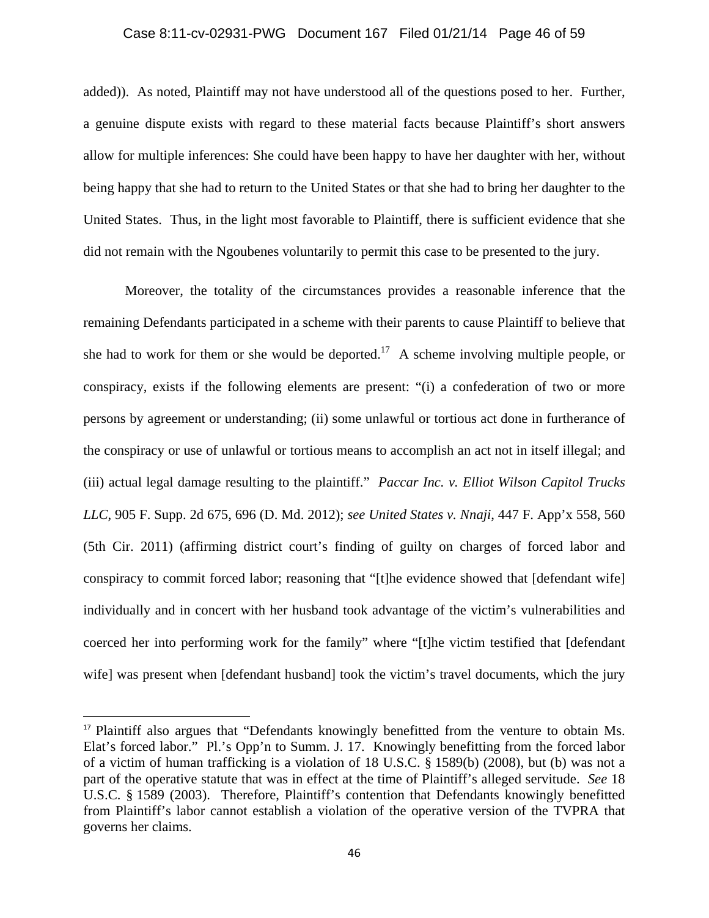added)). As noted, Plaintiff may not have understood all of the questions posed to her. Further, a genuine dispute exists with regard to these material facts because Plaintiff's short answers allow for multiple inferences: She could have been happy to have her daughter with her, without being happy that she had to return to the United States or that she had to bring her daughter to the United States. Thus, in the light most favorable to Plaintiff, there is sufficient evidence that she did not remain with the Ngoubenes voluntarily to permit this case to be presented to the jury.

Moreover, the totality of the circumstances provides a reasonable inference that the remaining Defendants participated in a scheme with their parents to cause Plaintiff to believe that she had to work for them or she would be deported.[17] A scheme involving multiple people, or conspiracy, exists if the following elements are present: "(i) a confederation of two or more persons by agreement or understanding; (ii) some unlawful or tortious act done in furtherance of the conspiracy or use of unlawful or tortious means to accomplish an act not in itself illegal; and (iii) actual legal damage resulting to the plaintiff." *Paccar Inc. v. Elliot Wilson Capitol Trucks LLC*, 905 F. Supp. 2d 675, 696 (D. Md. 2012); *see United States v. Nnaji*, 447 F. App'x 558, 560 (5th Cir. 2011) (affirming district court's finding of guilty on charges of forced labor and conspiracy to commit forced labor; reasoning that "[t]he evidence showed that [defendant wife] individually and in concert with her husband took advantage of the victim's vulnerabilities and coerced her into performing work for the family" where "[t]he victim testified that [defendant wife] was present when [defendant husband] took the victim's travel documents, which the jury

---

[17] Plaintiff also argues that "Defendants knowingly benefitted from the venture to obtain Ms. Elat's forced labor." Pl.'s Opp'n to Summ. J. 17. Knowingly benefitting from the forced labor of a victim of human trafficking is a violation of 18 U.S.C. § 1589(b) (2008), but (b) was not a part of the operative statute that was in effect at the time of Plaintiff's alleged servitude. *See* 18 U.S.C. § 1589 (2003). Therefore, Plaintiff's contention that Defendants knowingly benefitted from Plaintiff's labor cannot establish a violation of the operative version of the TVPRA that governs her claims.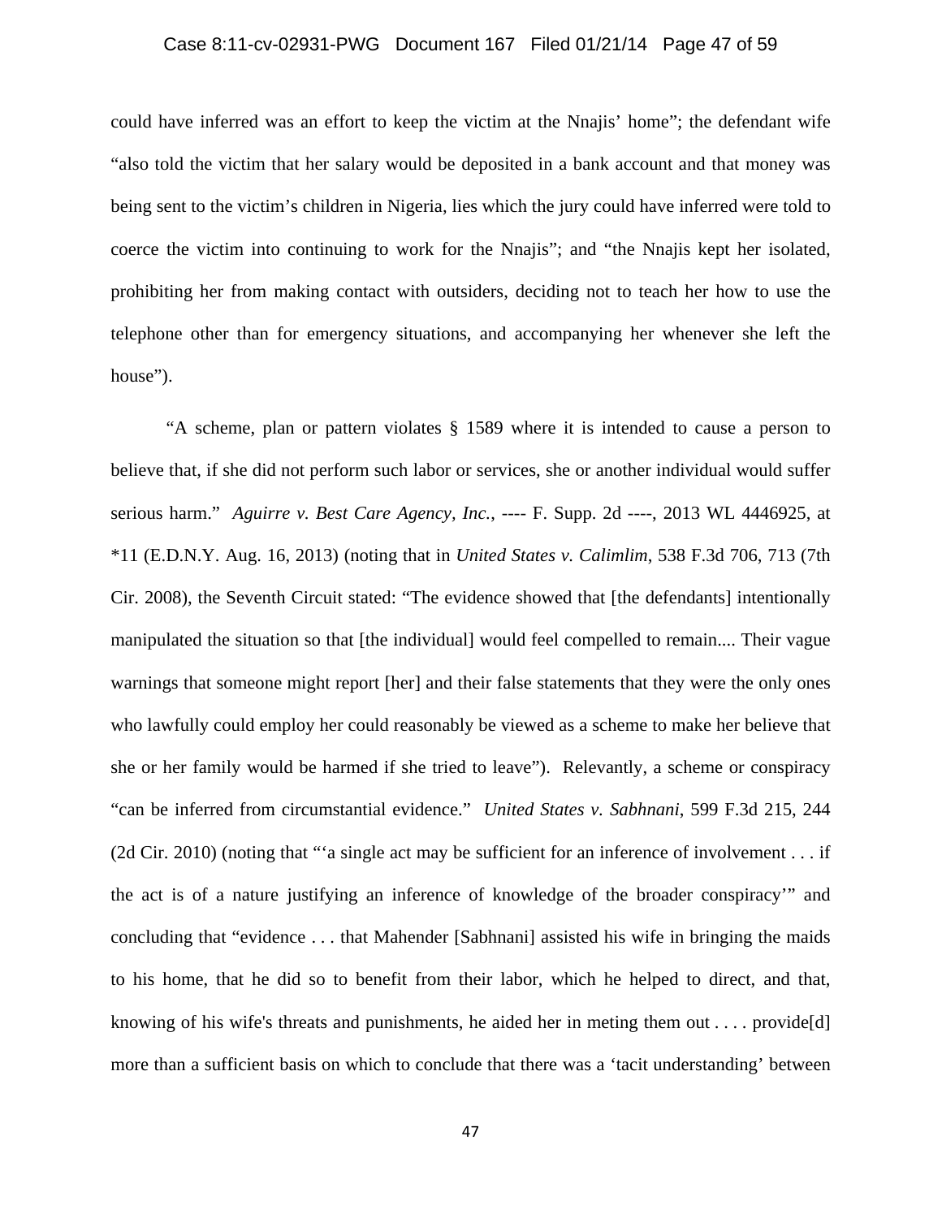could have inferred was an effort to keep the victim at the Nnajis' home"; the defendant wife "also told the victim that her salary would be deposited in a bank account and that money was being sent to the victim's children in Nigeria, lies which the jury could have inferred were told to coerce the victim into continuing to work for the Nnajis"; and "the Nnajis kept her isolated, prohibiting her from making contact with outsiders, deciding not to teach her how to use the telephone other than for emergency situations, and accompanying her whenever she left the house").

"A scheme, plan or pattern violates § 1589 where it is intended to cause a person to believe that, if she did not perform such labor or services, she or another individual would suffer serious harm." *Aguirre v. Best Care Agency, Inc.*, ---- F. Supp. 2d ----, 2013 WL 4446925, at *11 (E.D.N.Y. Aug. 16, 2013) (noting that in *United States v. Calimlim*, 538 F.3d 706, 713 (7th Cir. 2008), the Seventh Circuit stated: "The evidence showed that [the defendants] intentionally manipulated the situation so that [the individual] would feel compelled to remain.... Their vague warnings that someone might report [her] and their false statements that they were the only ones who lawfully could employ her could reasonably be viewed as a scheme to make her believe that she or her family would be harmed if she tried to leave"). Relevantly, a scheme or conspiracy "can be inferred from circumstantial evidence." *United States v. Sabhnani*, 599 F.3d 215, 244 (2d Cir. 2010) (noting that "'a single act may be sufficient for an inference of involvement . . . if the act is of a nature justifying an inference of knowledge of the broader conspiracy'" and concluding that "evidence . . . that Mahender [Sabhnani] assisted his wife in bringing the maids to his home, that he did so to benefit from their labor, which he helped to direct, and that, knowing of his wife's threats and punishments, he aided her in meting them out . . . . provide[d] more than a sufficient basis on which to conclude that there was a 'tacit understanding' between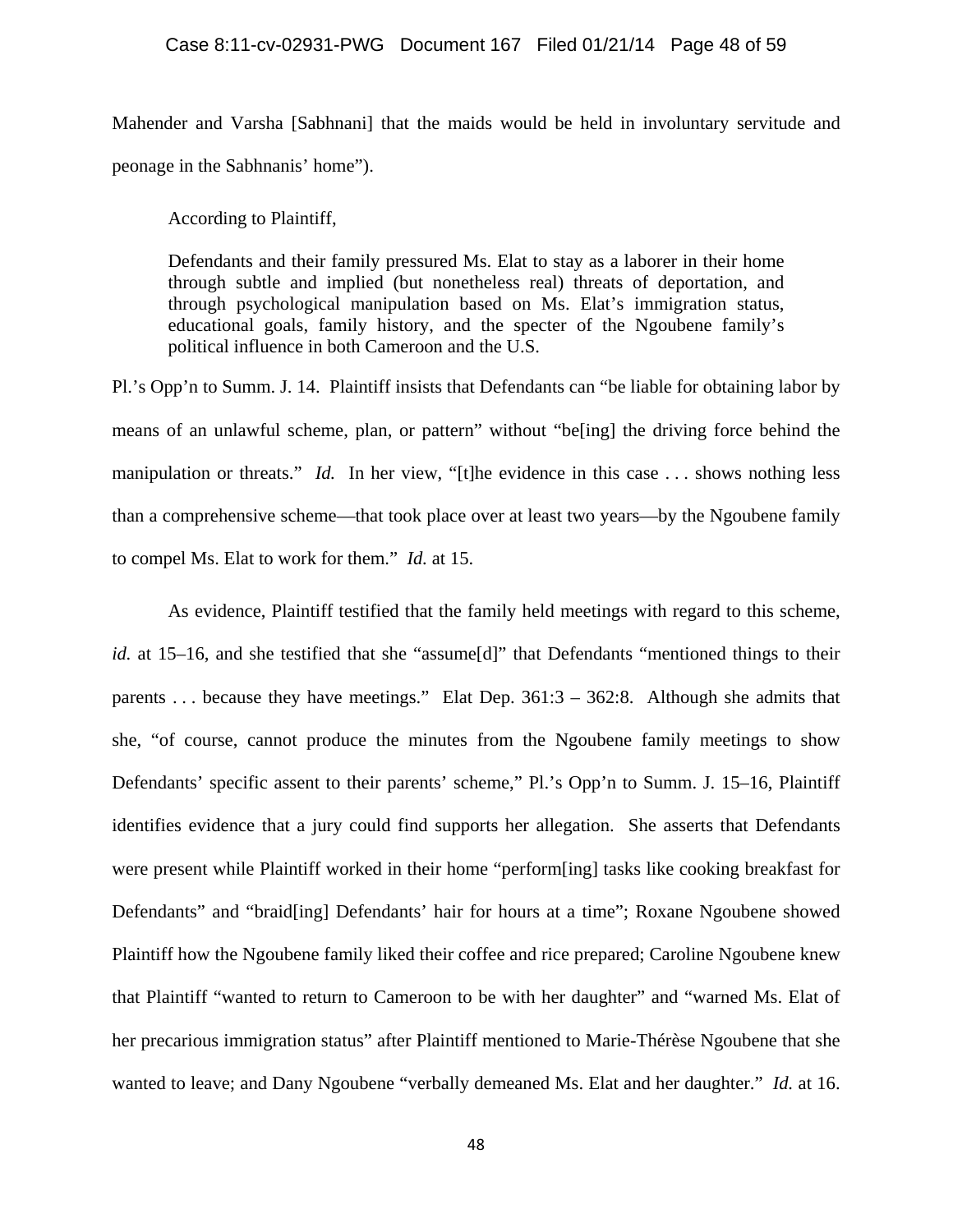Mahender and Varsha [Sabhnani] that the maids would be held in involuntary servitude and peonage in the Sabhnanis' home").

According to Plaintiff,

> Defendants and their family pressured Ms. Elat to stay as a laborer in their home through subtle and implied (but nonetheless real) threats of deportation, and through psychological manipulation based on Ms. Elat's immigration status, educational goals, family history, and the specter of the Ngoubene family's political influence in both Cameroon and the U.S.

Pl.'s Opp'n to Summ. J. 14. Plaintiff insists that Defendants can "be liable for obtaining labor by means of an unlawful scheme, plan, or pattern" without "be[ing] the driving force behind the manipulation or threats." *Id.* In her view, "[t]he evidence in this case . . . shows nothing less than a comprehensive scheme—that took place over at least two years—by the Ngoubene family to compel Ms. Elat to work for them." *Id.* at 15.

As evidence, Plaintiff testified that the family held meetings with regard to this scheme, *id.* at 15–16, and she testified that she "assume[d]" that Defendants "mentioned things to their parents . . . because they have meetings." Elat Dep. 361:3 – 362:8. Although she admits that she, "of course, cannot produce the minutes from the Ngoubene family meetings to show Defendants' specific assent to their parents' scheme," Pl.'s Opp'n to Summ. J. 15–16, Plaintiff identifies evidence that a jury could find supports her allegation. She asserts that Defendants were present while Plaintiff worked in their home "perform[ing] tasks like cooking breakfast for Defendants" and "braid[ing] Defendants' hair for hours at a time"; Roxane Ngoubene showed Plaintiff how the Ngoubene family liked their coffee and rice prepared; Caroline Ngoubene knew that Plaintiff "wanted to return to Cameroon to be with her daughter" and "warned Ms. Elat of her precarious immigration status" after Plaintiff mentioned to Marie-Thérèse Ngoubene that she wanted to leave; and Dany Ngoubene "verbally demeaned Ms. Elat and her daughter." *Id.* at 16.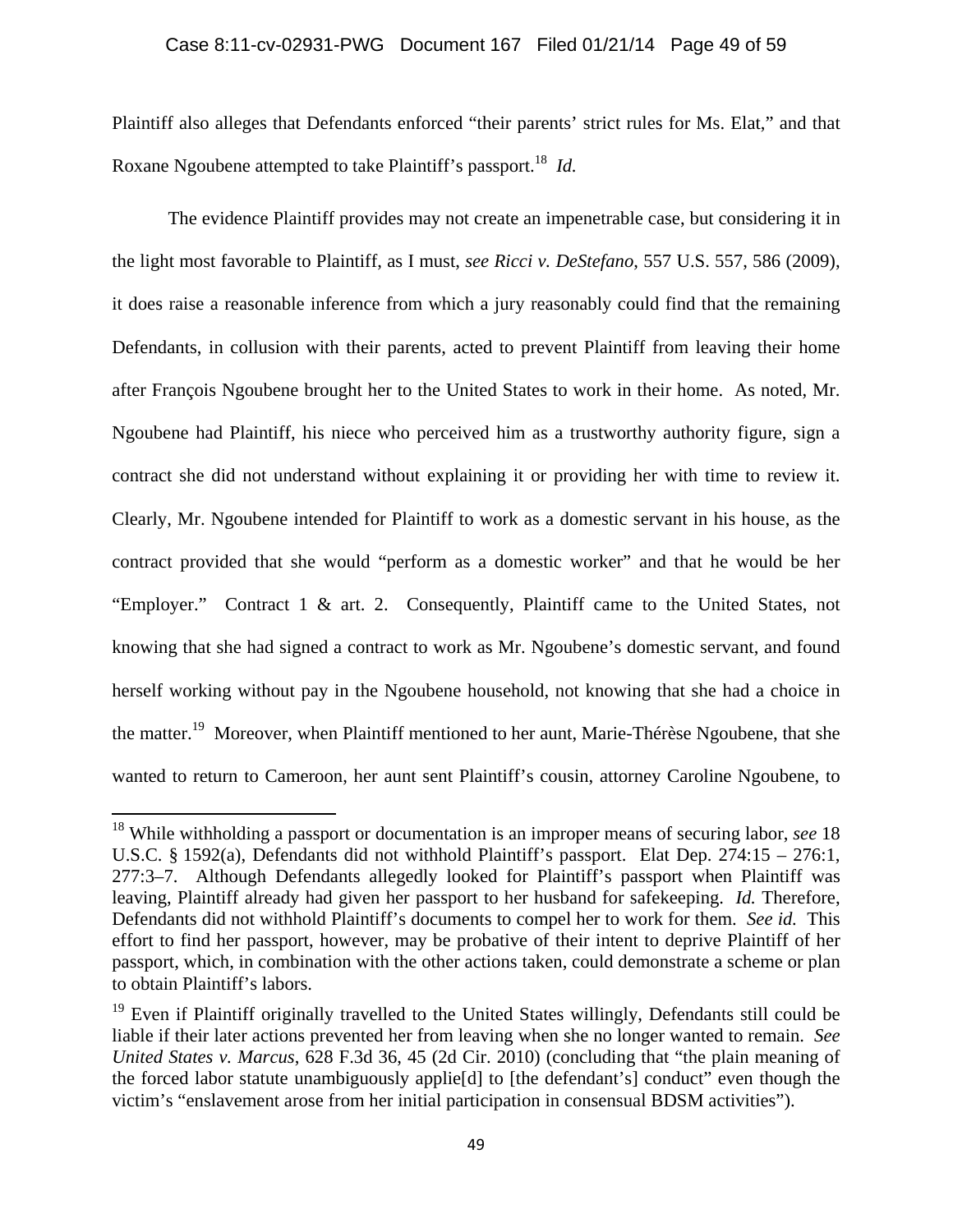Plaintiff also alleges that Defendants enforced "their parents' strict rules for Ms. Elat," and that Roxane Ngoubene attempted to take Plaintiff's passport.[18] *Id.*

The evidence Plaintiff provides may not create an impenetrable case, but considering it in the light most favorable to Plaintiff, as I must, *see Ricci v. DeStefano*, 557 U.S. 557, 586 (2009), it does raise a reasonable inference from which a jury reasonably could find that the remaining Defendants, in collusion with their parents, acted to prevent Plaintiff from leaving their home after François Ngoubene brought her to the United States to work in their home. As noted, Mr. Ngoubene had Plaintiff, his niece who perceived him as a trustworthy authority figure, sign a contract she did not understand without explaining it or providing her with time to review it. Clearly, Mr. Ngoubene intended for Plaintiff to work as a domestic servant in his house, as the contract provided that she would "perform as a domestic worker" and that he would be her "Employer." Contract 1 & art. 2. Consequently, Plaintiff came to the United States, not knowing that she had signed a contract to work as Mr. Ngoubene's domestic servant, and found herself working without pay in the Ngoubene household, not knowing that she had a choice in the matter.[19] Moreover, when Plaintiff mentioned to her aunt, Marie-Thérèse Ngoubene, that she wanted to return to Cameroon, her aunt sent Plaintiff's cousin, attorney Caroline Ngoubene, to

---

[18] While withholding a passport or documentation is an improper means of securing labor, *see* 18 U.S.C. § 1592(a), Defendants did not withhold Plaintiff's passport. Elat Dep. 274:15 – 276:1, 277:3–7. Although Defendants allegedly looked for Plaintiff's passport when Plaintiff was leaving, Plaintiff already had given her passport to her husband for safekeeping. *Id.* Therefore, Defendants did not withhold Plaintiff's documents to compel her to work for them. *See id.* This effort to find her passport, however, may be probative of their intent to deprive Plaintiff of her passport, which, in combination with the other actions taken, could demonstrate a scheme or plan to obtain Plaintiff's labors.

[19] Even if Plaintiff originally travelled to the United States willingly, Defendants still could be liable if their later actions prevented her from leaving when she no longer wanted to remain. *See United States v. Marcus*, 628 F.3d 36, 45 (2d Cir. 2010) (concluding that "the plain meaning of the forced labor statute unambiguously applie[d] to [the defendant's] conduct" even though the victim's "enslavement arose from her initial participation in consensual BDSM activities").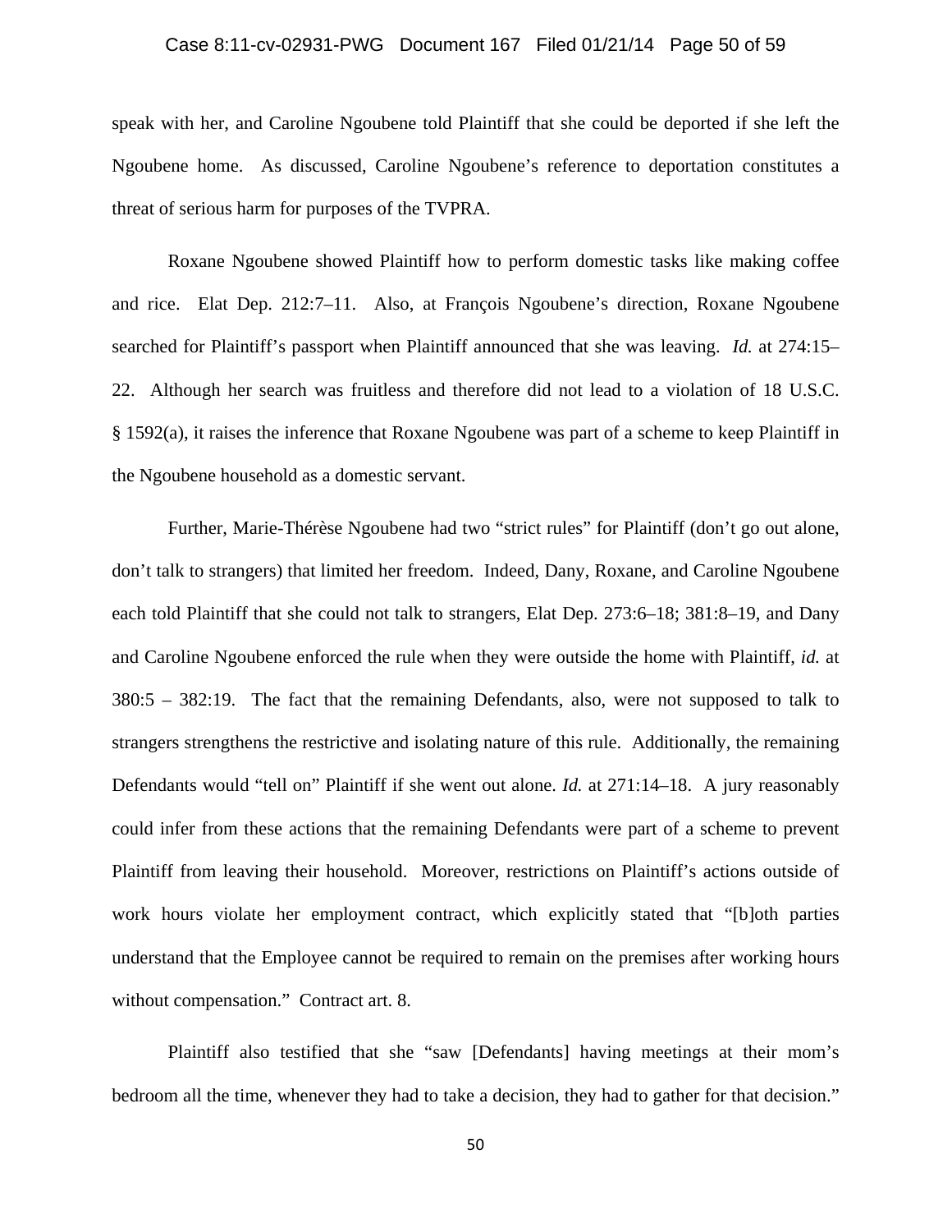speak with her, and Caroline Ngoubene told Plaintiff that she could be deported if she left the Ngoubene home. As discussed, Caroline Ngoubene's reference to deportation constitutes a threat of serious harm for purposes of the TVPRA.

Roxane Ngoubene showed Plaintiff how to perform domestic tasks like making coffee and rice. Elat Dep. 212:7–11. Also, at François Ngoubene's direction, Roxane Ngoubene searched for Plaintiff's passport when Plaintiff announced that she was leaving. *Id.* at 274:15–22. Although her search was fruitless and therefore did not lead to a violation of 18 U.S.C. § 1592(a), it raises the inference that Roxane Ngoubene was part of a scheme to keep Plaintiff in the Ngoubene household as a domestic servant.

Further, Marie-Thérèse Ngoubene had two "strict rules" for Plaintiff (don't go out alone, don't talk to strangers) that limited her freedom. Indeed, Dany, Roxane, and Caroline Ngoubene each told Plaintiff that she could not talk to strangers, Elat Dep. 273:6–18; 381:8–19, and Dany and Caroline Ngoubene enforced the rule when they were outside the home with Plaintiff, *id.* at 380:5 – 382:19. The fact that the remaining Defendants, also, were not supposed to talk to strangers strengthens the restrictive and isolating nature of this rule. Additionally, the remaining Defendants would "tell on" Plaintiff if she went out alone. *Id.* at 271:14–18. A jury reasonably could infer from these actions that the remaining Defendants were part of a scheme to prevent Plaintiff from leaving their household. Moreover, restrictions on Plaintiff's actions outside of work hours violate her employment contract, which explicitly stated that "[b]oth parties understand that the Employee cannot be required to remain on the premises after working hours without compensation." Contract art. 8.

Plaintiff also testified that she "saw [Defendants] having meetings at their mom's bedroom all the time, whenever they had to take a decision, they had to gather for that decision."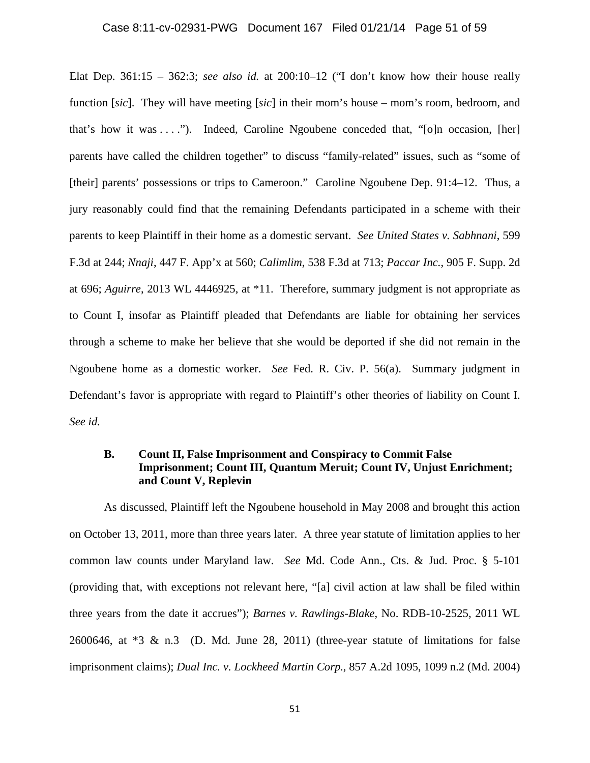Elat Dep. 361:15 – 362:3; *see also id.* at 200:10–12 ("I don't know how their house really function [*sic*]. They will have meeting [*sic*] in their mom's house – mom's room, bedroom, and that's how it was . . . ."). Indeed, Caroline Ngoubene conceded that, "[o]n occasion, [her] parents have called the children together" to discuss "family-related" issues, such as "some of [their] parents' possessions or trips to Cameroon." Caroline Ngoubene Dep. 91:4–12. Thus, a jury reasonably could find that the remaining Defendants participated in a scheme with their parents to keep Plaintiff in their home as a domestic servant. *See United States v. Sabhnani*, 599 F.3d at 244; *Nnaji*, 447 F. App'x at 560; *Calimlim*, 538 F.3d at 713; *Paccar Inc.*, 905 F. Supp. 2d at 696; *Aguirre*, 2013 WL 4446925, at *11. Therefore, summary judgment is not appropriate as to Count I, insofar as Plaintiff pleaded that Defendants are liable for obtaining her services through a scheme to make her believe that she would be deported if she did not remain in the Ngoubene home as a domestic worker. *See* Fed. R. Civ. P. 56(a). Summary judgment in Defendant's favor is appropriate with regard to Plaintiff's other theories of liability on Count I. *See id.*

### B. Count II, False Imprisonment and Conspiracy to Commit False Imprisonment; Count III, Quantum Meruit; Count IV, Unjust Enrichment; and Count V, Replevin

As discussed, Plaintiff left the Ngoubene household in May 2008 and brought this action on October 13, 2011, more than three years later. A three year statute of limitation applies to her common law counts under Maryland law. *See* Md. Code Ann., Cts. & Jud. Proc. § 5-101 (providing that, with exceptions not relevant here, "[a] civil action at law shall be filed within three years from the date it accrues"); *Barnes v. Rawlings-Blake*, No. RDB-10-2525, 2011 WL 2600646, at *3 & n.3 (D. Md. June 28, 2011) (three-year statute of limitations for false imprisonment claims); *Dual Inc. v. Lockheed Martin Corp.*, 857 A.2d 1095, 1099 n.2 (Md. 2004)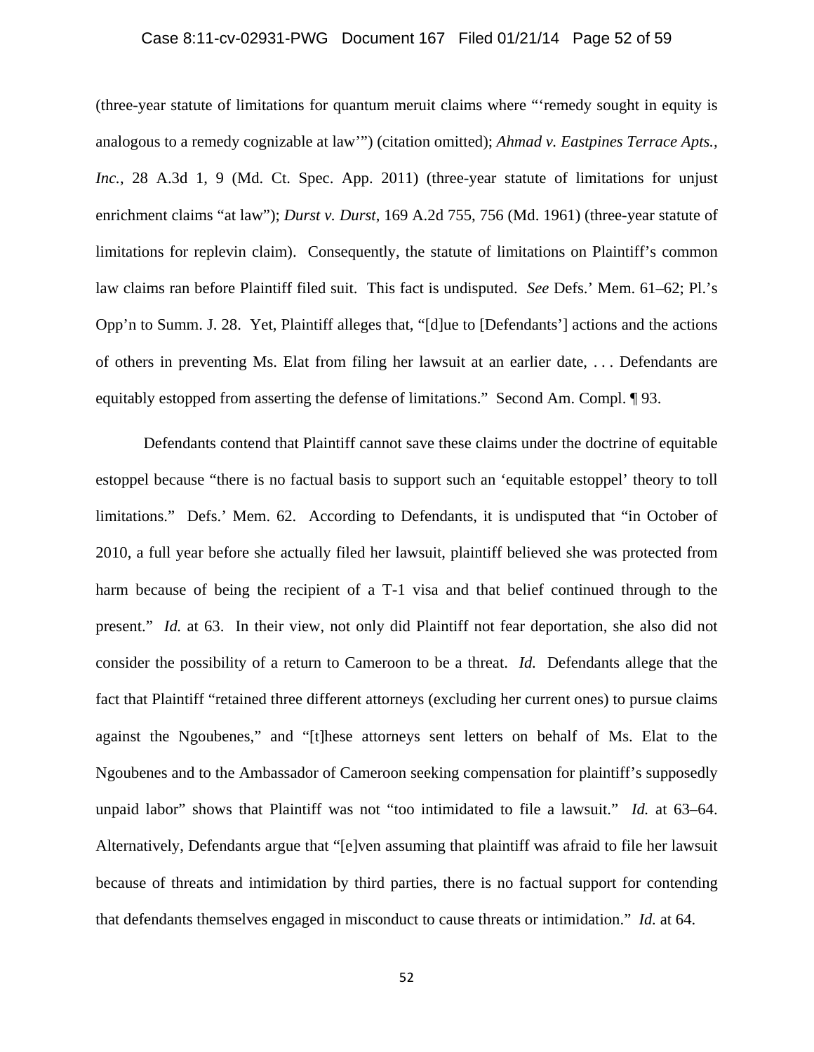(three-year statute of limitations for quantum meruit claims where "'remedy sought in equity is analogous to a remedy cognizable at law'") (citation omitted); *Ahmad v. Eastpines Terrace Apts., Inc.*, 28 A.3d 1, 9 (Md. Ct. Spec. App. 2011) (three-year statute of limitations for unjust enrichment claims "at law"); *Durst v. Durst*, 169 A.2d 755, 756 (Md. 1961) (three-year statute of limitations for replevin claim). Consequently, the statute of limitations on Plaintiff's common law claims ran before Plaintiff filed suit. This fact is undisputed. *See* Defs.' Mem. 61–62; Pl.'s Opp'n to Summ. J. 28. Yet, Plaintiff alleges that, "[d]ue to [Defendants'] actions and the actions of others in preventing Ms. Elat from filing her lawsuit at an earlier date, . . . Defendants are equitably estopped from asserting the defense of limitations." Second Am. Compl. ¶ 93.

Defendants contend that Plaintiff cannot save these claims under the doctrine of equitable estoppel because "there is no factual basis to support such an 'equitable estoppel' theory to toll limitations." Defs.' Mem. 62. According to Defendants, it is undisputed that "in October of 2010, a full year before she actually filed her lawsuit, plaintiff believed she was protected from harm because of being the recipient of a T-1 visa and that belief continued through to the present." *Id.* at 63. In their view, not only did Plaintiff not fear deportation, she also did not consider the possibility of a return to Cameroon to be a threat. *Id.* Defendants allege that the fact that Plaintiff "retained three different attorneys (excluding her current ones) to pursue claims against the Ngoubenes," and "[t]hese attorneys sent letters on behalf of Ms. Elat to the Ngoubenes and to the Ambassador of Cameroon seeking compensation for plaintiff's supposedly unpaid labor" shows that Plaintiff was not "too intimidated to file a lawsuit." *Id.* at 63–64. Alternatively, Defendants argue that "[e]ven assuming that plaintiff was afraid to file her lawsuit because of threats and intimidation by third parties, there is no factual support for contending that defendants themselves engaged in misconduct to cause threats or intimidation." *Id.* at 64.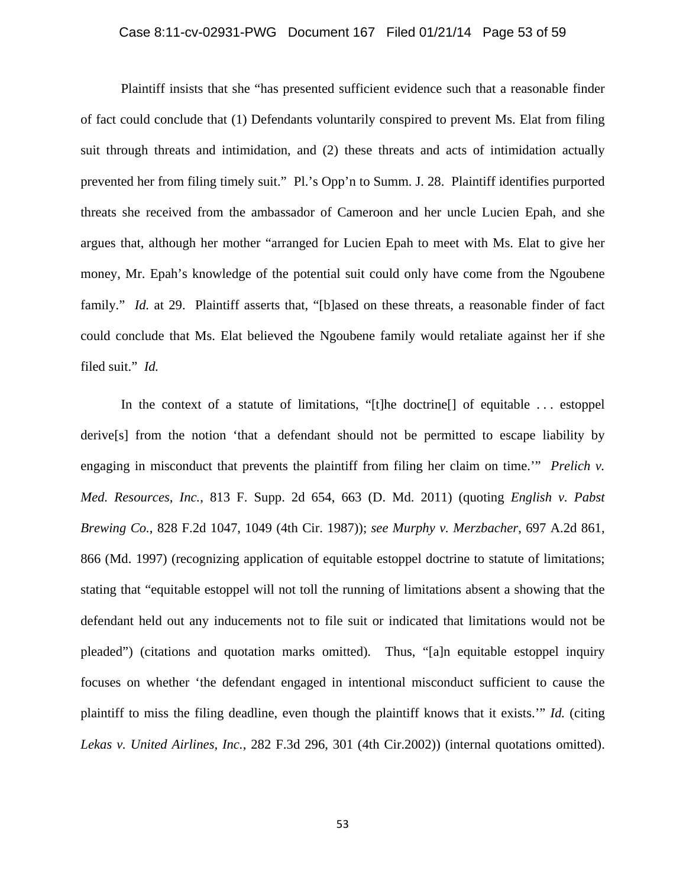Plaintiff insists that she "has presented sufficient evidence such that a reasonable finder of fact could conclude that (1) Defendants voluntarily conspired to prevent Ms. Elat from filing suit through threats and intimidation, and (2) these threats and acts of intimidation actually prevented her from filing timely suit." Pl.'s Opp'n to Summ. J. 28. Plaintiff identifies purported threats she received from the ambassador of Cameroon and her uncle Lucien Epah, and she argues that, although her mother "arranged for Lucien Epah to meet with Ms. Elat to give her money, Mr. Epah's knowledge of the potential suit could only have come from the Ngoubene family." *Id.* at 29. Plaintiff asserts that, "[b]ased on these threats, a reasonable finder of fact could conclude that Ms. Elat believed the Ngoubene family would retaliate against her if she filed suit." *Id.*

In the context of a statute of limitations, "[t]he doctrine[] of equitable . . . estoppel derive[s] from the notion 'that a defendant should not be permitted to escape liability by engaging in misconduct that prevents the plaintiff from filing her claim on time.'" *Prelich v. Med. Resources, Inc.*, 813 F. Supp. 2d 654, 663 (D. Md. 2011) (quoting *English v. Pabst Brewing Co.*, 828 F.2d 1047, 1049 (4th Cir. 1987)); *see Murphy v. Merzbacher*, 697 A.2d 861, 866 (Md. 1997) (recognizing application of equitable estoppel doctrine to statute of limitations; stating that "equitable estoppel will not toll the running of limitations absent a showing that the defendant held out any inducements not to file suit or indicated that limitations would not be pleaded") (citations and quotation marks omitted). Thus, "[a]n equitable estoppel inquiry focuses on whether 'the defendant engaged in intentional misconduct sufficient to cause the plaintiff to miss the filing deadline, even though the plaintiff knows that it exists.'" *Id.* (citing *Lekas v. United Airlines, Inc.*, 282 F.3d 296, 301 (4th Cir.2002)) (internal quotations omitted).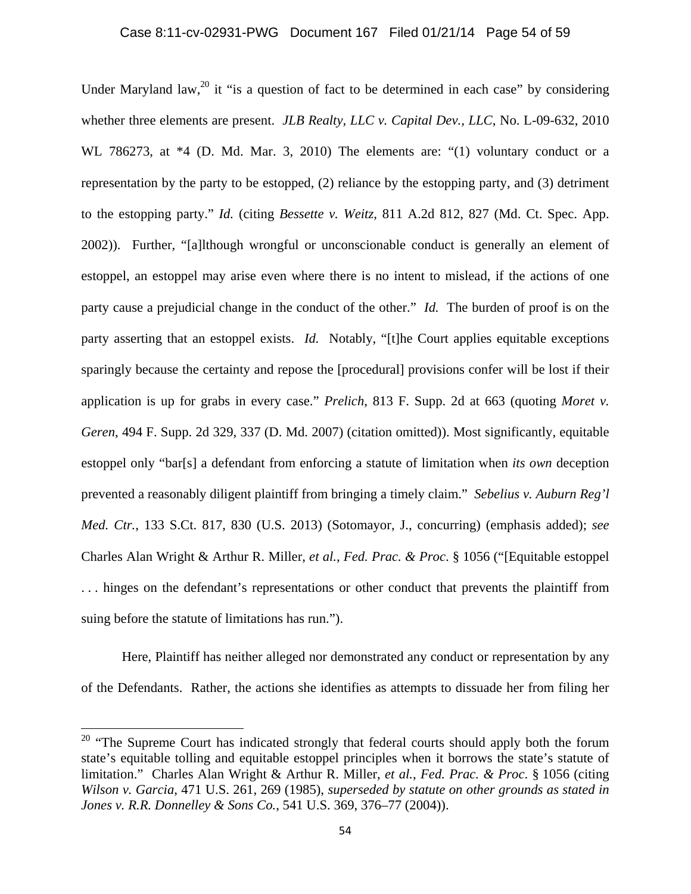Under Maryland law,[20] it "is a question of fact to be determined in each case" by considering whether three elements are present. *JLB Realty, LLC v. Capital Dev., LLC*, No. L-09-632, 2010 WL 786273, at *4 (D. Md. Mar. 3, 2010) The elements are: "(1) voluntary conduct or a representation by the party to be estopped, (2) reliance by the estopping party, and (3) detriment to the estopping party." *Id.* (citing *Bessette v. Weitz*, 811 A.2d 812, 827 (Md. Ct. Spec. App. 2002)). Further, "[a]lthough wrongful or unconscionable conduct is generally an element of estoppel, an estoppel may arise even where there is no intent to mislead, if the actions of one party cause a prejudicial change in the conduct of the other." *Id.* The burden of proof is on the party asserting that an estoppel exists. *Id.* Notably, "[t]he Court applies equitable exceptions sparingly because the certainty and repose the [procedural] provisions confer will be lost if their application is up for grabs in every case." *Prelich*, 813 F. Supp. 2d at 663 (quoting *Moret v. Geren*, 494 F. Supp. 2d 329, 337 (D. Md. 2007) (citation omitted)). Most significantly, equitable estoppel only "bar[s] a defendant from enforcing a statute of limitation when *its own* deception prevented a reasonably diligent plaintiff from bringing a timely claim." *Sebelius v. Auburn Reg'l Med. Ctr.*, 133 S.Ct. 817, 830 (U.S. 2013) (Sotomayor, J., concurring) (emphasis added); *see* Charles Alan Wright & Arthur R. Miller, *et al.*, *Fed. Prac. & Proc*. § 1056 ("[Equitable estoppel . . . hinges on the defendant's representations or other conduct that prevents the plaintiff from suing before the statute of limitations has run.").

Here, Plaintiff has neither alleged nor demonstrated any conduct or representation by any of the Defendants. Rather, the actions she identifies as attempts to dissuade her from filing her

---

[20] "The Supreme Court has indicated strongly that federal courts should apply both the forum state's equitable tolling and equitable estoppel principles when it borrows the state's statute of limitation." Charles Alan Wright & Arthur R. Miller, *et al.*, *Fed. Prac. & Proc*. § 1056 (citing *Wilson v. Garcia*, 471 U.S. 261, 269 (1985), *superseded by statute on other grounds as stated in Jones v. R.R. Donnelley & Sons Co.*, 541 U.S. 369, 376–77 (2004)).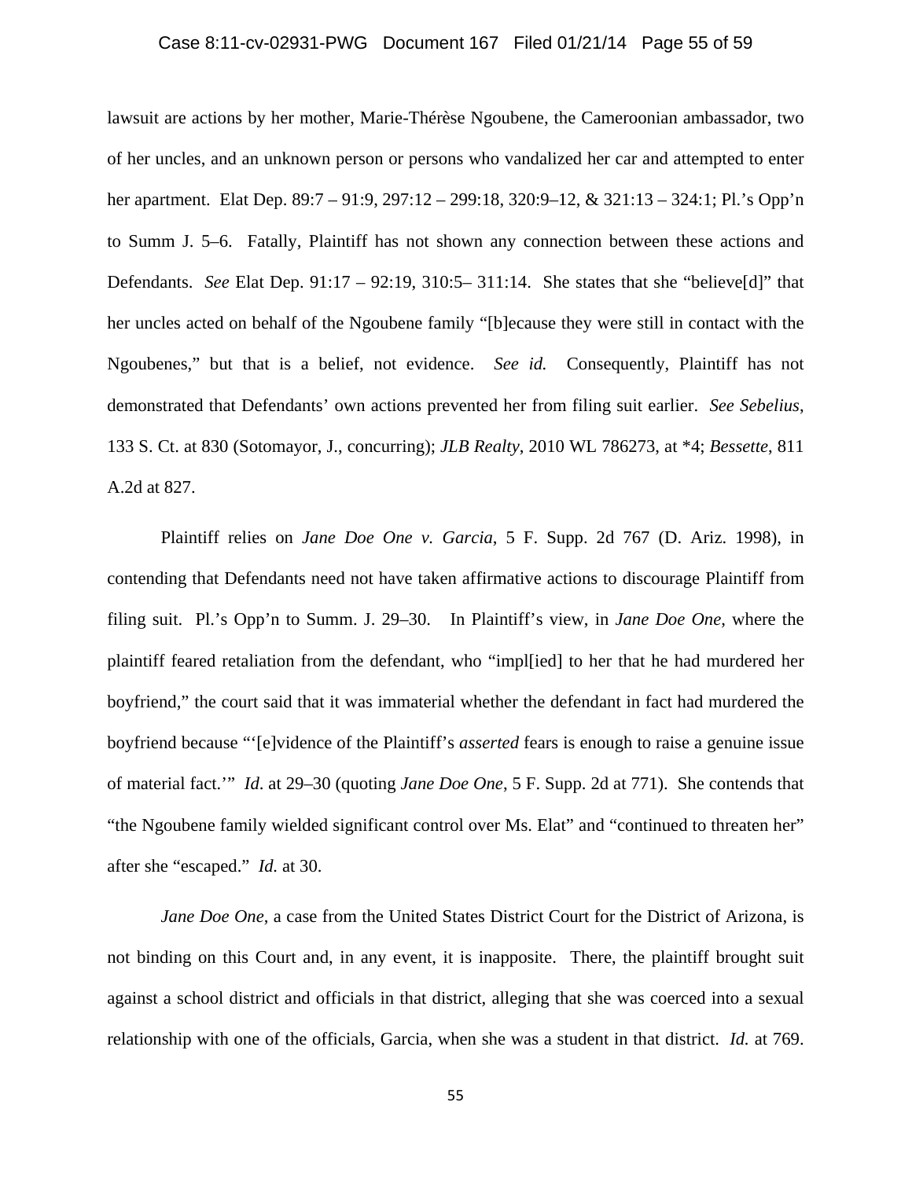lawsuit are actions by her mother, Marie-Thérèse Ngoubene, the Cameroonian ambassador, two of her uncles, and an unknown person or persons who vandalized her car and attempted to enter her apartment. Elat Dep. 89:7 – 91:9, 297:12 – 299:18, 320:9–12, & 321:13 – 324:1; Pl.'s Opp'n to Summ J. 5–6. Fatally, Plaintiff has not shown any connection between these actions and Defendants. *See* Elat Dep. 91:17 – 92:19, 310:5– 311:14. She states that she "believe[d]" that her uncles acted on behalf of the Ngoubene family "[b]ecause they were still in contact with the Ngoubenes," but that is a belief, not evidence. *See id.* Consequently, Plaintiff has not demonstrated that Defendants' own actions prevented her from filing suit earlier. *See Sebelius*, 133 S. Ct. at 830 (Sotomayor, J., concurring); *JLB Realty*, 2010 WL 786273, at *4; *Bessette*, 811 A.2d at 827.

Plaintiff relies on *Jane Doe One v. Garcia*, 5 F. Supp. 2d 767 (D. Ariz. 1998), in contending that Defendants need not have taken affirmative actions to discourage Plaintiff from filing suit. Pl.'s Opp'n to Summ. J. 29–30. In Plaintiff's view, in *Jane Doe One*, where the plaintiff feared retaliation from the defendant, who "impl[ied] to her that he had murdered her boyfriend," the court said that it was immaterial whether the defendant in fact had murdered the boyfriend because "'[e]vidence of the Plaintiff's *asserted* fears is enough to raise a genuine issue of material fact.'" *Id*. at 29–30 (quoting *Jane Doe One*, 5 F. Supp. 2d at 771). She contends that "the Ngoubene family wielded significant control over Ms. Elat" and "continued to threaten her" after she "escaped." *Id.* at 30.

*Jane Doe One*, a case from the United States District Court for the District of Arizona, is not binding on this Court and, in any event, it is inapposite. There, the plaintiff brought suit against a school district and officials in that district, alleging that she was coerced into a sexual relationship with one of the officials, Garcia, when she was a student in that district. *Id.* at 769.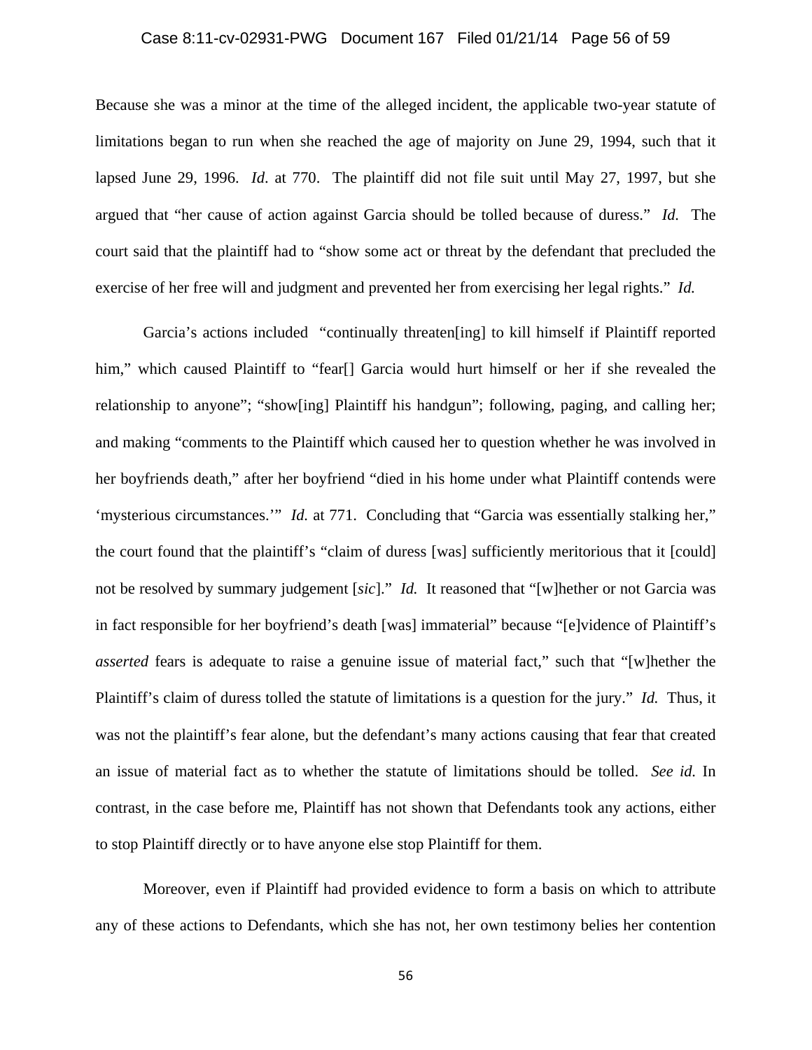Because she was a minor at the time of the alleged incident, the applicable two-year statute of limitations began to run when she reached the age of majority on June 29, 1994, such that it lapsed June 29, 1996. *Id.* at 770. The plaintiff did not file suit until May 27, 1997, but she argued that "her cause of action against Garcia should be tolled because of duress." *Id.* The court said that the plaintiff had to "show some act or threat by the defendant that precluded the exercise of her free will and judgment and prevented her from exercising her legal rights." *Id.*

Garcia's actions included "continually threaten[ing] to kill himself if Plaintiff reported him," which caused Plaintiff to "fear[] Garcia would hurt himself or her if she revealed the relationship to anyone"; "show[ing] Plaintiff his handgun"; following, paging, and calling her; and making "comments to the Plaintiff which caused her to question whether he was involved in her boyfriends death," after her boyfriend "died in his home under what Plaintiff contends were 'mysterious circumstances.'" *Id.* at 771. Concluding that "Garcia was essentially stalking her," the court found that the plaintiff's "claim of duress [was] sufficiently meritorious that it [could] not be resolved by summary judgement [*sic*]." *Id.* It reasoned that "[w]hether or not Garcia was in fact responsible for her boyfriend's death [was] immaterial" because "[e]vidence of Plaintiff's *asserted* fears is adequate to raise a genuine issue of material fact," such that "[w]hether the Plaintiff's claim of duress tolled the statute of limitations is a question for the jury." *Id.* Thus, it was not the plaintiff's fear alone, but the defendant's many actions causing that fear that created an issue of material fact as to whether the statute of limitations should be tolled. *See id.* In contrast, in the case before me, Plaintiff has not shown that Defendants took any actions, either to stop Plaintiff directly or to have anyone else stop Plaintiff for them.

Moreover, even if Plaintiff had provided evidence to form a basis on which to attribute any of these actions to Defendants, which she has not, her own testimony belies her contention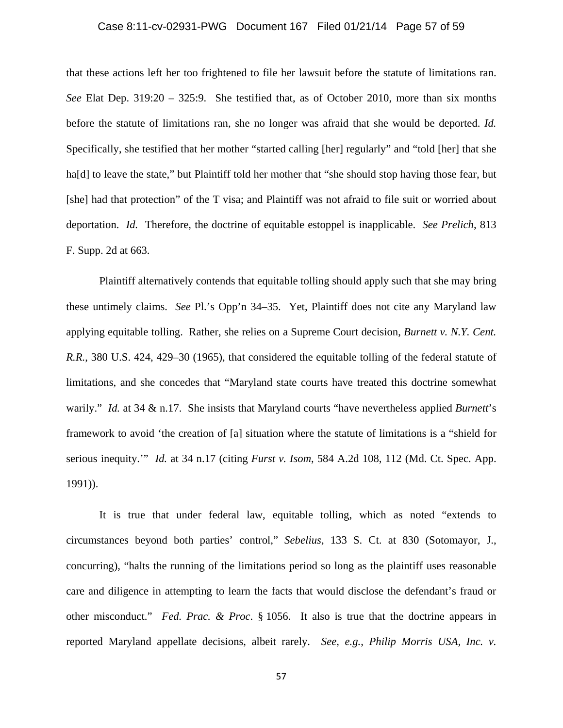that these actions left her too frightened to file her lawsuit before the statute of limitations ran. *See* Elat Dep. 319:20 – 325:9. She testified that, as of October 2010, more than six months before the statute of limitations ran, she no longer was afraid that she would be deported. *Id.* Specifically, she testified that her mother "started calling [her] regularly" and "told [her] that she ha[d] to leave the state," but Plaintiff told her mother that "she should stop having those fear, but [she] had that protection" of the T visa; and Plaintiff was not afraid to file suit or worried about deportation. *Id.* Therefore, the doctrine of equitable estoppel is inapplicable. *See Prelich*, 813 F. Supp. 2d at 663.

Plaintiff alternatively contends that equitable tolling should apply such that she may bring these untimely claims. *See* Pl.'s Opp'n 34–35. Yet, Plaintiff does not cite any Maryland law applying equitable tolling. Rather, she relies on a Supreme Court decision, *Burnett v. N.Y. Cent. R.R.*, 380 U.S. 424, 429–30 (1965), that considered the equitable tolling of the federal statute of limitations, and she concedes that "Maryland state courts have treated this doctrine somewhat warily." *Id.* at 34 & n.17. She insists that Maryland courts "have nevertheless applied *Burnett*'s framework to avoid 'the creation of [a] situation where the statute of limitations is a "shield for serious inequity."'" *Id.* at 34 n.17 (citing *Furst v. Isom*, 584 A.2d 108, 112 (Md. Ct. Spec. App. 1991)).

It is true that under federal law, equitable tolling, which as noted "extends to circumstances beyond both parties' control," *Sebelius*, 133 S. Ct. at 830 (Sotomayor, J., concurring), "halts the running of the limitations period so long as the plaintiff uses reasonable care and diligence in attempting to learn the facts that would disclose the defendant's fraud or other misconduct." *Fed. Prac. & Proc*. § 1056. It also is true that the doctrine appears in reported Maryland appellate decisions, albeit rarely. *See, e.g.*, *Philip Morris USA, Inc. v.*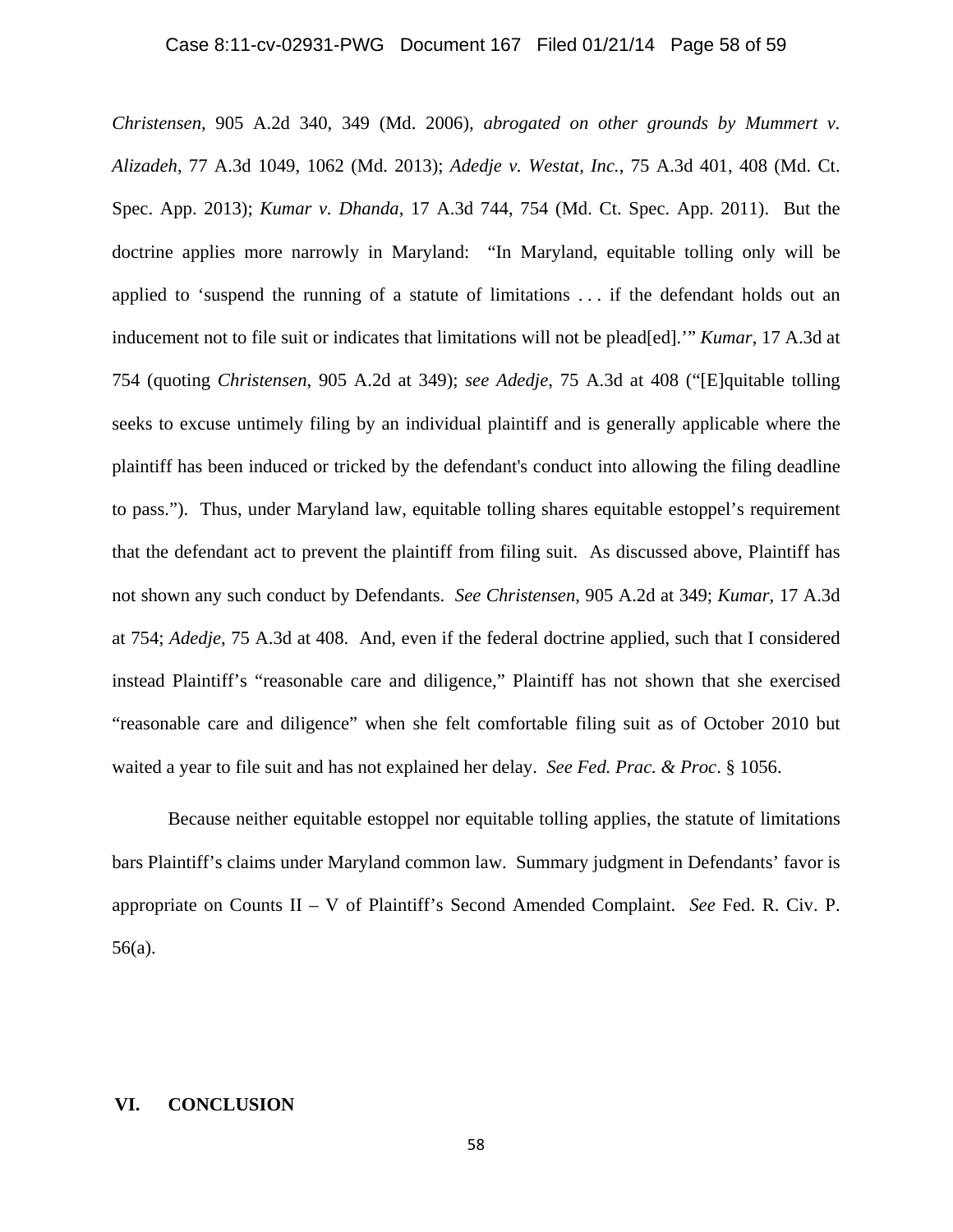*Christensen*, 905 A.2d 340, 349 (Md. 2006), *abrogated on other grounds by Mummert v. Alizadeh*, 77 A.3d 1049, 1062 (Md. 2013); *Adedje v. Westat, Inc.*, 75 A.3d 401, 408 (Md. Ct. Spec. App. 2013); *Kumar v. Dhanda*, 17 A.3d 744, 754 (Md. Ct. Spec. App. 2011). But the doctrine applies more narrowly in Maryland: "In Maryland, equitable tolling only will be applied to 'suspend the running of a statute of limitations . . . if the defendant holds out an inducement not to file suit or indicates that limitations will not be plead[ed].'" *Kumar*, 17 A.3d at 754 (quoting *Christensen*, 905 A.2d at 349); *see Adedje*, 75 A.3d at 408 ("[E]quitable tolling seeks to excuse untimely filing by an individual plaintiff and is generally applicable where the plaintiff has been induced or tricked by the defendant's conduct into allowing the filing deadline to pass."). Thus, under Maryland law, equitable tolling shares equitable estoppel's requirement that the defendant act to prevent the plaintiff from filing suit. As discussed above, Plaintiff has not shown any such conduct by Defendants. *See Christensen*, 905 A.2d at 349; *Kumar*, 17 A.3d at 754; *Adedje*, 75 A.3d at 408. And, even if the federal doctrine applied, such that I considered instead Plaintiff's "reasonable care and diligence," Plaintiff has not shown that she exercised "reasonable care and diligence" when she felt comfortable filing suit as of October 2010 but waited a year to file suit and has not explained her delay. *See Fed. Prac. & Proc*. § 1056.

Because neither equitable estoppel nor equitable tolling applies, the statute of limitations bars Plaintiff's claims under Maryland common law. Summary judgment in Defendants' favor is appropriate on Counts II – V of Plaintiff's Second Amended Complaint. *See* Fed. R. Civ. P. 56(a).

## VI. CONCLUSION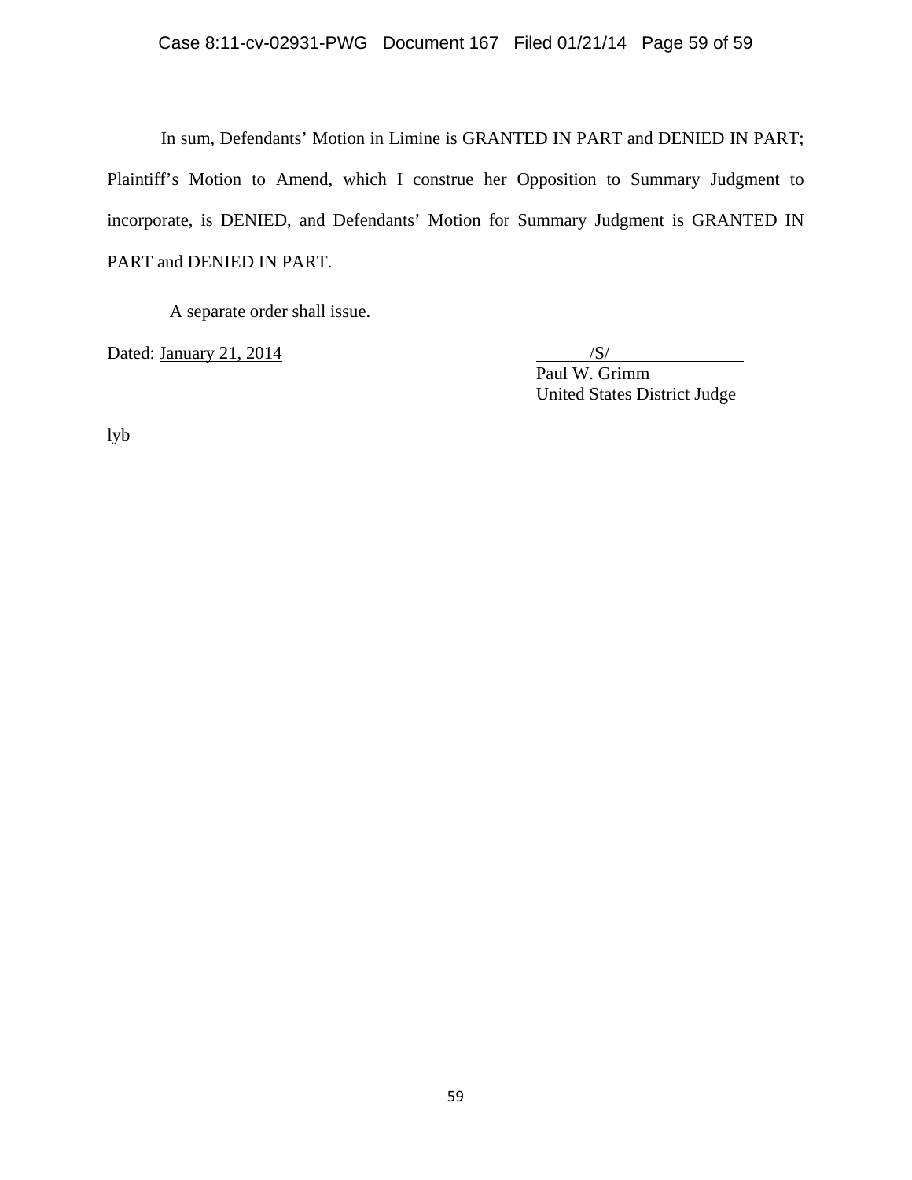In sum, Defendants' Motion in Limine is GRANTED IN PART and DENIED IN PART; Plaintiff's Motion to Amend, which I construe her Opposition to Summary Judgment to incorporate, is DENIED, and Defendants' Motion for Summary Judgment is GRANTED IN PART and DENIED IN PART.

A separate order shall issue.

Dated: January 21, 2014

/S/
Paul W. Grimm
United States District Judge

lyb